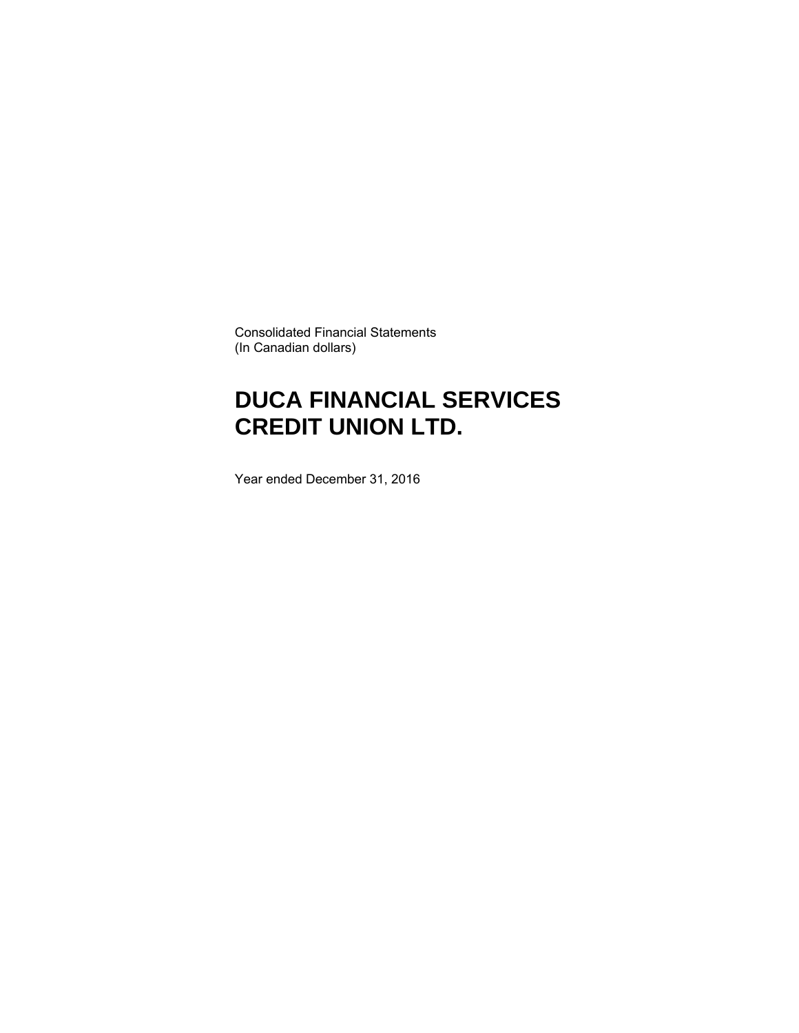Consolidated Financial Statements
(In Canadian dollars)

# DUCA FINANCIAL SERVICES CREDIT UNION LTD.

Year ended December 31, 2016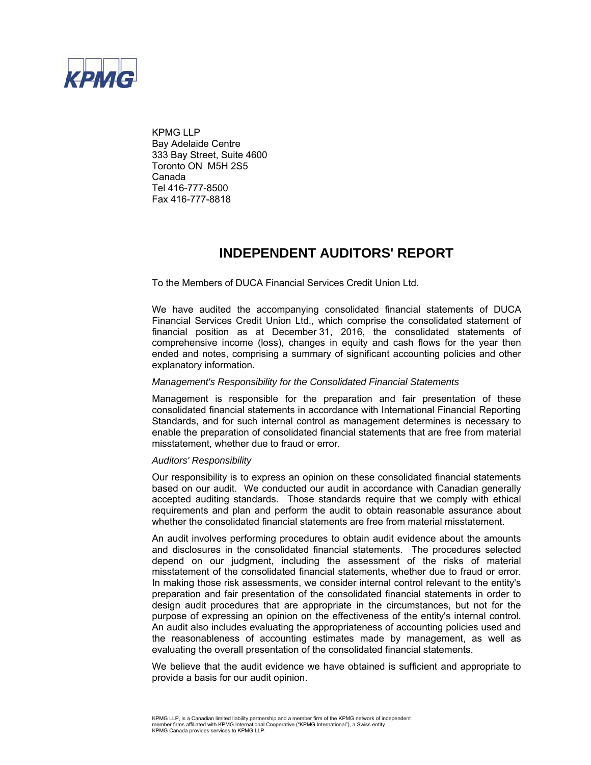KPMG

KPMG LLP
Bay Adelaide Centre
333 Bay Street, Suite 4600
Toronto ON M5H 2S5
Canada
Tel 416-777-8500
Fax 416-777-8818

# INDEPENDENT AUDITORS' REPORT

To the Members of DUCA Financial Services Credit Union Ltd.

We have audited the accompanying consolidated financial statements of DUCA Financial Services Credit Union Ltd., which comprise the consolidated statement of financial position as at December 31, 2016, the consolidated statements of comprehensive income (loss), changes in equity and cash flows for the year then ended and notes, comprising a summary of significant accounting policies and other explanatory information.

*Management's Responsibility for the Consolidated Financial Statements*

Management is responsible for the preparation and fair presentation of these consolidated financial statements in accordance with International Financial Reporting Standards, and for such internal control as management determines is necessary to enable the preparation of consolidated financial statements that are free from material misstatement, whether due to fraud or error.

*Auditors' Responsibility*

Our responsibility is to express an opinion on these consolidated financial statements based on our audit. We conducted our audit in accordance with Canadian generally accepted auditing standards. Those standards require that we comply with ethical requirements and plan and perform the audit to obtain reasonable assurance about whether the consolidated financial statements are free from material misstatement.

An audit involves performing procedures to obtain audit evidence about the amounts and disclosures in the consolidated financial statements. The procedures selected depend on our judgment, including the assessment of the risks of material misstatement of the consolidated financial statements, whether due to fraud or error. In making those risk assessments, we consider internal control relevant to the entity's preparation and fair presentation of the consolidated financial statements in order to design audit procedures that are appropriate in the circumstances, but not for the purpose of expressing an opinion on the effectiveness of the entity's internal control. An audit also includes evaluating the appropriateness of accounting policies used and the reasonableness of accounting estimates made by management, as well as evaluating the overall presentation of the consolidated financial statements.

We believe that the audit evidence we have obtained is sufficient and appropriate to provide a basis for our audit opinion.

KPMG LLP, is a Canadian limited liability partnership and a member firm of the KPMG network of independent member firms affiliated with KPMG International Cooperative ("KPMG International"), a Swiss entity.
KPMG Canada provides services to KPMG LLP.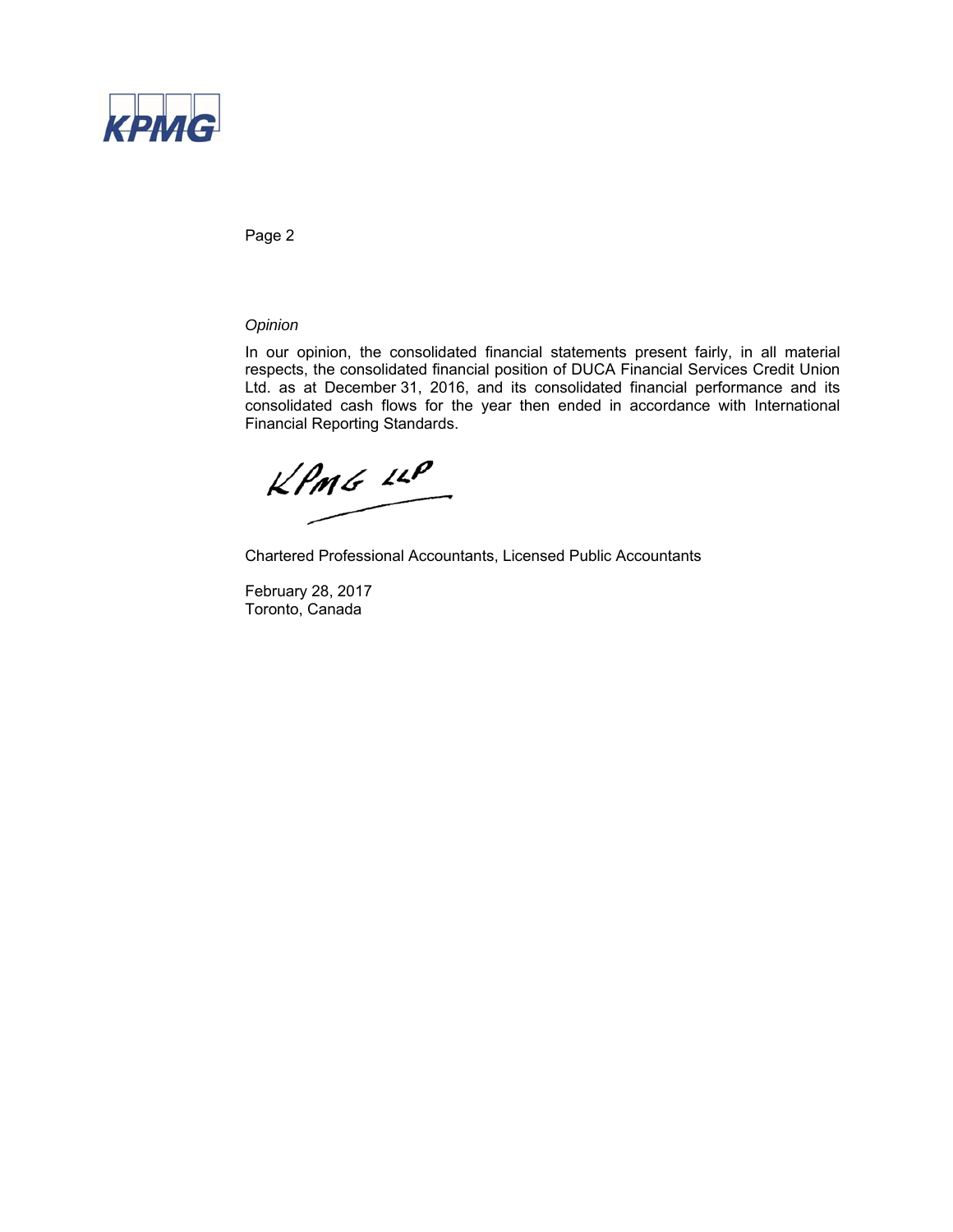*Opinion*

In our opinion, the consolidated financial statements present fairly, in all material respects, the consolidated financial position of DUCA Financial Services Credit Union Ltd. as at December 31, 2016, and its consolidated financial performance and its consolidated cash flows for the year then ended in accordance with International Financial Reporting Standards.

KPMG LLP

Chartered Professional Accountants, Licensed Public Accountants

February 28, 2017
Toronto, Canada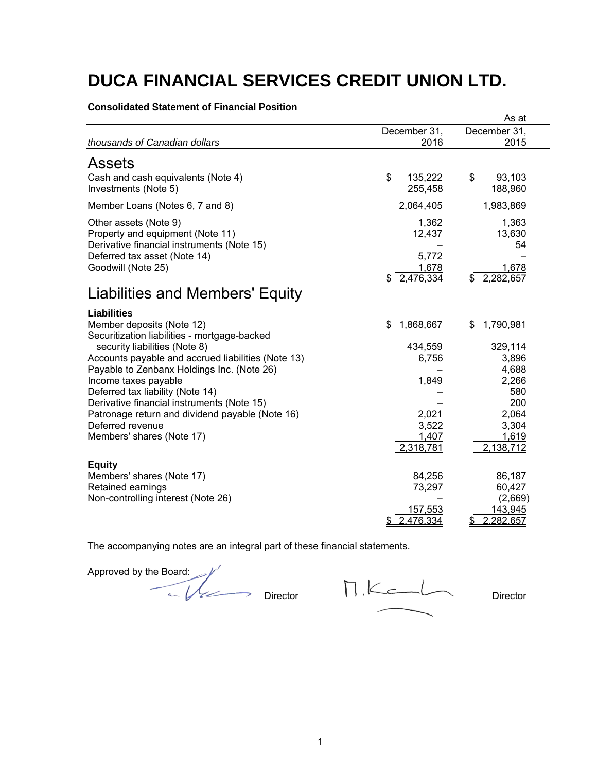# DUCA FINANCIAL SERVICES CREDIT UNION LTD.

**Consolidated Statement of Financial Position**

| *thousands of Canadian dollars* | As at December 31, 2016 | December 31, 2015 |
|---|---|---|
| **Assets** | | |
| Cash and cash equivalents (Note 4) | $ 135,222 | $ 93,103 |
| Investments (Note 5) | 255,458 | 188,960 |
| Member Loans (Notes 6, 7 and 8) | 2,064,405 | 1,983,869 |
| Other assets (Note 9) | 1,362 | 1,363 |
| Property and equipment (Note 11) | 12,437 | 13,630 |
| Derivative financial instruments (Note 15) | – | 54 |
| Deferred tax asset (Note 14) | 5,772 | – |
| Goodwill (Note 25) | 1,678 | 1,678 |
| | $ 2,476,334 | $ 2,282,657 |
| **Liabilities and Members' Equity** | | |
| **Liabilities** | | |
| Member deposits (Note 12) | $ 1,868,667 | $ 1,790,981 |
| Securitization liabilities - mortgage-backed security liabilities (Note 8) | 434,559 | 329,114 |
| Accounts payable and accrued liabilities (Note 13) | 6,756 | 3,896 |
| Payable to Zenbanx Holdings Inc. (Note 26) | – | 4,688 |
| Income taxes payable | 1,849 | 2,266 |
| Deferred tax liability (Note 14) | – | 580 |
| Derivative financial instruments (Note 15) | – | 200 |
| Patronage return and dividend payable (Note 16) | 2,021 | 2,064 |
| Deferred revenue | 3,522 | 3,304 |
| Members' shares (Note 17) | 1,407 | 1,619 |
| | 2,318,781 | 2,138,712 |
| **Equity** | | |
| Members' shares (Note 17) | 84,256 | 86,187 |
| Retained earnings | 73,297 | 60,427 |
| Non-controlling interest (Note 26) | – | (2,669) |
| | 157,553 | 143,945 |
| | $ 2,476,334 | $ 2,282,657 |

The accompanying notes are an integral part of these financial statements.

Approved by the Board:

_______________ Director    _______________ Director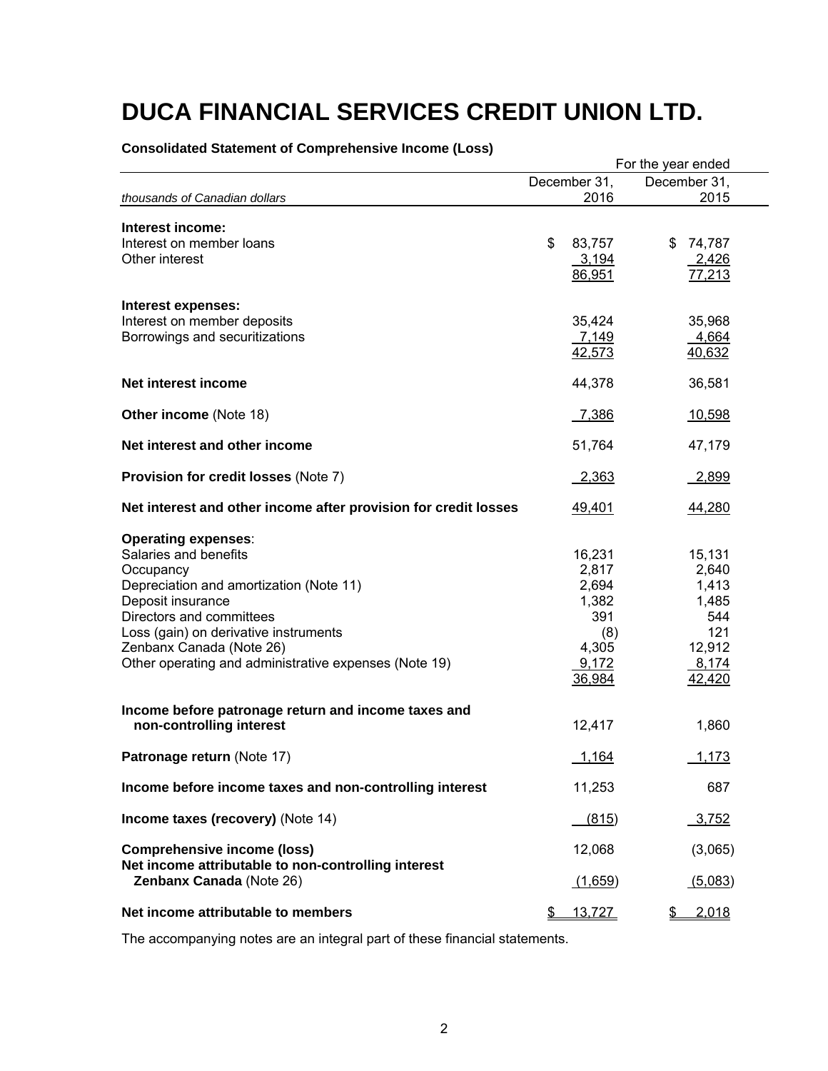# DUCA FINANCIAL SERVICES CREDIT UNION LTD.

**Consolidated Statement of Comprehensive Income (Loss)**

| *thousands of Canadian dollars* | For the year ended December 31, 2016 | For the year ended December 31, 2015 |
|---|---|---|
| **Interest income:** | | |
| Interest on member loans | $ 83,757 | $ 74,787 |
| Other interest | 3,194 | 2,426 |
| | 86,951 | 77,213 |
| **Interest expenses:** | | |
| Interest on member deposits | 35,424 | 35,968 |
| Borrowings and securitizations | 7,149 | 4,664 |
| | 42,573 | 40,632 |
| **Net interest income** | 44,378 | 36,581 |
| **Other income** (Note 18) | 7,386 | 10,598 |
| **Net interest and other income** | 51,764 | 47,179 |
| **Provision for credit losses** (Note 7) | 2,363 | 2,899 |
| **Net interest and other income after provision for credit losses** | 49,401 | 44,280 |
| **Operating expenses**: | | |
| Salaries and benefits | 16,231 | 15,131 |
| Occupancy | 2,817 | 2,640 |
| Depreciation and amortization (Note 11) | 2,694 | 1,413 |
| Deposit insurance | 1,382 | 1,485 |
| Directors and committees | 391 | 544 |
| Loss (gain) on derivative instruments | (8) | 121 |
| Zenbanx Canada (Note 26) | 4,305 | 12,912 |
| Other operating and administrative expenses (Note 19) | 9,172 | 8,174 |
| | 36,984 | 42,420 |
| **Income before patronage return and income taxes and non-controlling interest** | 12,417 | 1,860 |
| **Patronage return** (Note 17) | 1,164 | 1,173 |
| **Income before income taxes and non-controlling interest** | 11,253 | 687 |
| **Income taxes (recovery)** (Note 14) | (815) | 3,752 |
| **Comprehensive income (loss)** | 12,068 | (3,065) |
| **Net income attributable to non-controlling interest Zenbanx Canada** (Note 26) | (1,659) | (5,083) |
| **Net income attributable to members** | $ 13,727 | $ 2,018 |

The accompanying notes are an integral part of these financial statements.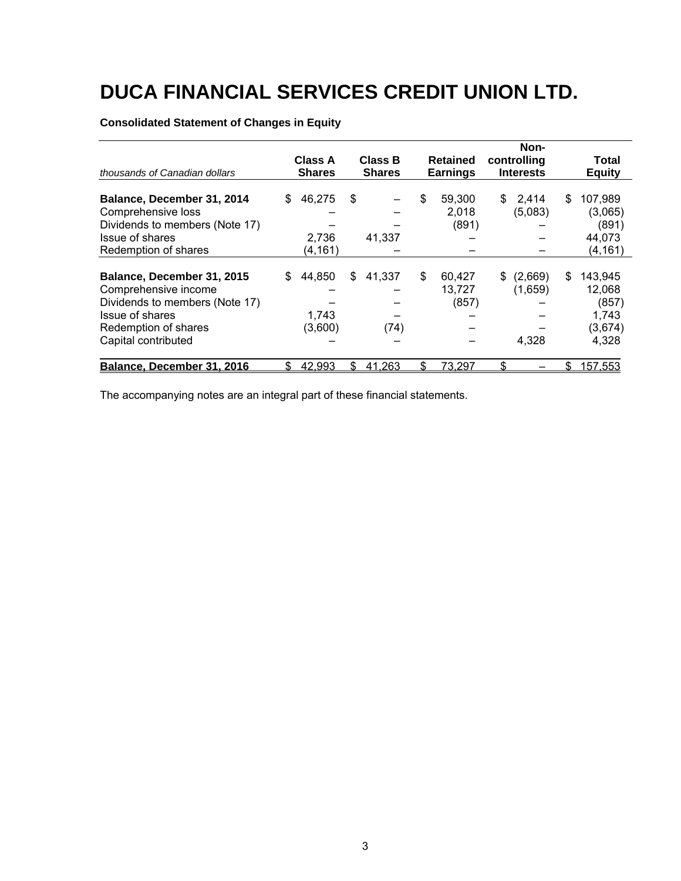# DUCA FINANCIAL SERVICES CREDIT UNION LTD.

**Consolidated Statement of Changes in Equity**

| *thousands of Canadian dollars* | Class A Shares | Class B Shares | Retained Earnings | Non-controlling Interests | Total Equity |
|---|---|---|---|---|---|
| **Balance, December 31, 2014** | $ 46,275 | $ – | $ 59,300 | $ 2,414 | $ 107,989 |
| Comprehensive loss | – | – | 2,018 | (5,083) | (3,065) |
| Dividends to members (Note 17) | – | – | (891) | – | (891) |
| Issue of shares | 2,736 | 41,337 | – | – | 44,073 |
| Redemption of shares | (4,161) | – | – | – | (4,161) |
| **Balance, December 31, 2015** | $ 44,850 | $ 41,337 | $ 60,427 | $ (2,669) | $ 143,945 |
| Comprehensive income | – | – | 13,727 | (1,659) | 12,068 |
| Dividends to members (Note 17) | – | – | (857) | – | (857) |
| Issue of shares | 1,743 | – | – | – | 1,743 |
| Redemption of shares | (3,600) | (74) | – | – | (3,674) |
| Capital contributed | – | – | – | 4,328 | 4,328 |
| **Balance, December 31, 2016** | $ 42,993 | $ 41,263 | $ 73,297 | $ – | $ 157,553 |

The accompanying notes are an integral part of these financial statements.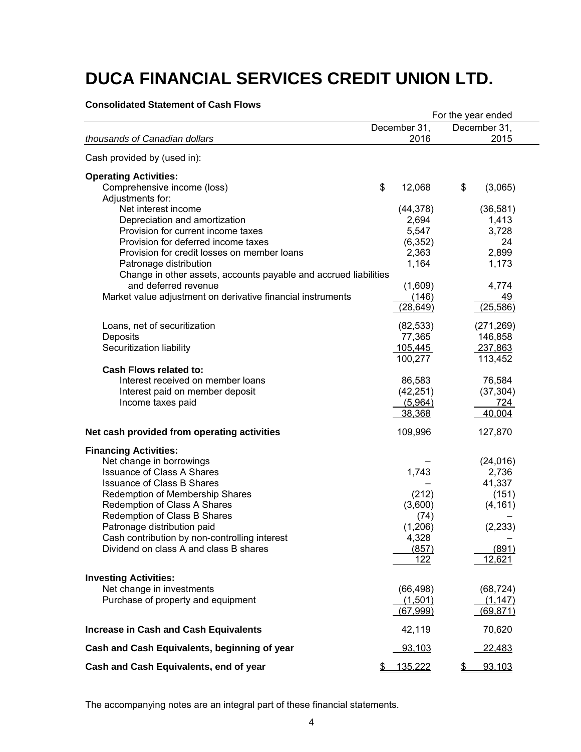# DUCA FINANCIAL SERVICES CREDIT UNION LTD.

**Consolidated Statement of Cash Flows**

| *thousands of Canadian dollars* | For the year ended December 31, 2016 | December 31, 2015 |
|---|---|---|
| Cash provided by (used in): | | |
| **Operating Activities:** | | |
| Comprehensive income (loss) | $ 12,068 | $ (3,065) |
| Adjustments for: | | |
| Net interest income | (44,378) | (36,581) |
| Depreciation and amortization | 2,694 | 1,413 |
| Provision for current income taxes | 5,547 | 3,728 |
| Provision for deferred income taxes | (6,352) | 24 |
| Provision for credit losses on member loans | 2,363 | 2,899 |
| Patronage distribution | 1,164 | 1,173 |
| Change in other assets, accounts payable and accrued liabilities and deferred revenue | (1,609) | 4,774 |
| Market value adjustment on derivative financial instruments | (146) | 49 |
| | (28,649) | (25,586) |
| Loans, net of securitization | (82,533) | (271,269) |
| Deposits | 77,365 | 146,858 |
| Securitization liability | 105,445 | 237,863 |
| | 100,277 | 113,452 |
| **Cash Flows related to:** | | |
| Interest received on member loans | 86,583 | 76,584 |
| Interest paid on member deposit | (42,251) | (37,304) |
| Income taxes paid | (5,964) | 724 |
| | 38,368 | 40,004 |
| **Net cash provided from operating activities** | 109,996 | 127,870 |
| **Financing Activities:** | | |
| Net change in borrowings | – | (24,016) |
| Issuance of Class A Shares | 1,743 | 2,736 |
| Issuance of Class B Shares | – | 41,337 |
| Redemption of Membership Shares | (212) | (151) |
| Redemption of Class A Shares | (3,600) | (4,161) |
| Redemption of Class B Shares | (74) | – |
| Patronage distribution paid | (1,206) | (2,233) |
| Cash contribution by non-controlling interest | 4,328 | – |
| Dividend on class A and class B shares | (857) | (891) |
| | 122 | 12,621 |
| **Investing Activities:** | | |
| Net change in investments | (66,498) | (68,724) |
| Purchase of property and equipment | (1,501) | (1,147) |
| | (67,999) | (69,871) |
| **Increase in Cash and Cash Equivalents** | 42,119 | 70,620 |
| **Cash and Cash Equivalents, beginning of year** | 93,103 | 22,483 |
| **Cash and Cash Equivalents, end of year** | $ 135,222 | $ 93,103 |

The accompanying notes are an integral part of these financial statements.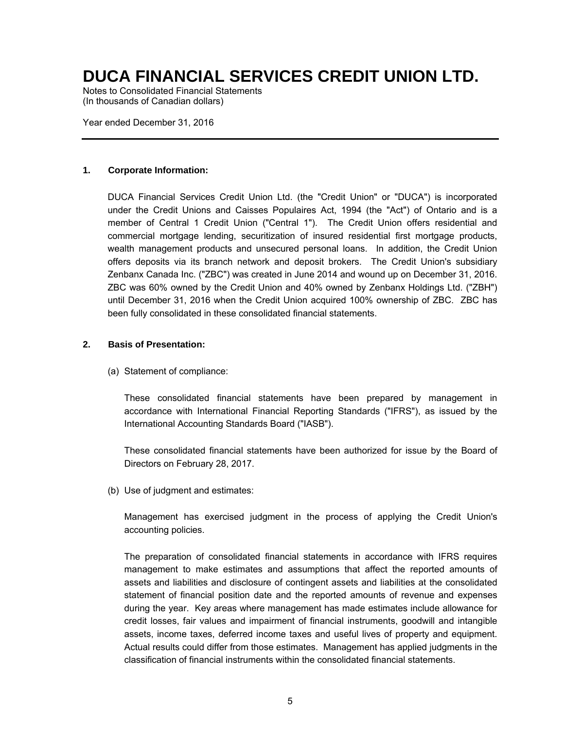# DUCA FINANCIAL SERVICES CREDIT UNION LTD.

Notes to Consolidated Financial Statements
(In thousands of Canadian dollars)

Year ended December 31, 2016

## 1. Corporate Information:

DUCA Financial Services Credit Union Ltd. (the "Credit Union" or "DUCA") is incorporated under the Credit Unions and Caisses Populaires Act, 1994 (the "Act") of Ontario and is a member of Central 1 Credit Union ("Central 1"). The Credit Union offers residential and commercial mortgage lending, securitization of insured residential first mortgage products, wealth management products and unsecured personal loans. In addition, the Credit Union offers deposits via its branch network and deposit brokers. The Credit Union's subsidiary Zenbanx Canada Inc. ("ZBC") was created in June 2014 and wound up on December 31, 2016. ZBC was 60% owned by the Credit Union and 40% owned by Zenbanx Holdings Ltd. ("ZBH") until December 31, 2016 when the Credit Union acquired 100% ownership of ZBC. ZBC has been fully consolidated in these consolidated financial statements.

## 2. Basis of Presentation:

(a) Statement of compliance:

These consolidated financial statements have been prepared by management in accordance with International Financial Reporting Standards ("IFRS"), as issued by the International Accounting Standards Board ("IASB").

These consolidated financial statements have been authorized for issue by the Board of Directors on February 28, 2017.

(b) Use of judgment and estimates:

Management has exercised judgment in the process of applying the Credit Union's accounting policies.

The preparation of consolidated financial statements in accordance with IFRS requires management to make estimates and assumptions that affect the reported amounts of assets and liabilities and disclosure of contingent assets and liabilities at the consolidated statement of financial position date and the reported amounts of revenue and expenses during the year. Key areas where management has made estimates include allowance for credit losses, fair values and impairment of financial instruments, goodwill and intangible assets, income taxes, deferred income taxes and useful lives of property and equipment. Actual results could differ from those estimates. Management has applied judgments in the classification of financial instruments within the consolidated financial statements.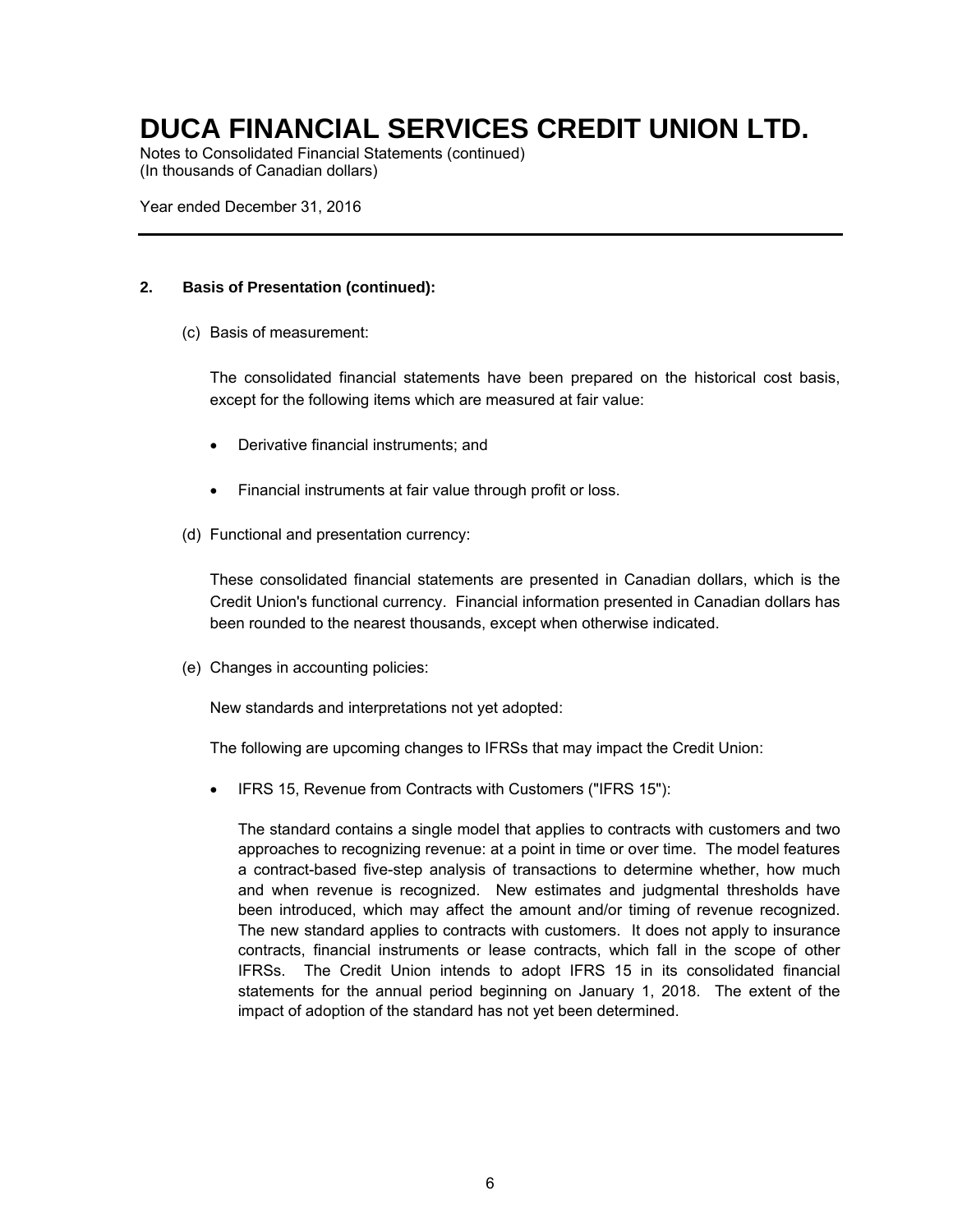# DUCA FINANCIAL SERVICES CREDIT UNION LTD.

Notes to Consolidated Financial Statements (continued)
(In thousands of Canadian dollars)

Year ended December 31, 2016

---

**2. Basis of Presentation (continued):**

(c) Basis of measurement:

The consolidated financial statements have been prepared on the historical cost basis, except for the following items which are measured at fair value:

- Derivative financial instruments; and
- Financial instruments at fair value through profit or loss.

(d) Functional and presentation currency:

These consolidated financial statements are presented in Canadian dollars, which is the Credit Union's functional currency. Financial information presented in Canadian dollars has been rounded to the nearest thousands, except when otherwise indicated.

(e) Changes in accounting policies:

New standards and interpretations not yet adopted:

The following are upcoming changes to IFRSs that may impact the Credit Union:

- IFRS 15, Revenue from Contracts with Customers ("IFRS 15"):

  The standard contains a single model that applies to contracts with customers and two approaches to recognizing revenue: at a point in time or over time. The model features a contract-based five-step analysis of transactions to determine whether, how much and when revenue is recognized. New estimates and judgmental thresholds have been introduced, which may affect the amount and/or timing of revenue recognized. The new standard applies to contracts with customers. It does not apply to insurance contracts, financial instruments or lease contracts, which fall in the scope of other IFRSs. The Credit Union intends to adopt IFRS 15 in its consolidated financial statements for the annual period beginning on January 1, 2018. The extent of the impact of adoption of the standard has not yet been determined.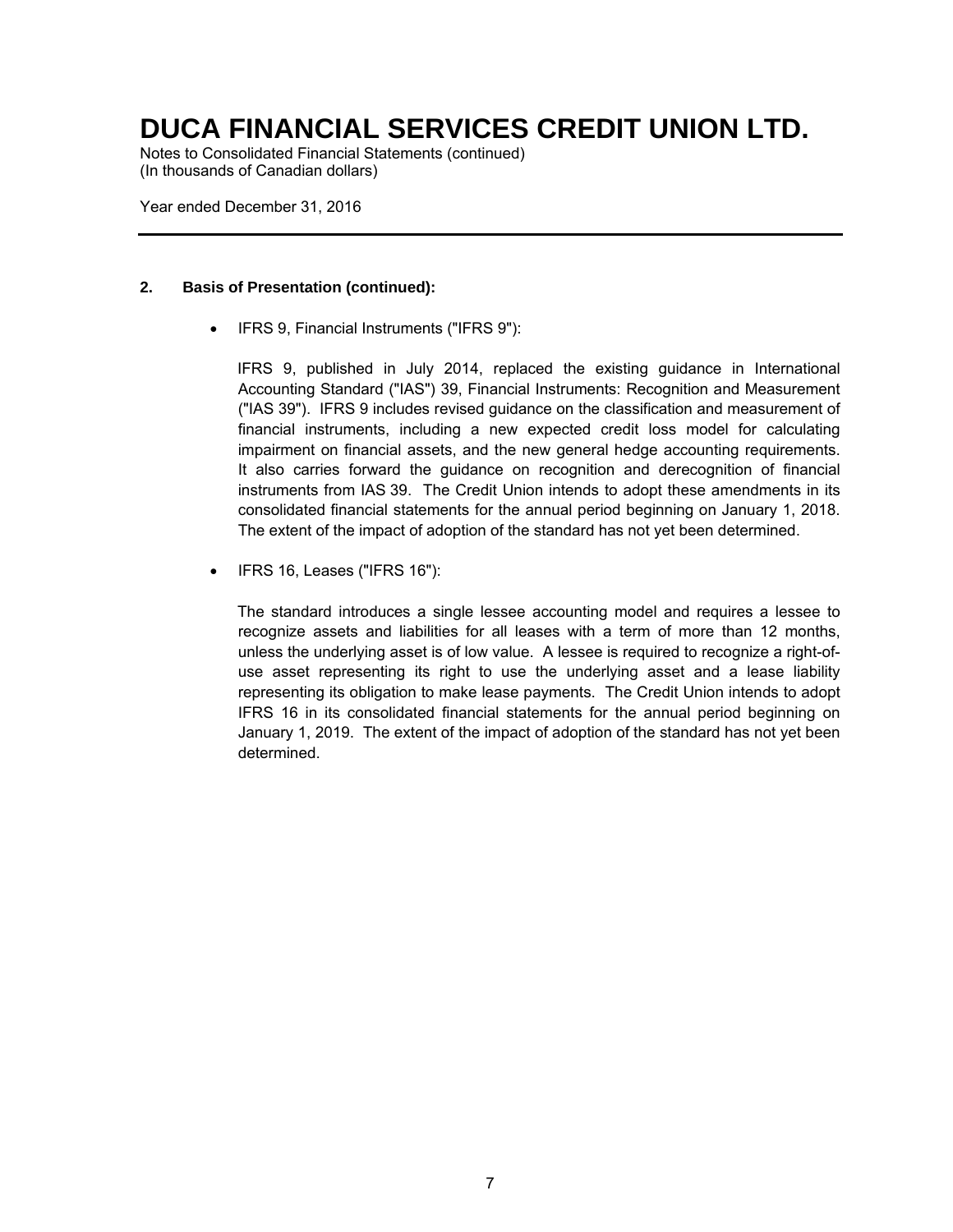# DUCA FINANCIAL SERVICES CREDIT UNION LTD.

Notes to Consolidated Financial Statements (continued)
(In thousands of Canadian dollars)

Year ended December 31, 2016

---

## 2. Basis of Presentation (continued):

- IFRS 9, Financial Instruments ("IFRS 9"):

  IFRS 9, published in July 2014, replaced the existing guidance in International Accounting Standard ("IAS") 39, Financial Instruments: Recognition and Measurement ("IAS 39"). IFRS 9 includes revised guidance on the classification and measurement of financial instruments, including a new expected credit loss model for calculating impairment on financial assets, and the new general hedge accounting requirements. It also carries forward the guidance on recognition and derecognition of financial instruments from IAS 39. The Credit Union intends to adopt these amendments in its consolidated financial statements for the annual period beginning on January 1, 2018. The extent of the impact of adoption of the standard has not yet been determined.

- IFRS 16, Leases ("IFRS 16"):

  The standard introduces a single lessee accounting model and requires a lessee to recognize assets and liabilities for all leases with a term of more than 12 months, unless the underlying asset is of low value. A lessee is required to recognize a right-of-use asset representing its right to use the underlying asset and a lease liability representing its obligation to make lease payments. The Credit Union intends to adopt IFRS 16 in its consolidated financial statements for the annual period beginning on January 1, 2019. The extent of the impact of adoption of the standard has not yet been determined.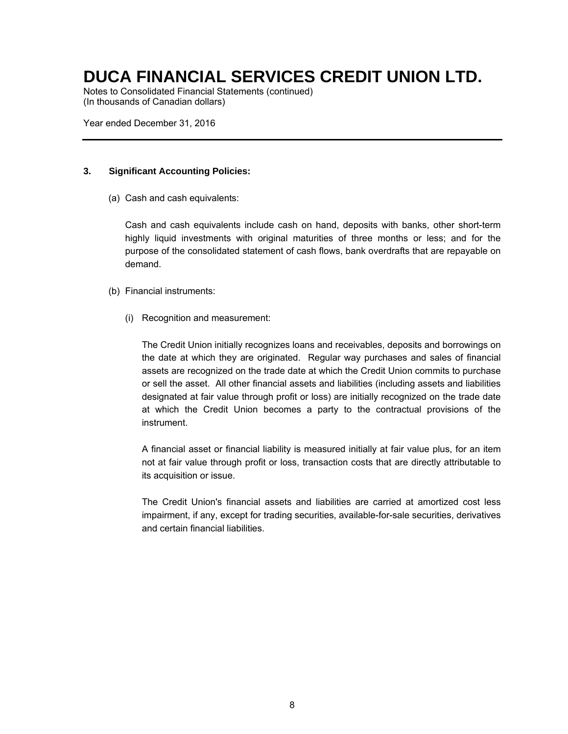## 3. Significant Accounting Policies:

(a) Cash and cash equivalents:

Cash and cash equivalents include cash on hand, deposits with banks, other short-term highly liquid investments with original maturities of three months or less; and for the purpose of the consolidated statement of cash flows, bank overdrafts that are repayable on demand.

(b) Financial instruments:

(i) Recognition and measurement:

The Credit Union initially recognizes loans and receivables, deposits and borrowings on the date at which they are originated. Regular way purchases and sales of financial assets are recognized on the trade date at which the Credit Union commits to purchase or sell the asset. All other financial assets and liabilities (including assets and liabilities designated at fair value through profit or loss) are initially recognized on the trade date at which the Credit Union becomes a party to the contractual provisions of the instrument.

A financial asset or financial liability is measured initially at fair value plus, for an item not at fair value through profit or loss, transaction costs that are directly attributable to its acquisition or issue.

The Credit Union's financial assets and liabilities are carried at amortized cost less impairment, if any, except for trading securities, available-for-sale securities, derivatives and certain financial liabilities.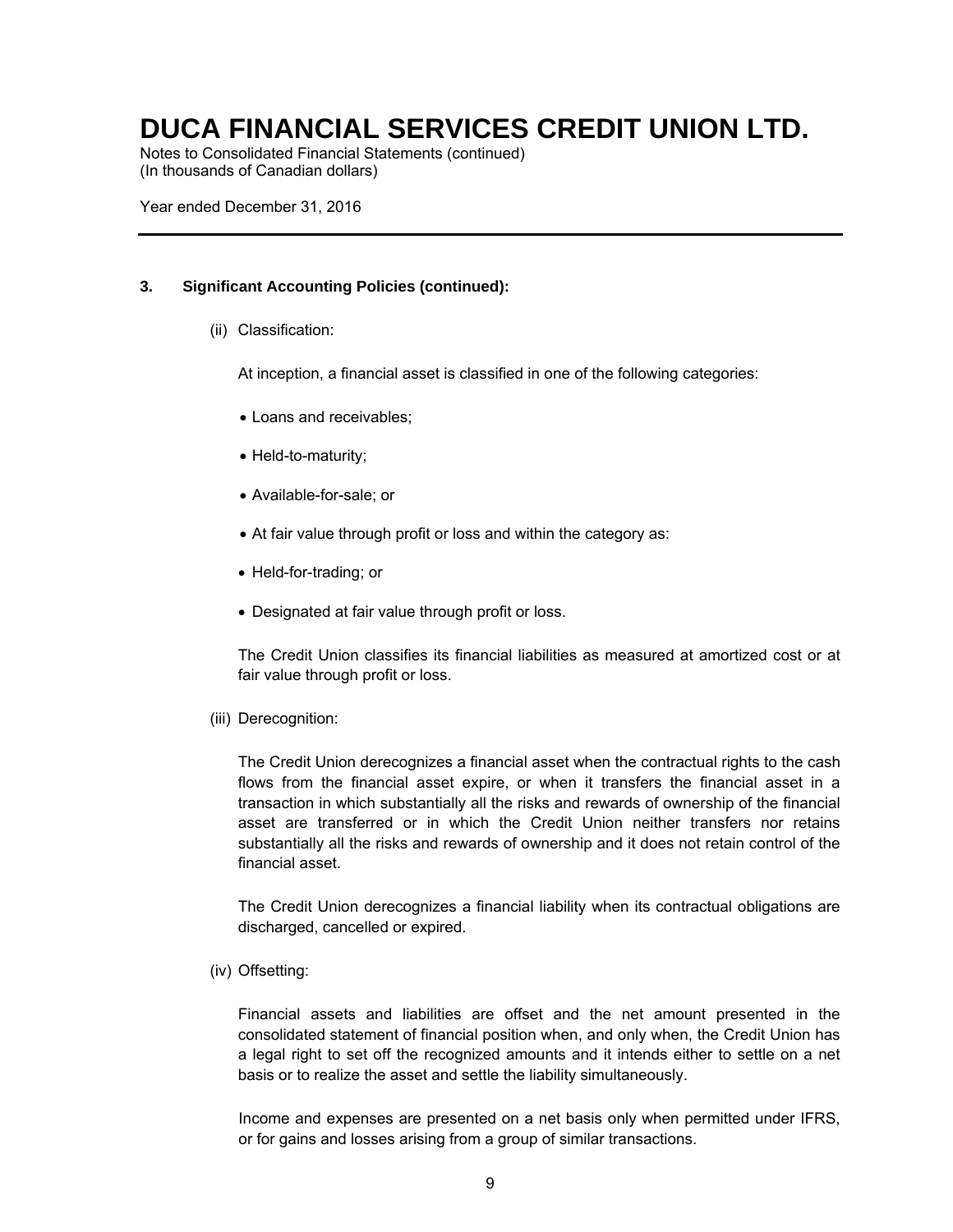### 3. Significant Accounting Policies (continued):

(ii) Classification:

At inception, a financial asset is classified in one of the following categories:

- Loans and receivables;
- Held-to-maturity;
- Available-for-sale; or
- At fair value through profit or loss and within the category as:
- Held-for-trading; or
- Designated at fair value through profit or loss.

The Credit Union classifies its financial liabilities as measured at amortized cost or at fair value through profit or loss.

(iii) Derecognition:

The Credit Union derecognizes a financial asset when the contractual rights to the cash flows from the financial asset expire, or when it transfers the financial asset in a transaction in which substantially all the risks and rewards of ownership of the financial asset are transferred or in which the Credit Union neither transfers nor retains substantially all the risks and rewards of ownership and it does not retain control of the financial asset.

The Credit Union derecognizes a financial liability when its contractual obligations are discharged, cancelled or expired.

(iv) Offsetting:

Financial assets and liabilities are offset and the net amount presented in the consolidated statement of financial position when, and only when, the Credit Union has a legal right to set off the recognized amounts and it intends either to settle on a net basis or to realize the asset and settle the liability simultaneously.

Income and expenses are presented on a net basis only when permitted under IFRS, or for gains and losses arising from a group of similar transactions.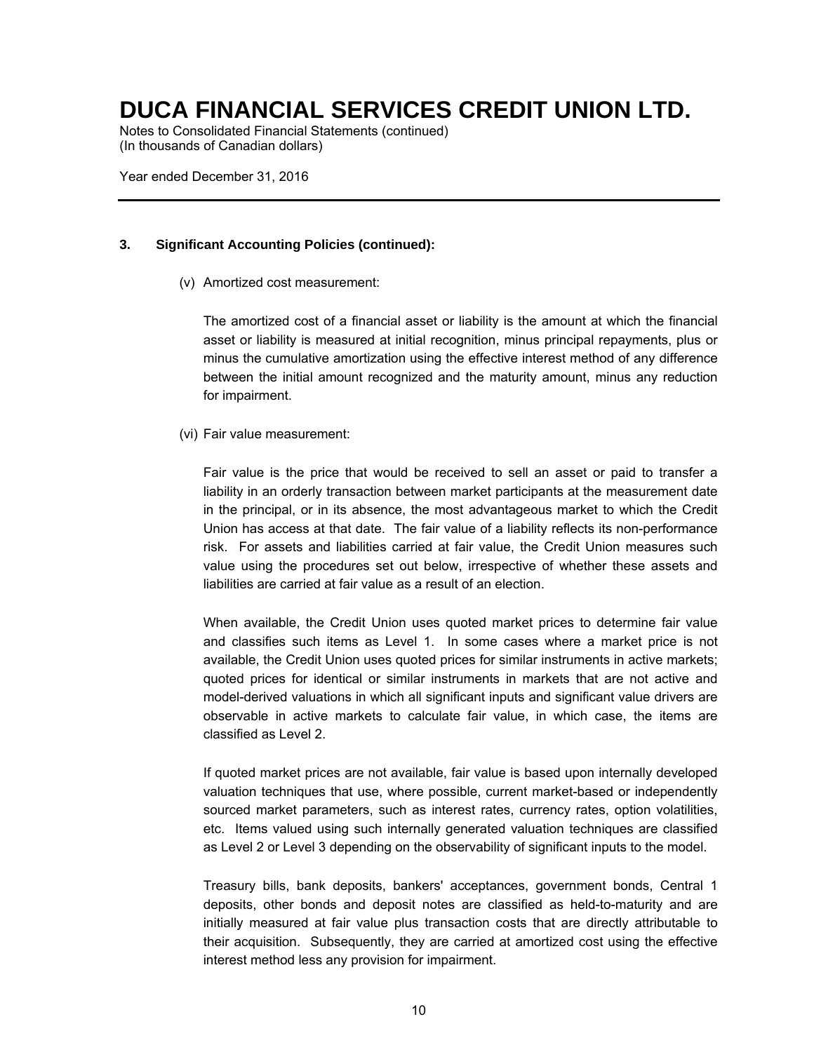# DUCA FINANCIAL SERVICES CREDIT UNION LTD.

Notes to Consolidated Financial Statements (continued)
(In thousands of Canadian dollars)

Year ended December 31, 2016

---

**3. Significant Accounting Policies (continued):**

(v) Amortized cost measurement:

The amortized cost of a financial asset or liability is the amount at which the financial asset or liability is measured at initial recognition, minus principal repayments, plus or minus the cumulative amortization using the effective interest method of any difference between the initial amount recognized and the maturity amount, minus any reduction for impairment.

(vi) Fair value measurement:

Fair value is the price that would be received to sell an asset or paid to transfer a liability in an orderly transaction between market participants at the measurement date in the principal, or in its absence, the most advantageous market to which the Credit Union has access at that date. The fair value of a liability reflects its non-performance risk. For assets and liabilities carried at fair value, the Credit Union measures such value using the procedures set out below, irrespective of whether these assets and liabilities are carried at fair value as a result of an election.

When available, the Credit Union uses quoted market prices to determine fair value and classifies such items as Level 1. In some cases where a market price is not available, the Credit Union uses quoted prices for similar instruments in active markets; quoted prices for identical or similar instruments in markets that are not active and model-derived valuations in which all significant inputs and significant value drivers are observable in active markets to calculate fair value, in which case, the items are classified as Level 2.

If quoted market prices are not available, fair value is based upon internally developed valuation techniques that use, where possible, current market-based or independently sourced market parameters, such as interest rates, currency rates, option volatilities, etc. Items valued using such internally generated valuation techniques are classified as Level 2 or Level 3 depending on the observability of significant inputs to the model.

Treasury bills, bank deposits, bankers' acceptances, government bonds, Central 1 deposits, other bonds and deposit notes are classified as held-to-maturity and are initially measured at fair value plus transaction costs that are directly attributable to their acquisition. Subsequently, they are carried at amortized cost using the effective interest method less any provision for impairment.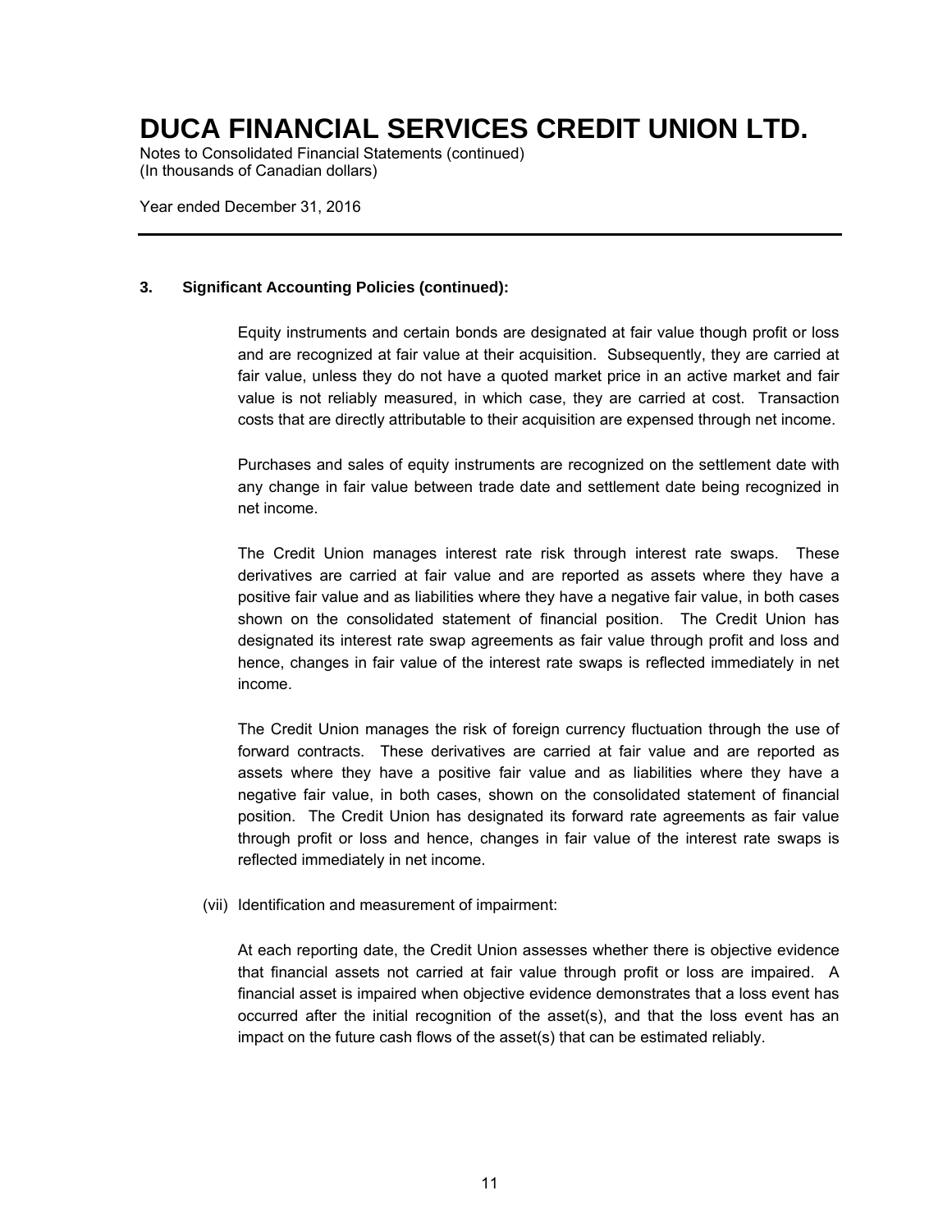### 3. Significant Accounting Policies (continued):

Equity instruments and certain bonds are designated at fair value though profit or loss and are recognized at fair value at their acquisition. Subsequently, they are carried at fair value, unless they do not have a quoted market price in an active market and fair value is not reliably measured, in which case, they are carried at cost. Transaction costs that are directly attributable to their acquisition are expensed through net income.

Purchases and sales of equity instruments are recognized on the settlement date with any change in fair value between trade date and settlement date being recognized in net income.

The Credit Union manages interest rate risk through interest rate swaps. These derivatives are carried at fair value and are reported as assets where they have a positive fair value and as liabilities where they have a negative fair value, in both cases shown on the consolidated statement of financial position. The Credit Union has designated its interest rate swap agreements as fair value through profit and loss and hence, changes in fair value of the interest rate swaps is reflected immediately in net income.

The Credit Union manages the risk of foreign currency fluctuation through the use of forward contracts. These derivatives are carried at fair value and are reported as assets where they have a positive fair value and as liabilities where they have a negative fair value, in both cases, shown on the consolidated statement of financial position. The Credit Union has designated its forward rate agreements as fair value through profit or loss and hence, changes in fair value of the interest rate swaps is reflected immediately in net income.

(vii) Identification and measurement of impairment:

At each reporting date, the Credit Union assesses whether there is objective evidence that financial assets not carried at fair value through profit or loss are impaired. A financial asset is impaired when objective evidence demonstrates that a loss event has occurred after the initial recognition of the asset(s), and that the loss event has an impact on the future cash flows of the asset(s) that can be estimated reliably.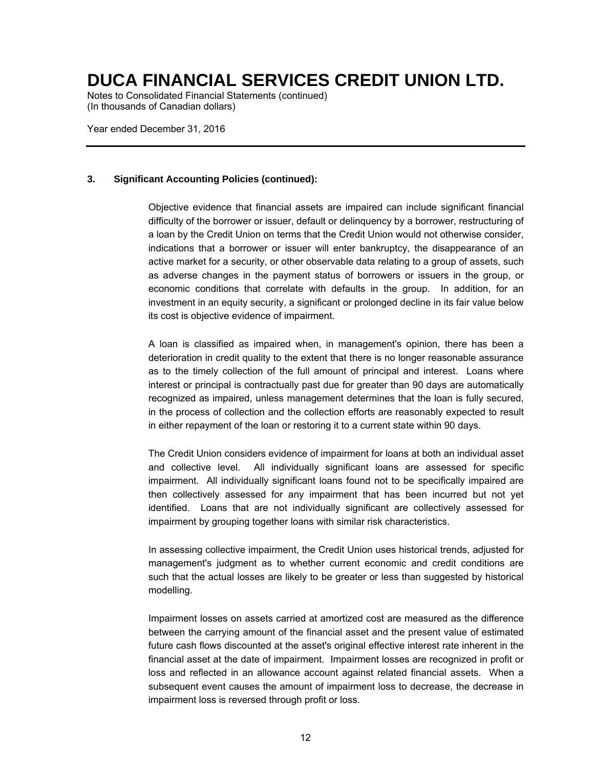# DUCA FINANCIAL SERVICES CREDIT UNION LTD.

Notes to Consolidated Financial Statements (continued)
(In thousands of Canadian dollars)

Year ended December 31, 2016

**3. Significant Accounting Policies (continued):**

Objective evidence that financial assets are impaired can include significant financial difficulty of the borrower or issuer, default or delinquency by a borrower, restructuring of a loan by the Credit Union on terms that the Credit Union would not otherwise consider, indications that a borrower or issuer will enter bankruptcy, the disappearance of an active market for a security, or other observable data relating to a group of assets, such as adverse changes in the payment status of borrowers or issuers in the group, or economic conditions that correlate with defaults in the group. In addition, for an investment in an equity security, a significant or prolonged decline in its fair value below its cost is objective evidence of impairment.

A loan is classified as impaired when, in management's opinion, there has been a deterioration in credit quality to the extent that there is no longer reasonable assurance as to the timely collection of the full amount of principal and interest. Loans where interest or principal is contractually past due for greater than 90 days are automatically recognized as impaired, unless management determines that the loan is fully secured, in the process of collection and the collection efforts are reasonably expected to result in either repayment of the loan or restoring it to a current state within 90 days.

The Credit Union considers evidence of impairment for loans at both an individual asset and collective level. All individually significant loans are assessed for specific impairment. All individually significant loans found not to be specifically impaired are then collectively assessed for any impairment that has been incurred but not yet identified. Loans that are not individually significant are collectively assessed for impairment by grouping together loans with similar risk characteristics.

In assessing collective impairment, the Credit Union uses historical trends, adjusted for management's judgment as to whether current economic and credit conditions are such that the actual losses are likely to be greater or less than suggested by historical modelling.

Impairment losses on assets carried at amortized cost are measured as the difference between the carrying amount of the financial asset and the present value of estimated future cash flows discounted at the asset's original effective interest rate inherent in the financial asset at the date of impairment. Impairment losses are recognized in profit or loss and reflected in an allowance account against related financial assets. When a subsequent event causes the amount of impairment loss to decrease, the decrease in impairment loss is reversed through profit or loss.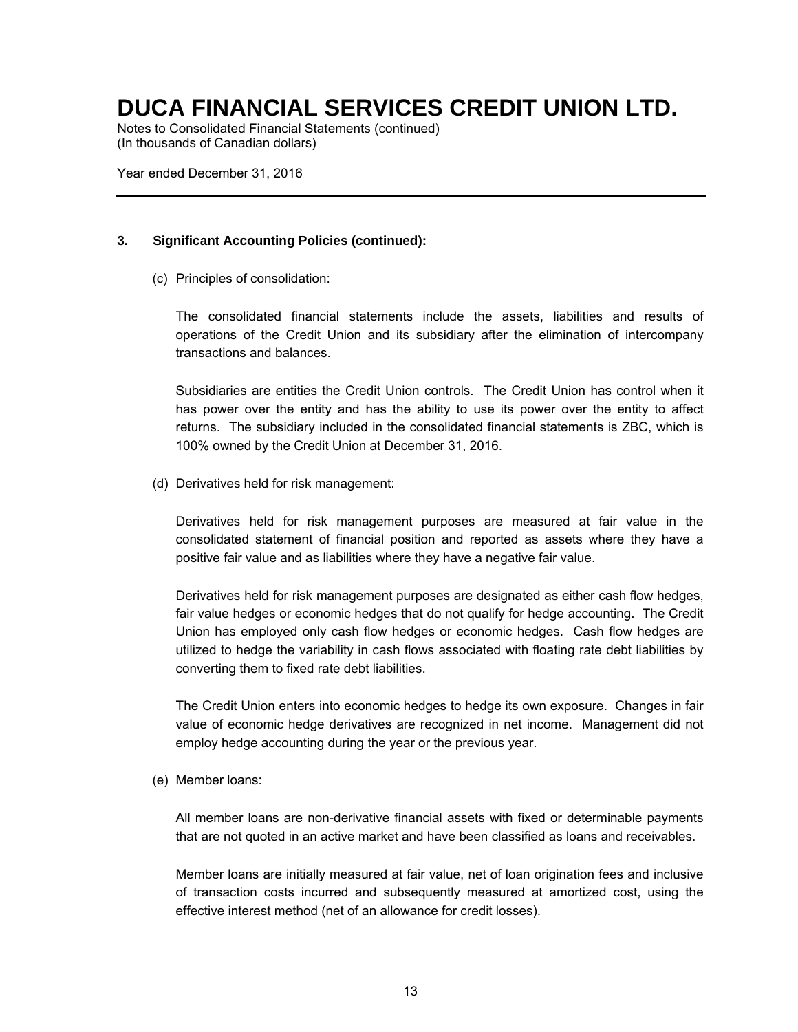### 3. Significant Accounting Policies (continued):

(c) Principles of consolidation:

The consolidated financial statements include the assets, liabilities and results of operations of the Credit Union and its subsidiary after the elimination of intercompany transactions and balances.

Subsidiaries are entities the Credit Union controls. The Credit Union has control when it has power over the entity and has the ability to use its power over the entity to affect returns. The subsidiary included in the consolidated financial statements is ZBC, which is 100% owned by the Credit Union at December 31, 2016.

(d) Derivatives held for risk management:

Derivatives held for risk management purposes are measured at fair value in the consolidated statement of financial position and reported as assets where they have a positive fair value and as liabilities where they have a negative fair value.

Derivatives held for risk management purposes are designated as either cash flow hedges, fair value hedges or economic hedges that do not qualify for hedge accounting. The Credit Union has employed only cash flow hedges or economic hedges. Cash flow hedges are utilized to hedge the variability in cash flows associated with floating rate debt liabilities by converting them to fixed rate debt liabilities.

The Credit Union enters into economic hedges to hedge its own exposure. Changes in fair value of economic hedge derivatives are recognized in net income. Management did not employ hedge accounting during the year or the previous year.

(e) Member loans:

All member loans are non-derivative financial assets with fixed or determinable payments that are not quoted in an active market and have been classified as loans and receivables.

Member loans are initially measured at fair value, net of loan origination fees and inclusive of transaction costs incurred and subsequently measured at amortized cost, using the effective interest method (net of an allowance for credit losses).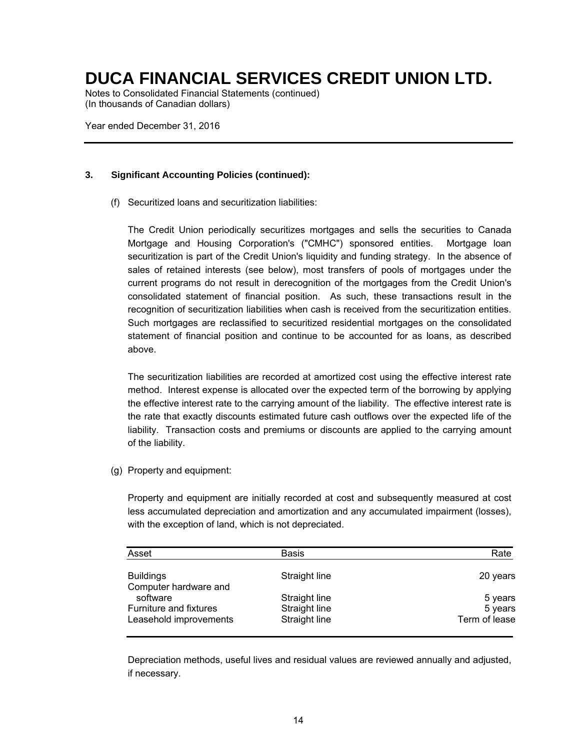# DUCA FINANCIAL SERVICES CREDIT UNION LTD.

Notes to Consolidated Financial Statements (continued)
(In thousands of Canadian dollars)

Year ended December 31, 2016

---

**3. Significant Accounting Policies (continued):**

(f) Securitized loans and securitization liabilities:

The Credit Union periodically securitizes mortgages and sells the securities to Canada Mortgage and Housing Corporation's ("CMHC") sponsored entities. Mortgage loan securitization is part of the Credit Union's liquidity and funding strategy. In the absence of sales of retained interests (see below), most transfers of pools of mortgages under the current programs do not result in derecognition of the mortgages from the Credit Union's consolidated statement of financial position. As such, these transactions result in the recognition of securitization liabilities when cash is received from the securitization entities. Such mortgages are reclassified to securitized residential mortgages on the consolidated statement of financial position and continue to be accounted for as loans, as described above.

The securitization liabilities are recorded at amortized cost using the effective interest rate method. Interest expense is allocated over the expected term of the borrowing by applying the effective interest rate to the carrying amount of the liability. The effective interest rate is the rate that exactly discounts estimated future cash outflows over the expected life of the liability. Transaction costs and premiums or discounts are applied to the carrying amount of the liability.

(g) Property and equipment:

Property and equipment are initially recorded at cost and subsequently measured at cost less accumulated depreciation and amortization and any accumulated impairment (losses), with the exception of land, which is not depreciated.

| Asset | Basis | Rate |
|---|---|---|
| Buildings | Straight line | 20 years |
| Computer hardware and software | Straight line | 5 years |
| Furniture and fixtures | Straight line | 5 years |
| Leasehold improvements | Straight line | Term of lease |

Depreciation methods, useful lives and residual values are reviewed annually and adjusted, if necessary.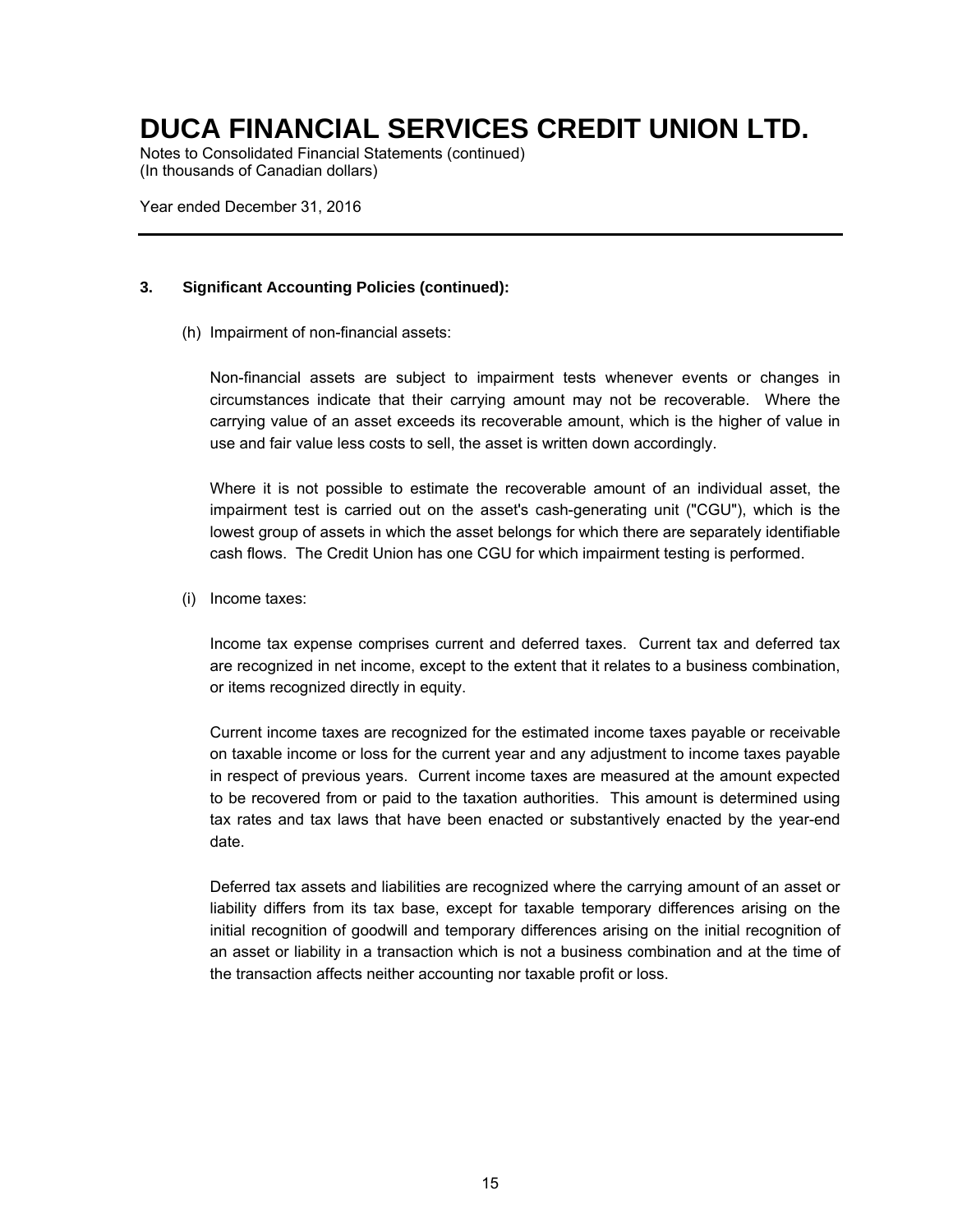# DUCA FINANCIAL SERVICES CREDIT UNION LTD.

Notes to Consolidated Financial Statements (continued)
(In thousands of Canadian dollars)

Year ended December 31, 2016

---

### 3. Significant Accounting Policies (continued):

(h) Impairment of non-financial assets:

Non-financial assets are subject to impairment tests whenever events or changes in circumstances indicate that their carrying amount may not be recoverable. Where the carrying value of an asset exceeds its recoverable amount, which is the higher of value in use and fair value less costs to sell, the asset is written down accordingly.

Where it is not possible to estimate the recoverable amount of an individual asset, the impairment test is carried out on the asset's cash-generating unit ("CGU"), which is the lowest group of assets in which the asset belongs for which there are separately identifiable cash flows. The Credit Union has one CGU for which impairment testing is performed.

(i) Income taxes:

Income tax expense comprises current and deferred taxes. Current tax and deferred tax are recognized in net income, except to the extent that it relates to a business combination, or items recognized directly in equity.

Current income taxes are recognized for the estimated income taxes payable or receivable on taxable income or loss for the current year and any adjustment to income taxes payable in respect of previous years. Current income taxes are measured at the amount expected to be recovered from or paid to the taxation authorities. This amount is determined using tax rates and tax laws that have been enacted or substantively enacted by the year-end date.

Deferred tax assets and liabilities are recognized where the carrying amount of an asset or liability differs from its tax base, except for taxable temporary differences arising on the initial recognition of goodwill and temporary differences arising on the initial recognition of an asset or liability in a transaction which is not a business combination and at the time of the transaction affects neither accounting nor taxable profit or loss.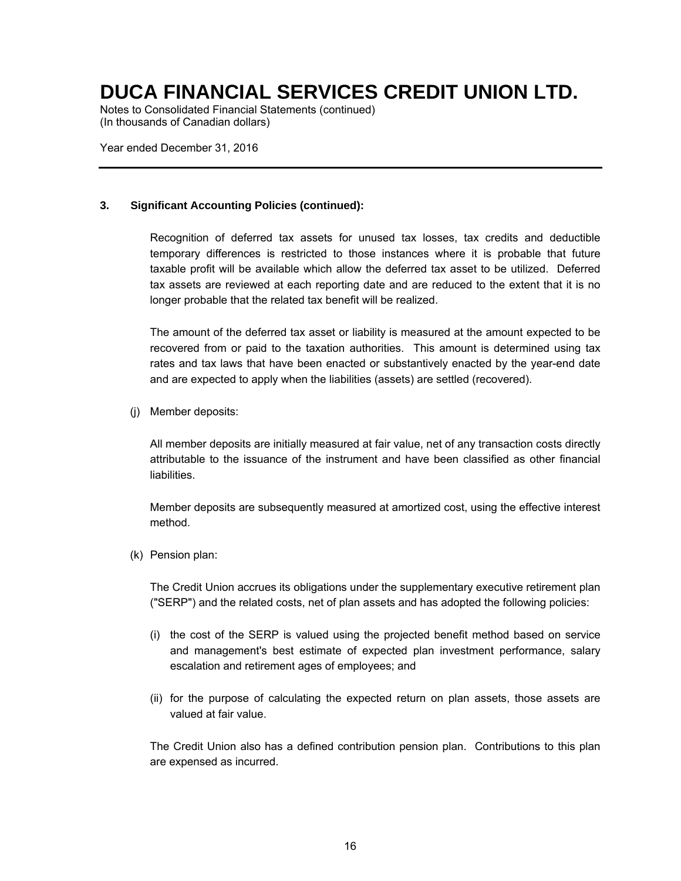# DUCA FINANCIAL SERVICES CREDIT UNION LTD.

Notes to Consolidated Financial Statements (continued)
(In thousands of Canadian dollars)

Year ended December 31, 2016

---

**3. Significant Accounting Policies (continued):**

Recognition of deferred tax assets for unused tax losses, tax credits and deductible temporary differences is restricted to those instances where it is probable that future taxable profit will be available which allow the deferred tax asset to be utilized. Deferred tax assets are reviewed at each reporting date and are reduced to the extent that it is no longer probable that the related tax benefit will be realized.

The amount of the deferred tax asset or liability is measured at the amount expected to be recovered from or paid to the taxation authorities. This amount is determined using tax rates and tax laws that have been enacted or substantively enacted by the year-end date and are expected to apply when the liabilities (assets) are settled (recovered).

(j) Member deposits:

All member deposits are initially measured at fair value, net of any transaction costs directly attributable to the issuance of the instrument and have been classified as other financial liabilities.

Member deposits are subsequently measured at amortized cost, using the effective interest method.

(k) Pension plan:

The Credit Union accrues its obligations under the supplementary executive retirement plan ("SERP") and the related costs, net of plan assets and has adopted the following policies:

(i) the cost of the SERP is valued using the projected benefit method based on service and management's best estimate of expected plan investment performance, salary escalation and retirement ages of employees; and

(ii) for the purpose of calculating the expected return on plan assets, those assets are valued at fair value.

The Credit Union also has a defined contribution pension plan. Contributions to this plan are expensed as incurred.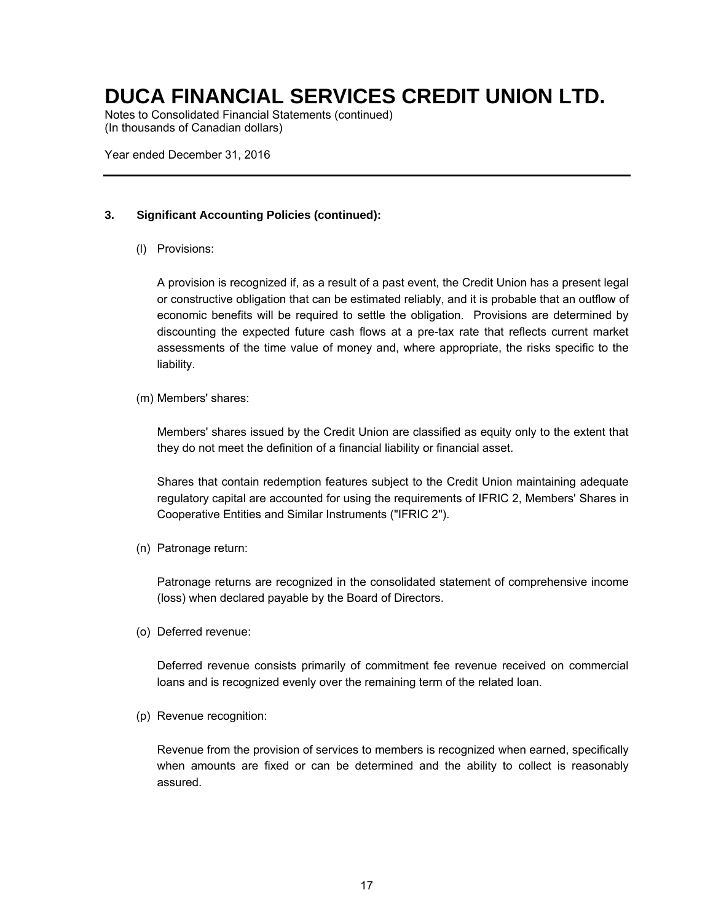### 3. Significant Accounting Policies (continued):

(l) Provisions:

A provision is recognized if, as a result of a past event, the Credit Union has a present legal or constructive obligation that can be estimated reliably, and it is probable that an outflow of economic benefits will be required to settle the obligation. Provisions are determined by discounting the expected future cash flows at a pre-tax rate that reflects current market assessments of the time value of money and, where appropriate, the risks specific to the liability.

(m) Members' shares:

Members' shares issued by the Credit Union are classified as equity only to the extent that they do not meet the definition of a financial liability or financial asset.

Shares that contain redemption features subject to the Credit Union maintaining adequate regulatory capital are accounted for using the requirements of IFRIC 2, Members' Shares in Cooperative Entities and Similar Instruments ("IFRIC 2").

(n) Patronage return:

Patronage returns are recognized in the consolidated statement of comprehensive income (loss) when declared payable by the Board of Directors.

(o) Deferred revenue:

Deferred revenue consists primarily of commitment fee revenue received on commercial loans and is recognized evenly over the remaining term of the related loan.

(p) Revenue recognition:

Revenue from the provision of services to members is recognized when earned, specifically when amounts are fixed or can be determined and the ability to collect is reasonably assured.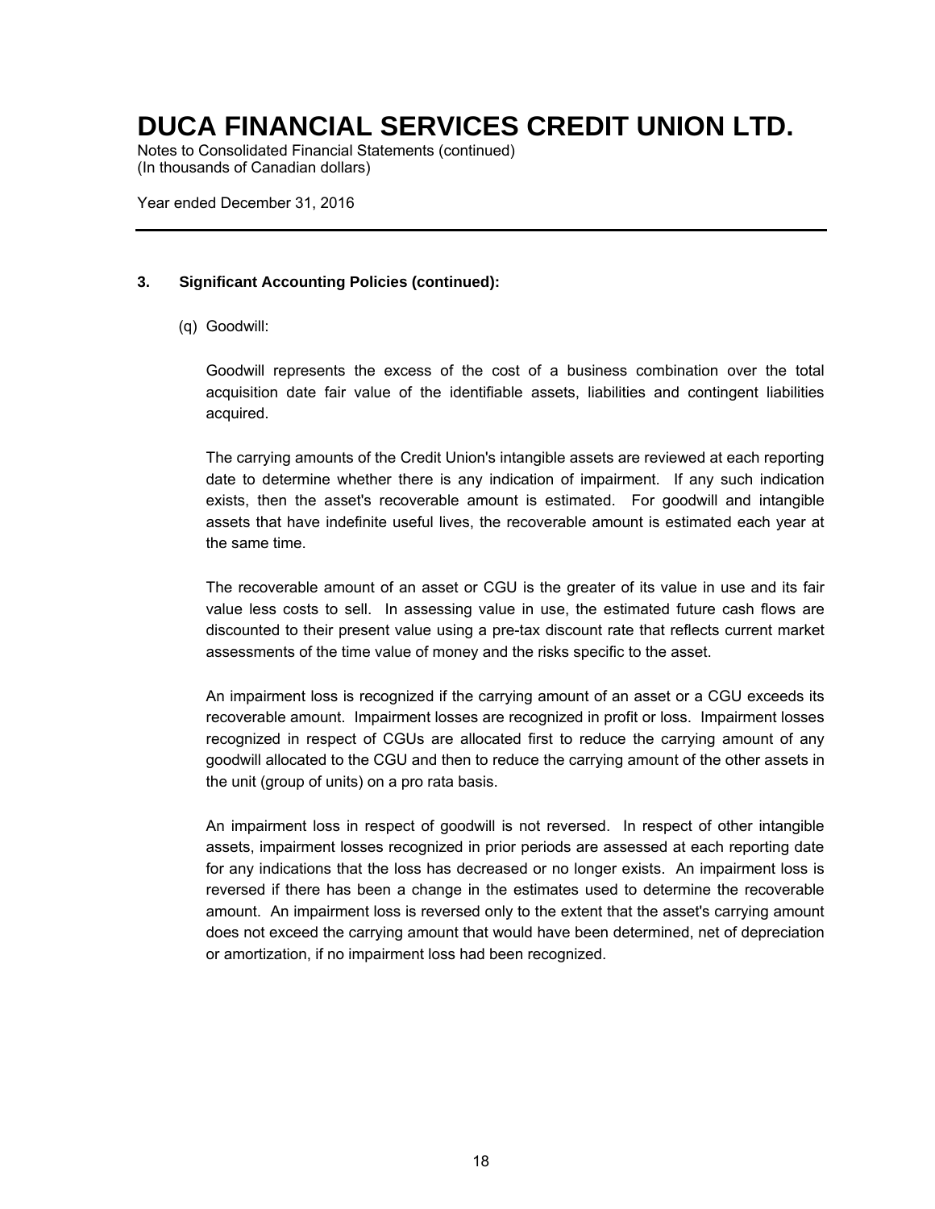# DUCA FINANCIAL SERVICES CREDIT UNION LTD.

Notes to Consolidated Financial Statements (continued)
(In thousands of Canadian dollars)

Year ended December 31, 2016

---

## 3. Significant Accounting Policies (continued):

(q) Goodwill:

Goodwill represents the excess of the cost of a business combination over the total acquisition date fair value of the identifiable assets, liabilities and contingent liabilities acquired.

The carrying amounts of the Credit Union's intangible assets are reviewed at each reporting date to determine whether there is any indication of impairment. If any such indication exists, then the asset's recoverable amount is estimated. For goodwill and intangible assets that have indefinite useful lives, the recoverable amount is estimated each year at the same time.

The recoverable amount of an asset or CGU is the greater of its value in use and its fair value less costs to sell. In assessing value in use, the estimated future cash flows are discounted to their present value using a pre-tax discount rate that reflects current market assessments of the time value of money and the risks specific to the asset.

An impairment loss is recognized if the carrying amount of an asset or a CGU exceeds its recoverable amount. Impairment losses are recognized in profit or loss. Impairment losses recognized in respect of CGUs are allocated first to reduce the carrying amount of any goodwill allocated to the CGU and then to reduce the carrying amount of the other assets in the unit (group of units) on a pro rata basis.

An impairment loss in respect of goodwill is not reversed. In respect of other intangible assets, impairment losses recognized in prior periods are assessed at each reporting date for any indications that the loss has decreased or no longer exists. An impairment loss is reversed if there has been a change in the estimates used to determine the recoverable amount. An impairment loss is reversed only to the extent that the asset's carrying amount does not exceed the carrying amount that would have been determined, net of depreciation or amortization, if no impairment loss had been recognized.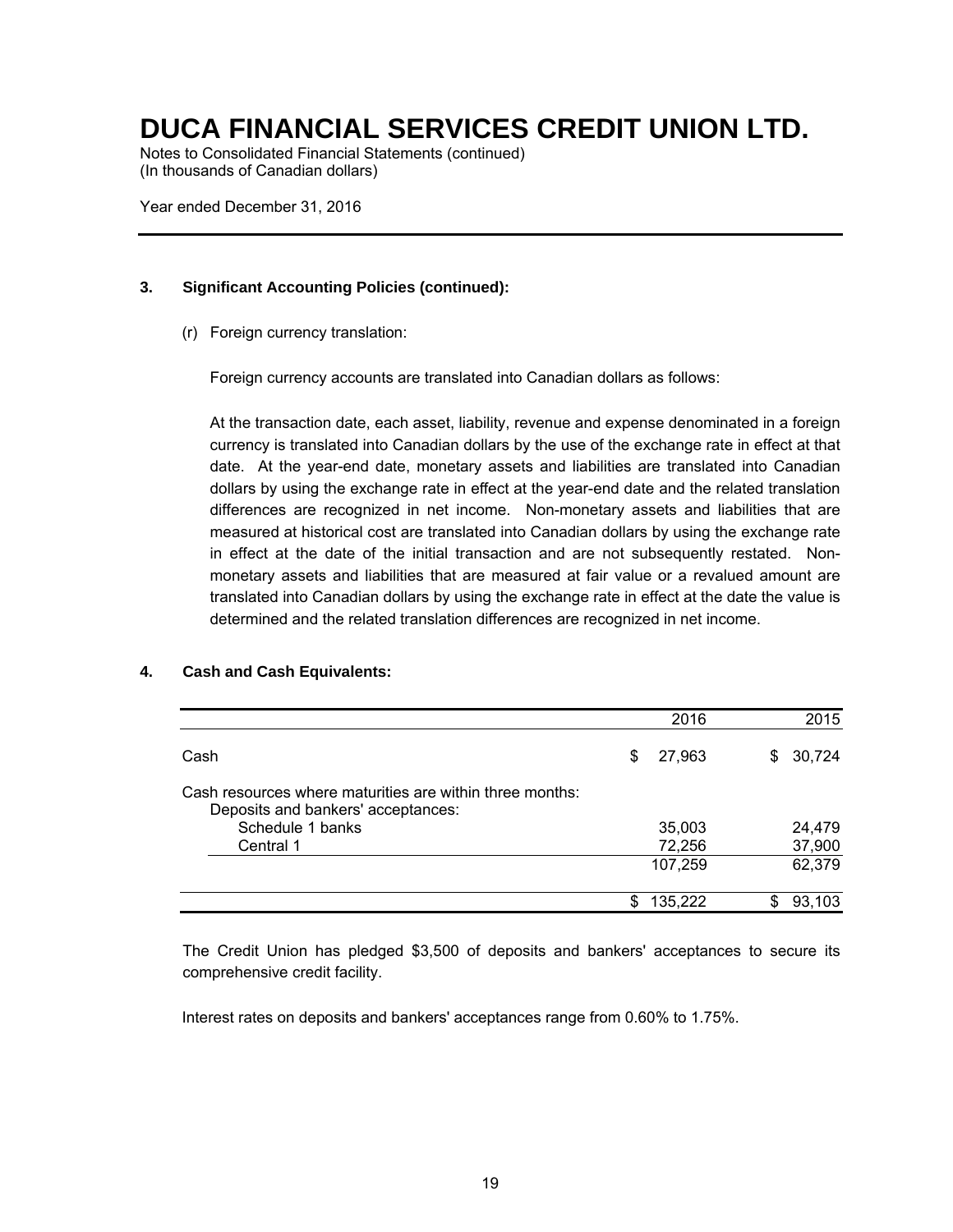# DUCA FINANCIAL SERVICES CREDIT UNION LTD.

Notes to Consolidated Financial Statements (continued)
(In thousands of Canadian dollars)

Year ended December 31, 2016

---

### 3. Significant Accounting Policies (continued):

(r) Foreign currency translation:

Foreign currency accounts are translated into Canadian dollars as follows:

At the transaction date, each asset, liability, revenue and expense denominated in a foreign currency is translated into Canadian dollars by the use of the exchange rate in effect at that date. At the year-end date, monetary assets and liabilities are translated into Canadian dollars by using the exchange rate in effect at the year-end date and the related translation differences are recognized in net income. Non-monetary assets and liabilities that are measured at historical cost are translated into Canadian dollars by using the exchange rate in effect at the date of the initial transaction and are not subsequently restated. Non-monetary assets and liabilities that are measured at fair value or a revalued amount are translated into Canadian dollars by using the exchange rate in effect at the date the value is determined and the related translation differences are recognized in net income.

### 4. Cash and Cash Equivalents:

| | 2016 | 2015 |
|---|---|---|
| Cash | $ 27,963 | $ 30,724 |
| Cash resources where maturities are within three months: | | |
| Deposits and bankers' acceptances: | | |
| Schedule 1 banks | 35,003 | 24,479 |
| Central 1 | 72,256 | 37,900 |
| | 107,259 | 62,379 |
| | $ 135,222 | $ 93,103 |

The Credit Union has pledged $3,500 of deposits and bankers' acceptances to secure its comprehensive credit facility.

Interest rates on deposits and bankers' acceptances range from 0.60% to 1.75%.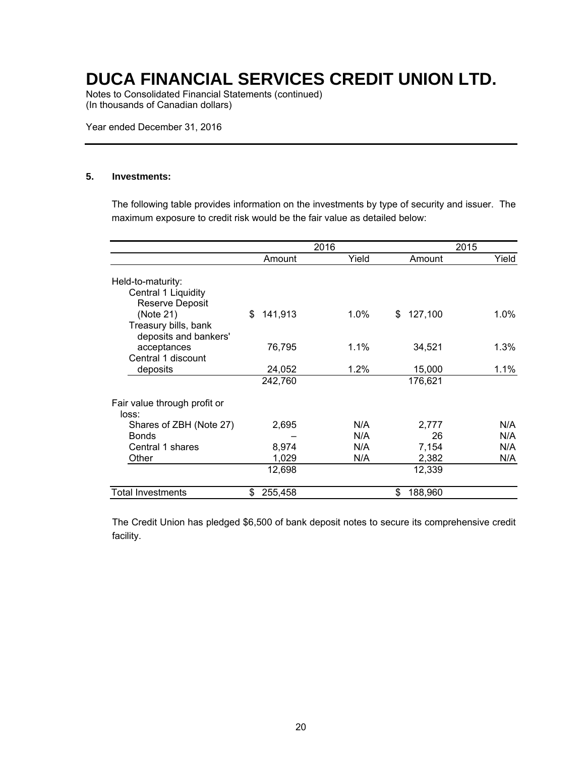# DUCA FINANCIAL SERVICES CREDIT UNION LTD.

Notes to Consolidated Financial Statements (continued)
(In thousands of Canadian dollars)

Year ended December 31, 2016

## 5. Investments:

The following table provides information on the investments by type of security and issuer. The maximum exposure to credit risk would be the fair value as detailed below:

| | 2016 | | 2015 | |
|---|---|---|---|---|
| | Amount | Yield | Amount | Yield |
| Held-to-maturity: | | | | |
| Central 1 Liquidity Reserve Deposit (Note 21) | $ 141,913 | 1.0% | $ 127,100 | 1.0% |
| Treasury bills, bank deposits and bankers' acceptances | 76,795 | 1.1% | 34,521 | 1.3% |
| Central 1 discount deposits | 24,052 | 1.2% | 15,000 | 1.1% |
| | 242,760 | | 176,621 | |
| Fair value through profit or loss: | | | | |
| Shares of ZBH (Note 27) | 2,695 | N/A | 2,777 | N/A |
| Bonds | – | N/A | 26 | N/A |
| Central 1 shares | 8,974 | N/A | 7,154 | N/A |
| Other | 1,029 | N/A | 2,382 | N/A |
| | 12,698 | | 12,339 | |
| Total Investments | $ 255,458 | | $ 188,960 | |

The Credit Union has pledged $6,500 of bank deposit notes to secure its comprehensive credit facility.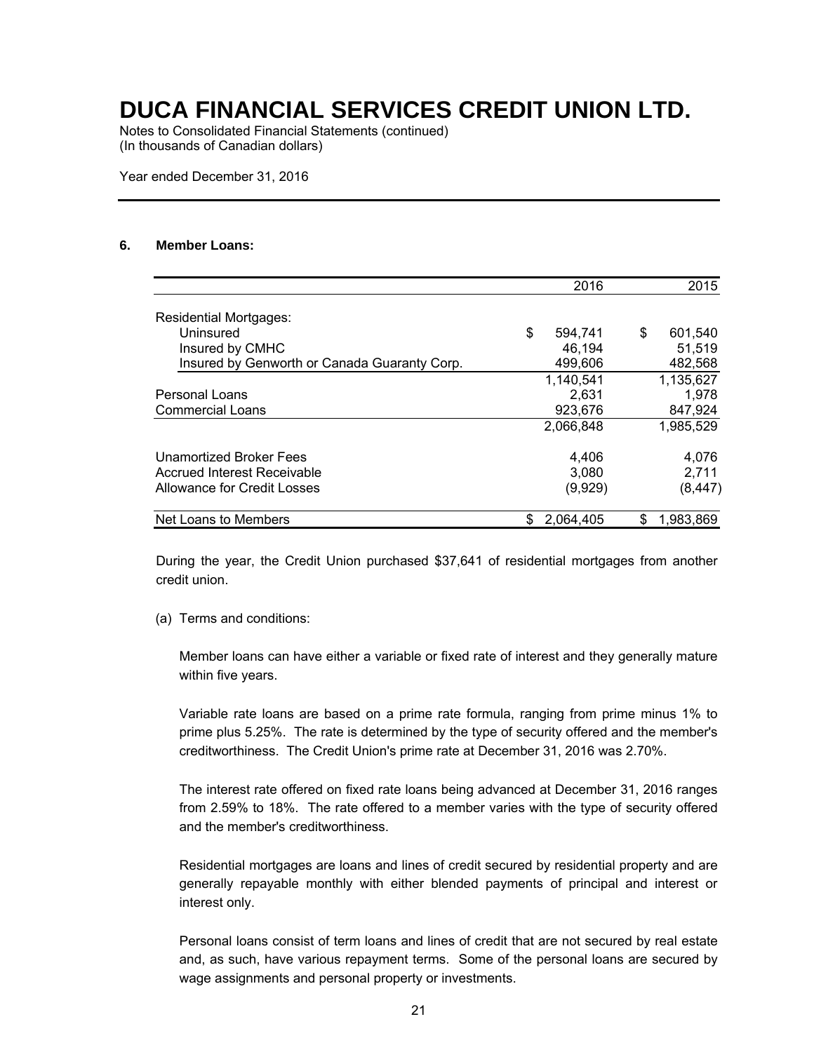# DUCA FINANCIAL SERVICES CREDIT UNION LTD.

Notes to Consolidated Financial Statements (continued)
(In thousands of Canadian dollars)

Year ended December 31, 2016

## 6. Member Loans:

| | 2016 | 2015 |
|---|---|---|
| Residential Mortgages: | | |
| Uninsured | $ 594,741 | $ 601,540 |
| Insured by CMHC | 46,194 | 51,519 |
| Insured by Genworth or Canada Guaranty Corp. | 499,606 | 482,568 |
| | 1,140,541 | 1,135,627 |
| Personal Loans | 2,631 | 1,978 |
| Commercial Loans | 923,676 | 847,924 |
| | 2,066,848 | 1,985,529 |
| Unamortized Broker Fees | 4,406 | 4,076 |
| Accrued Interest Receivable | 3,080 | 2,711 |
| Allowance for Credit Losses | (9,929) | (8,447) |
| Net Loans to Members | $ 2,064,405 | $ 1,983,869 |

During the year, the Credit Union purchased $37,641 of residential mortgages from another credit union.

(a) Terms and conditions:

Member loans can have either a variable or fixed rate of interest and they generally mature within five years.

Variable rate loans are based on a prime rate formula, ranging from prime minus 1% to prime plus 5.25%. The rate is determined by the type of security offered and the member's creditworthiness. The Credit Union's prime rate at December 31, 2016 was 2.70%.

The interest rate offered on fixed rate loans being advanced at December 31, 2016 ranges from 2.59% to 18%. The rate offered to a member varies with the type of security offered and the member's creditworthiness.

Residential mortgages are loans and lines of credit secured by residential property and are generally repayable monthly with either blended payments of principal and interest or interest only.

Personal loans consist of term loans and lines of credit that are not secured by real estate and, as such, have various repayment terms. Some of the personal loans are secured by wage assignments and personal property or investments.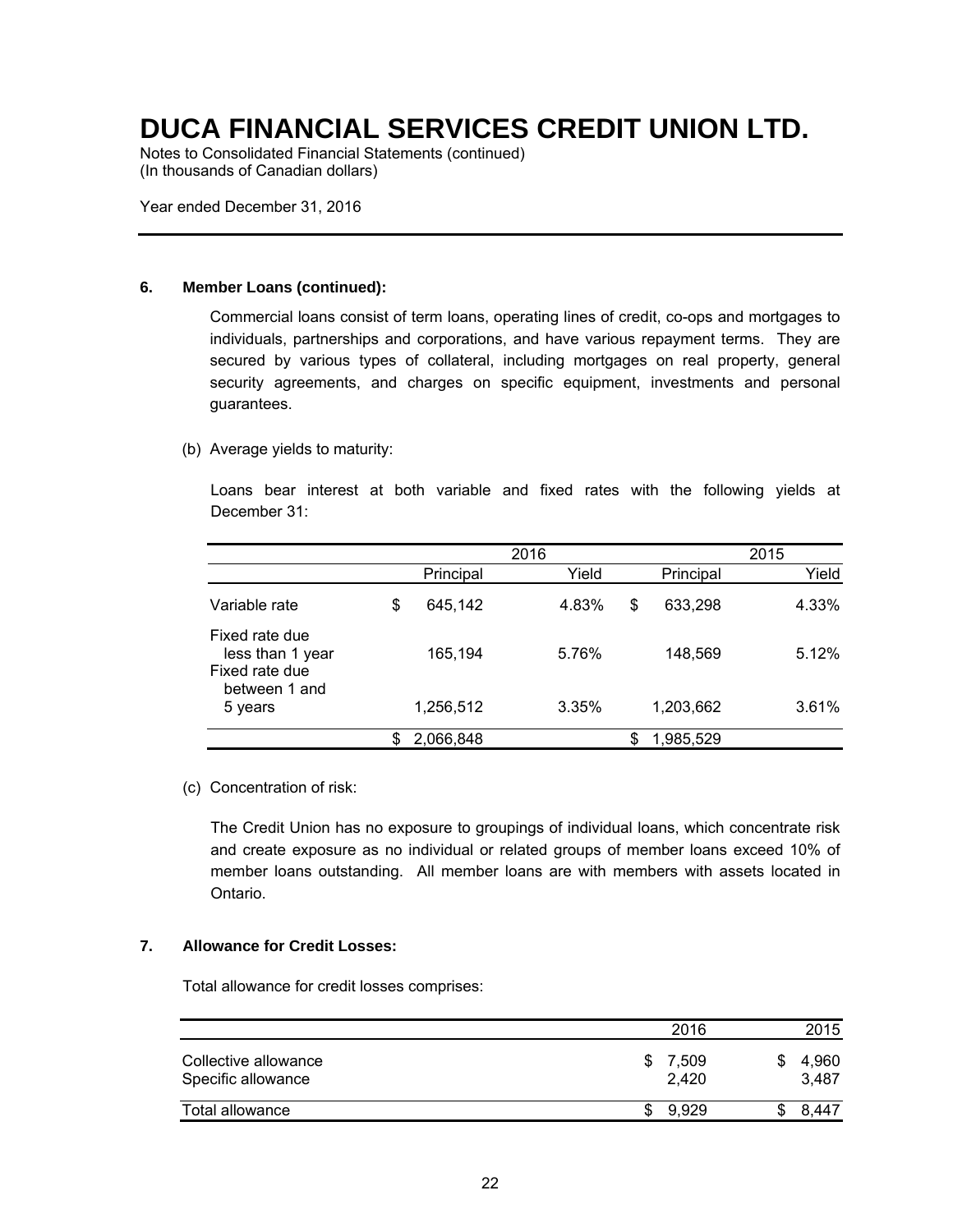# DUCA FINANCIAL SERVICES CREDIT UNION LTD.

Notes to Consolidated Financial Statements (continued)
(In thousands of Canadian dollars)

Year ended December 31, 2016

**6. Member Loans (continued):**

Commercial loans consist of term loans, operating lines of credit, co-ops and mortgages to individuals, partnerships and corporations, and have various repayment terms. They are secured by various types of collateral, including mortgages on real property, general security agreements, and charges on specific equipment, investments and personal guarantees.

(b) Average yields to maturity:

Loans bear interest at both variable and fixed rates with the following yields at December 31:

| | 2016 | | 2015 | |
|---|---|---|---|---|
| | Principal | Yield | Principal | Yield |
| Variable rate | $ 645,142 | 4.83% | $ 633,298 | 4.33% |
| Fixed rate due less than 1 year | 165,194 | 5.76% | 148,569 | 5.12% |
| Fixed rate due between 1 and 5 years | 1,256,512 | 3.35% | 1,203,662 | 3.61% |
| | $ 2,066,848 | | $ 1,985,529 | |

(c) Concentration of risk:

The Credit Union has no exposure to groupings of individual loans, which concentrate risk and create exposure as no individual or related groups of member loans exceed 10% of member loans outstanding. All member loans are with members with assets located in Ontario.

**7. Allowance for Credit Losses:**

Total allowance for credit losses comprises:

| | 2016 | 2015 |
|---|---|---|
| Collective allowance | $ 7,509 | $ 4,960 |
| Specific allowance | 2,420 | 3,487 |
| Total allowance | $ 9,929 | $ 8,447 |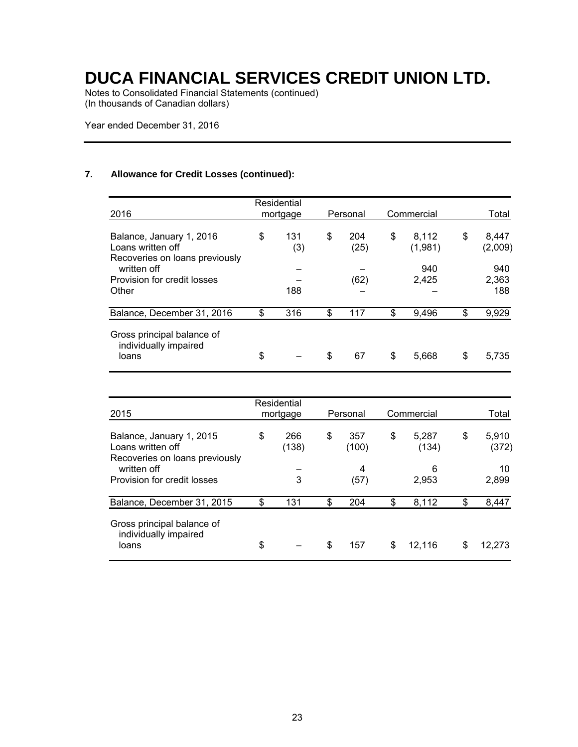# DUCA FINANCIAL SERVICES CREDIT UNION LTD.

Notes to Consolidated Financial Statements (continued)
(In thousands of Canadian dollars)

Year ended December 31, 2016

## 7. Allowance for Credit Losses (continued):

| 2016 | Residential mortgage | Personal | Commercial | Total |
|---|---|---|---|---|
| Balance, January 1, 2016 | $ 131 | $ 204 | $ 8,112 | $ 8,447 |
| Loans written off | (3) | (25) | (1,981) | (2,009) |
| Recoveries on loans previously written off | – | – | 940 | 940 |
| Provision for credit losses | – | (62) | 2,425 | 2,363 |
| Other | 188 | – | – | 188 |
| Balance, December 31, 2016 | $ 316 | $ 117 | $ 9,496 | $ 9,929 |
| Gross principal balance of individually impaired loans | $ – | $ 67 | $ 5,668 | $ 5,735 |

| 2015 | Residential mortgage | Personal | Commercial | Total |
|---|---|---|---|---|
| Balance, January 1, 2015 | $ 266 | $ 357 | $ 5,287 | $ 5,910 |
| Loans written off | (138) | (100) | (134) | (372) |
| Recoveries on loans previously written off | – | 4 | 6 | 10 |
| Provision for credit losses | 3 | (57) | 2,953 | 2,899 |
| Balance, December 31, 2015 | $ 131 | $ 204 | $ 8,112 | $ 8,447 |
| Gross principal balance of individually impaired loans | $ – | $ 157 | $ 12,116 | $ 12,273 |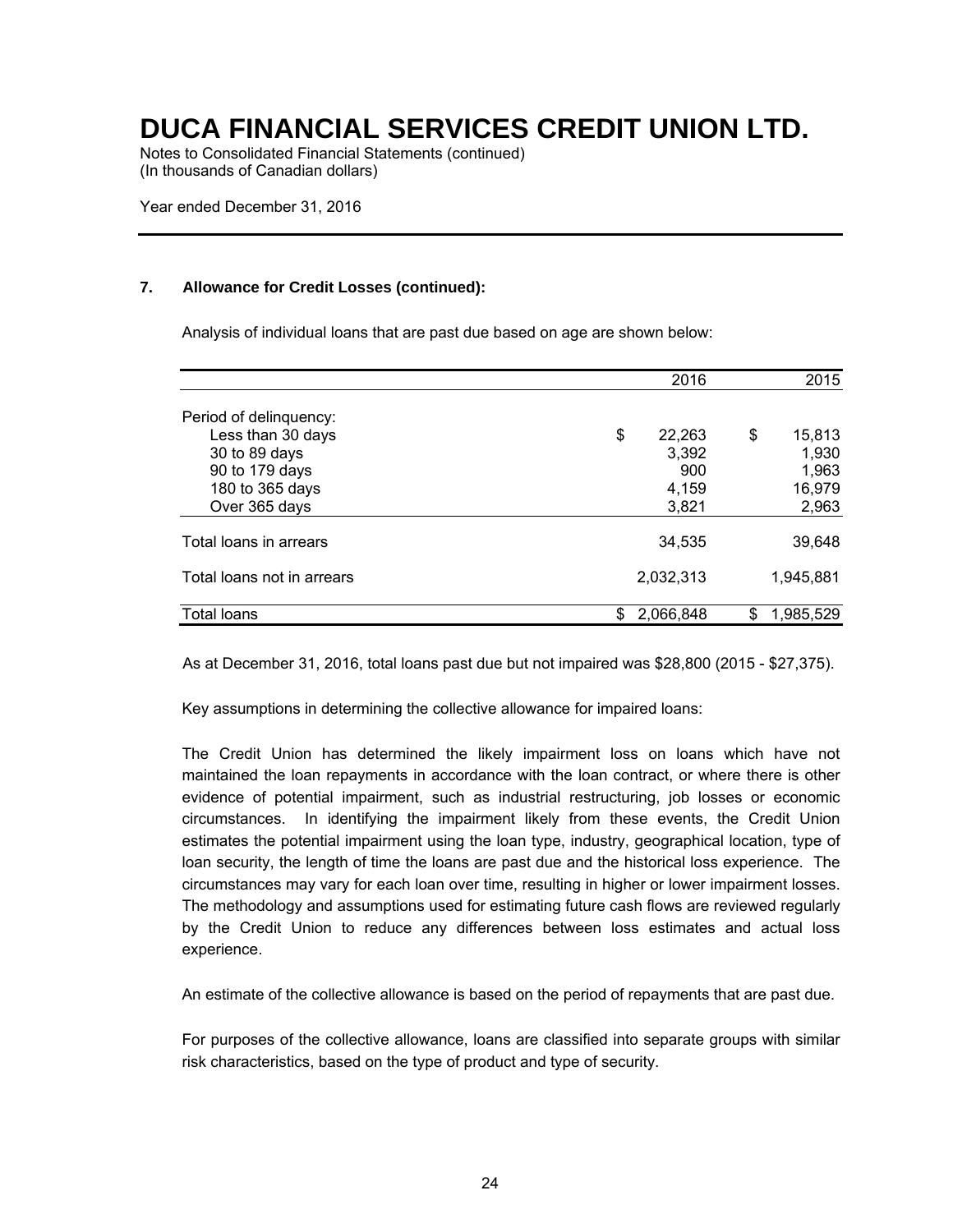# DUCA FINANCIAL SERVICES CREDIT UNION LTD.

Notes to Consolidated Financial Statements (continued)
(In thousands of Canadian dollars)

Year ended December 31, 2016

## 7. Allowance for Credit Losses (continued):

Analysis of individual loans that are past due based on age are shown below:

| | 2016 | 2015 |
|---|---|---|
| Period of delinquency: | | |
| Less than 30 days | $ 22,263 | $ 15,813 |
| 30 to 89 days | 3,392 | 1,930 |
| 90 to 179 days | 900 | 1,963 |
| 180 to 365 days | 4,159 | 16,979 |
| Over 365 days | 3,821 | 2,963 |
| Total loans in arrears | 34,535 | 39,648 |
| Total loans not in arrears | 2,032,313 | 1,945,881 |
| Total loans | $ 2,066,848 | $ 1,985,529 |

As at December 31, 2016, total loans past due but not impaired was $28,800 (2015 - $27,375).

Key assumptions in determining the collective allowance for impaired loans:

The Credit Union has determined the likely impairment loss on loans which have not maintained the loan repayments in accordance with the loan contract, or where there is other evidence of potential impairment, such as industrial restructuring, job losses or economic circumstances. In identifying the impairment likely from these events, the Credit Union estimates the potential impairment using the loan type, industry, geographical location, type of loan security, the length of time the loans are past due and the historical loss experience. The circumstances may vary for each loan over time, resulting in higher or lower impairment losses. The methodology and assumptions used for estimating future cash flows are reviewed regularly by the Credit Union to reduce any differences between loss estimates and actual loss experience.

An estimate of the collective allowance is based on the period of repayments that are past due.

For purposes of the collective allowance, loans are classified into separate groups with similar risk characteristics, based on the type of product and type of security.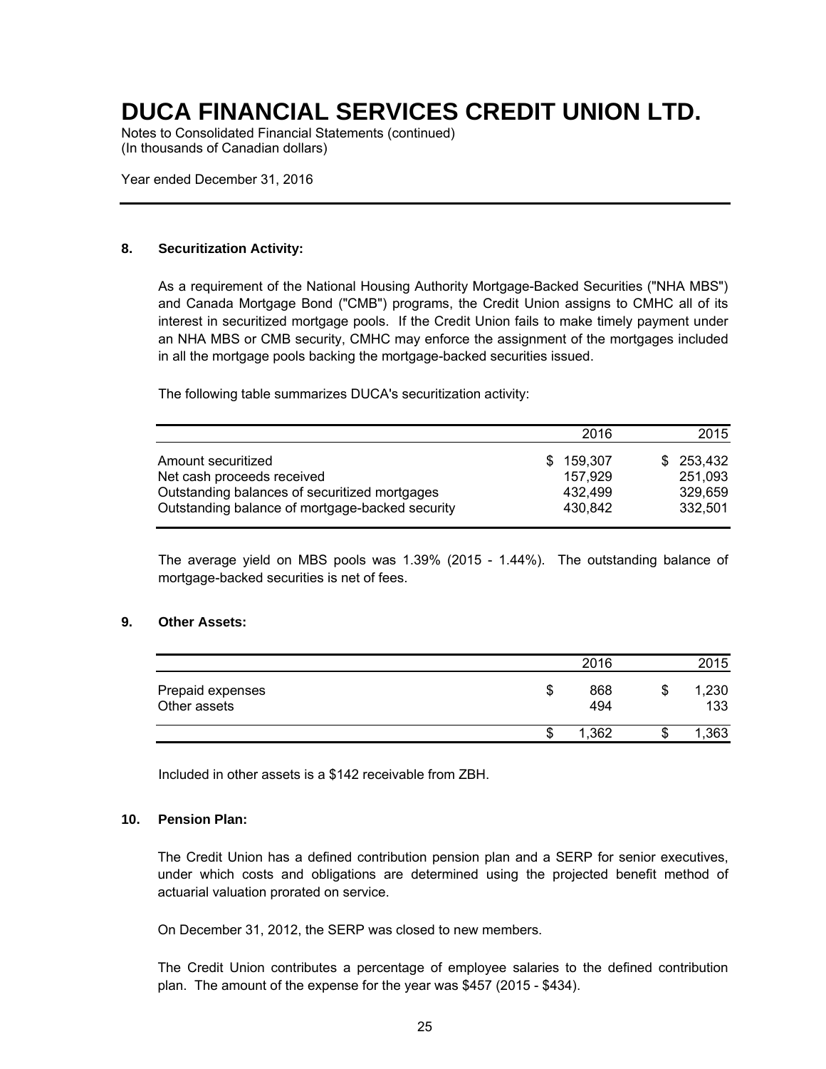# DUCA FINANCIAL SERVICES CREDIT UNION LTD.

Notes to Consolidated Financial Statements (continued)
(In thousands of Canadian dollars)

Year ended December 31, 2016

## 8. Securitization Activity:

As a requirement of the National Housing Authority Mortgage-Backed Securities ("NHA MBS") and Canada Mortgage Bond ("CMB") programs, the Credit Union assigns to CMHC all of its interest in securitized mortgage pools. If the Credit Union fails to make timely payment under an NHA MBS or CMB security, CMHC may enforce the assignment of the mortgages included in all the mortgage pools backing the mortgage-backed securities issued.

The following table summarizes DUCA's securitization activity:

| | 2016 | 2015 |
|---|---|---|
| Amount securitized | $ 159,307 | $ 253,432 |
| Net cash proceeds received | 157,929 | 251,093 |
| Outstanding balances of securitized mortgages | 432,499 | 329,659 |
| Outstanding balance of mortgage-backed security | 430,842 | 332,501 |

The average yield on MBS pools was 1.39% (2015 - 1.44%). The outstanding balance of mortgage-backed securities is net of fees.

## 9. Other Assets:

| | 2016 | 2015 |
|---|---|---|
| Prepaid expenses | $ 868 | $ 1,230 |
| Other assets | 494 | 133 |
| | $ 1,362 | $ 1,363 |

Included in other assets is a $142 receivable from ZBH.

## 10. Pension Plan:

The Credit Union has a defined contribution pension plan and a SERP for senior executives, under which costs and obligations are determined using the projected benefit method of actuarial valuation prorated on service.

On December 31, 2012, the SERP was closed to new members.

The Credit Union contributes a percentage of employee salaries to the defined contribution plan. The amount of the expense for the year was $457 (2015 - $434).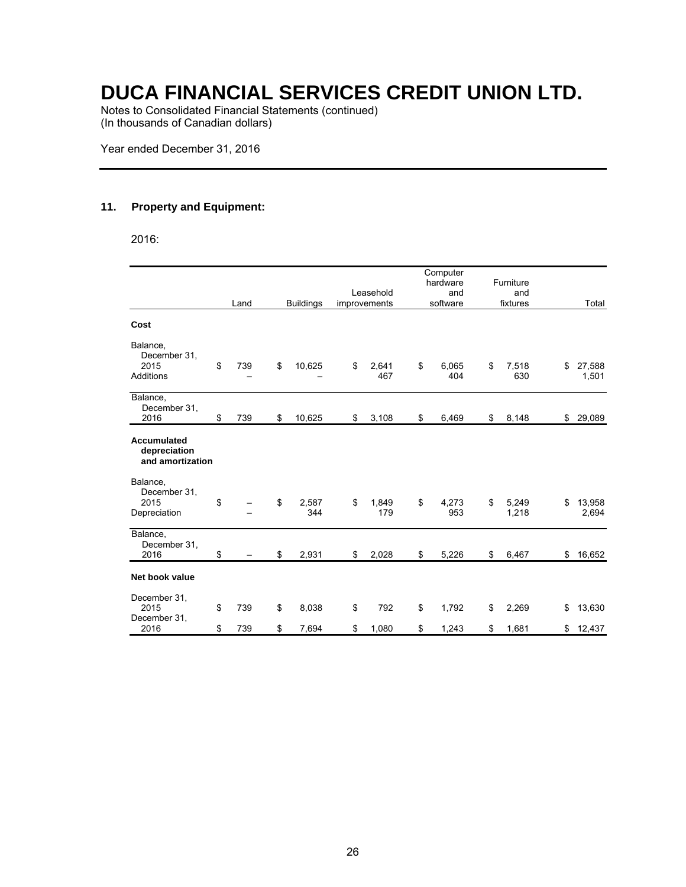# DUCA FINANCIAL SERVICES CREDIT UNION LTD.

Notes to Consolidated Financial Statements (continued)
(In thousands of Canadian dollars)

Year ended December 31, 2016

## 11. Property and Equipment:

2016:

| | Land | Buildings | Leasehold improvements | Computer hardware and software | Furniture and fixtures | Total |
|---|---|---|---|---|---|---|
| **Cost** | | | | | | |
| Balance, December 31, 2015 | $ 739 | $ 10,625 | $ 2,641 | $ 6,065 | $ 7,518 | $ 27,588 |
| Additions | – | – | 467 | 404 | 630 | 1,501 |
| Balance, December 31, 2016 | $ 739 | $ 10,625 | $ 3,108 | $ 6,469 | $ 8,148 | $ 29,089 |
| **Accumulated depreciation and amortization** | | | | | | |
| Balance, December 31, 2015 | $ – | $ 2,587 | $ 1,849 | $ 4,273 | $ 5,249 | $ 13,958 |
| Depreciation | – | 344 | 179 | 953 | 1,218 | 2,694 |
| Balance, December 31, 2016 | $ – | $ 2,931 | $ 2,028 | $ 5,226 | $ 6,467 | $ 16,652 |
| **Net book value** | | | | | | |
| December 31, 2015 | $ 739 | $ 8,038 | $ 792 | $ 1,792 | $ 2,269 | $ 13,630 |
| December 31, 2016 | $ 739 | $ 7,694 | $ 1,080 | $ 1,243 | $ 1,681 | $ 12,437 |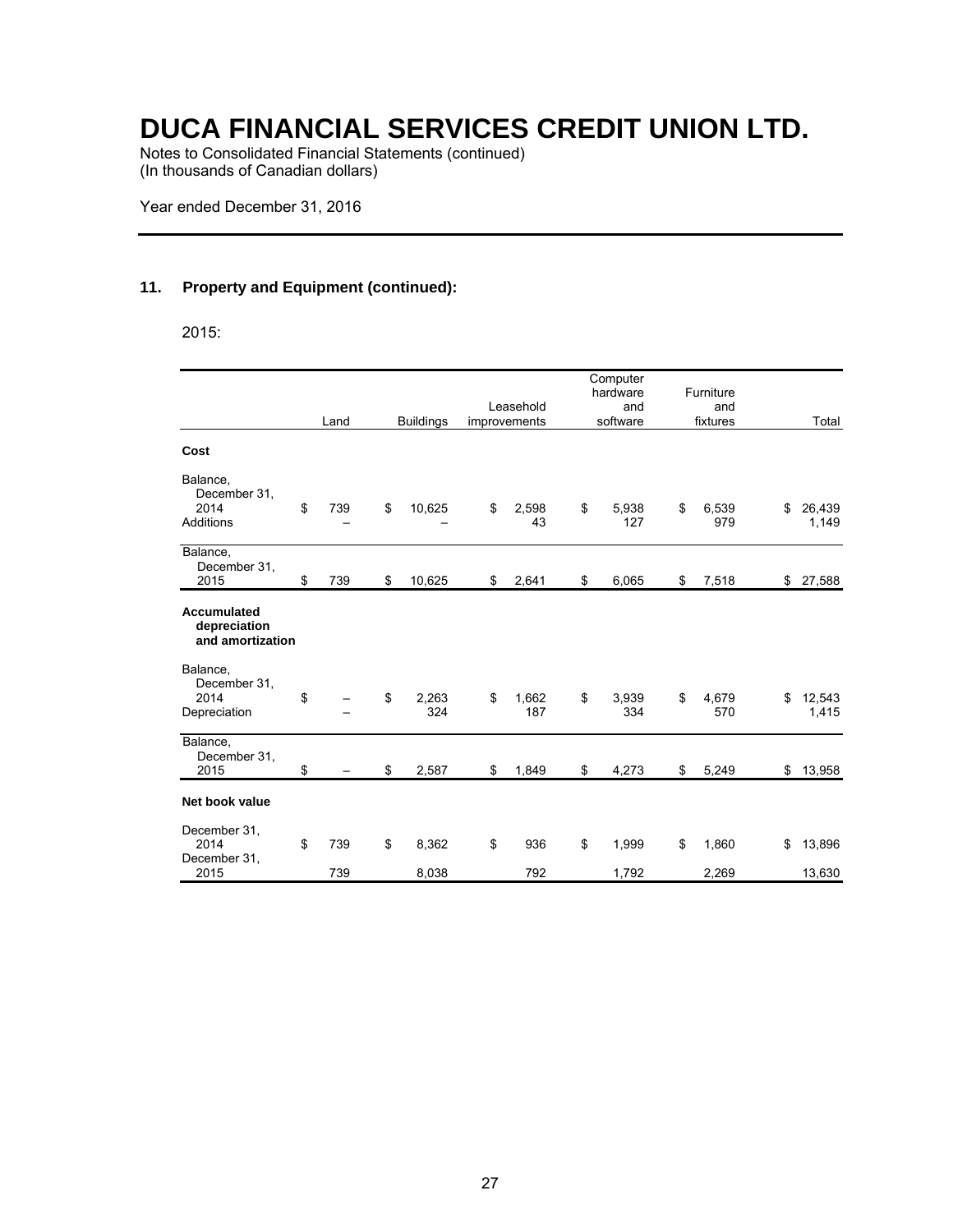# DUCA FINANCIAL SERVICES CREDIT UNION LTD.

Notes to Consolidated Financial Statements (continued)
(In thousands of Canadian dollars)

Year ended December 31, 2016

## 11. Property and Equipment (continued):

2015:

| | Land | Buildings | Leasehold improvements | Computer hardware and software | Furniture and fixtures | Total |
|---|---|---|---|---|---|---|
| **Cost** | | | | | | |
| Balance, December 31, 2014 | $ 739 | $ 10,625 | $ 2,598 | $ 5,938 | $ 6,539 | $ 26,439 |
| Additions | – | – | 43 | 127 | 979 | 1,149 |
| Balance, December 31, 2015 | $ 739 | $ 10,625 | $ 2,641 | $ 6,065 | $ 7,518 | $ 27,588 |
| **Accumulated depreciation and amortization** | | | | | | |
| Balance, December 31, 2014 | $ – | $ 2,263 | $ 1,662 | $ 3,939 | $ 4,679 | $ 12,543 |
| Depreciation | – | 324 | 187 | 334 | 570 | 1,415 |
| Balance, December 31, 2015 | $ – | $ 2,587 | $ 1,849 | $ 4,273 | $ 5,249 | $ 13,958 |
| **Net book value** | | | | | | |
| December 31, 2014 | $ 739 | $ 8,362 | $ 936 | $ 1,999 | $ 1,860 | $ 13,896 |
| December 31, 2015 | 739 | 8,038 | 792 | 1,792 | 2,269 | 13,630 |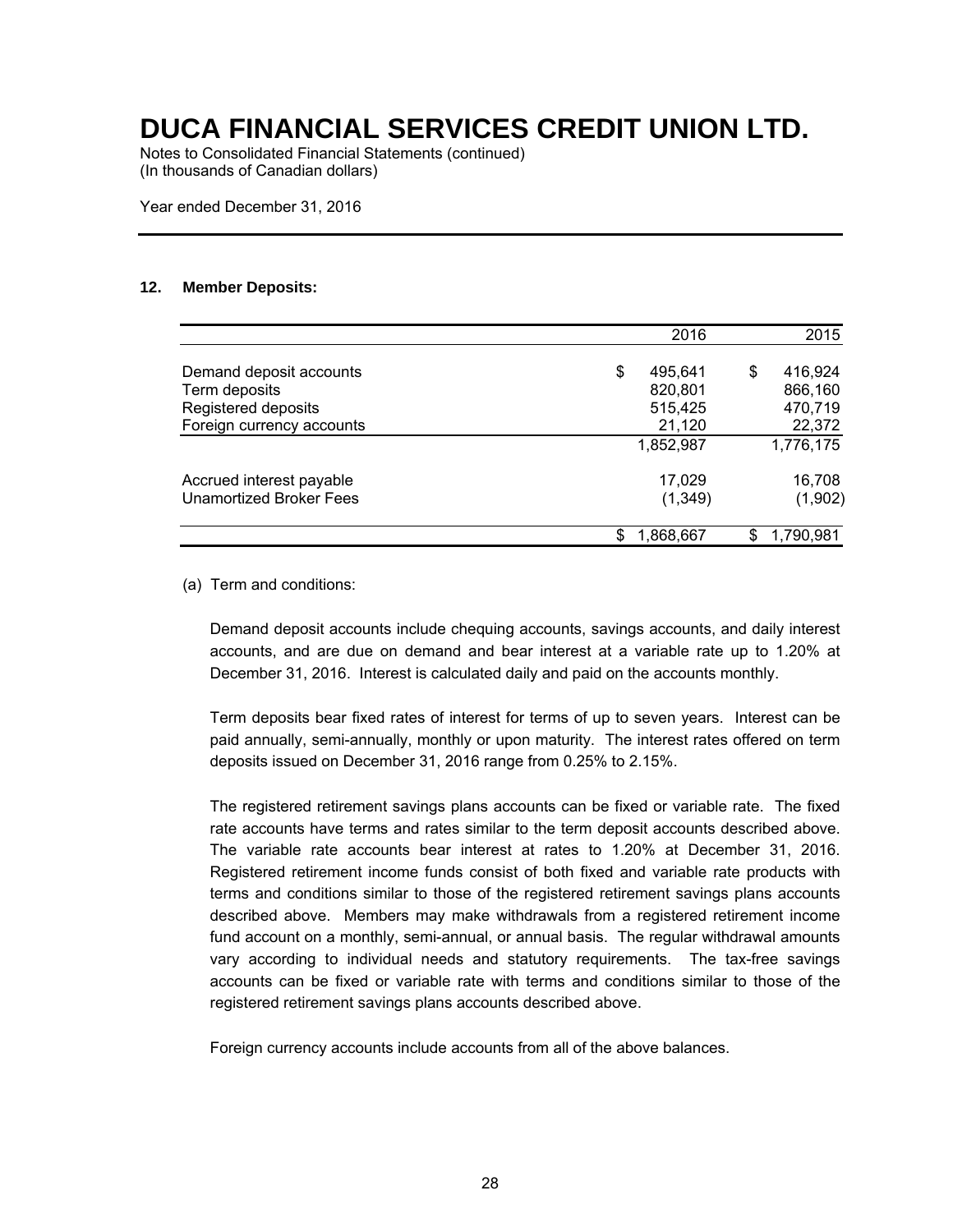# DUCA FINANCIAL SERVICES CREDIT UNION LTD.

Notes to Consolidated Financial Statements (continued)
(In thousands of Canadian dollars)

Year ended December 31, 2016

### 12. Member Deposits:

| | 2016 | 2015 |
|---|---|---|
| Demand deposit accounts | $ 495,641 | $ 416,924 |
| Term deposits | 820,801 | 866,160 |
| Registered deposits | 515,425 | 470,719 |
| Foreign currency accounts | 21,120 | 22,372 |
| | 1,852,987 | 1,776,175 |
| Accrued interest payable | 17,029 | 16,708 |
| Unamortized Broker Fees | (1,349) | (1,902) |
| | $ 1,868,667 | $ 1,790,981 |

(a) Term and conditions:

Demand deposit accounts include chequing accounts, savings accounts, and daily interest accounts, and are due on demand and bear interest at a variable rate up to 1.20% at December 31, 2016. Interest is calculated daily and paid on the accounts monthly.

Term deposits bear fixed rates of interest for terms of up to seven years. Interest can be paid annually, semi-annually, monthly or upon maturity. The interest rates offered on term deposits issued on December 31, 2016 range from 0.25% to 2.15%.

The registered retirement savings plans accounts can be fixed or variable rate. The fixed rate accounts have terms and rates similar to the term deposit accounts described above. The variable rate accounts bear interest at rates to 1.20% at December 31, 2016. Registered retirement income funds consist of both fixed and variable rate products with terms and conditions similar to those of the registered retirement savings plans accounts described above. Members may make withdrawals from a registered retirement income fund account on a monthly, semi-annual, or annual basis. The regular withdrawal amounts vary according to individual needs and statutory requirements. The tax-free savings accounts can be fixed or variable rate with terms and conditions similar to those of the registered retirement savings plans accounts described above.

Foreign currency accounts include accounts from all of the above balances.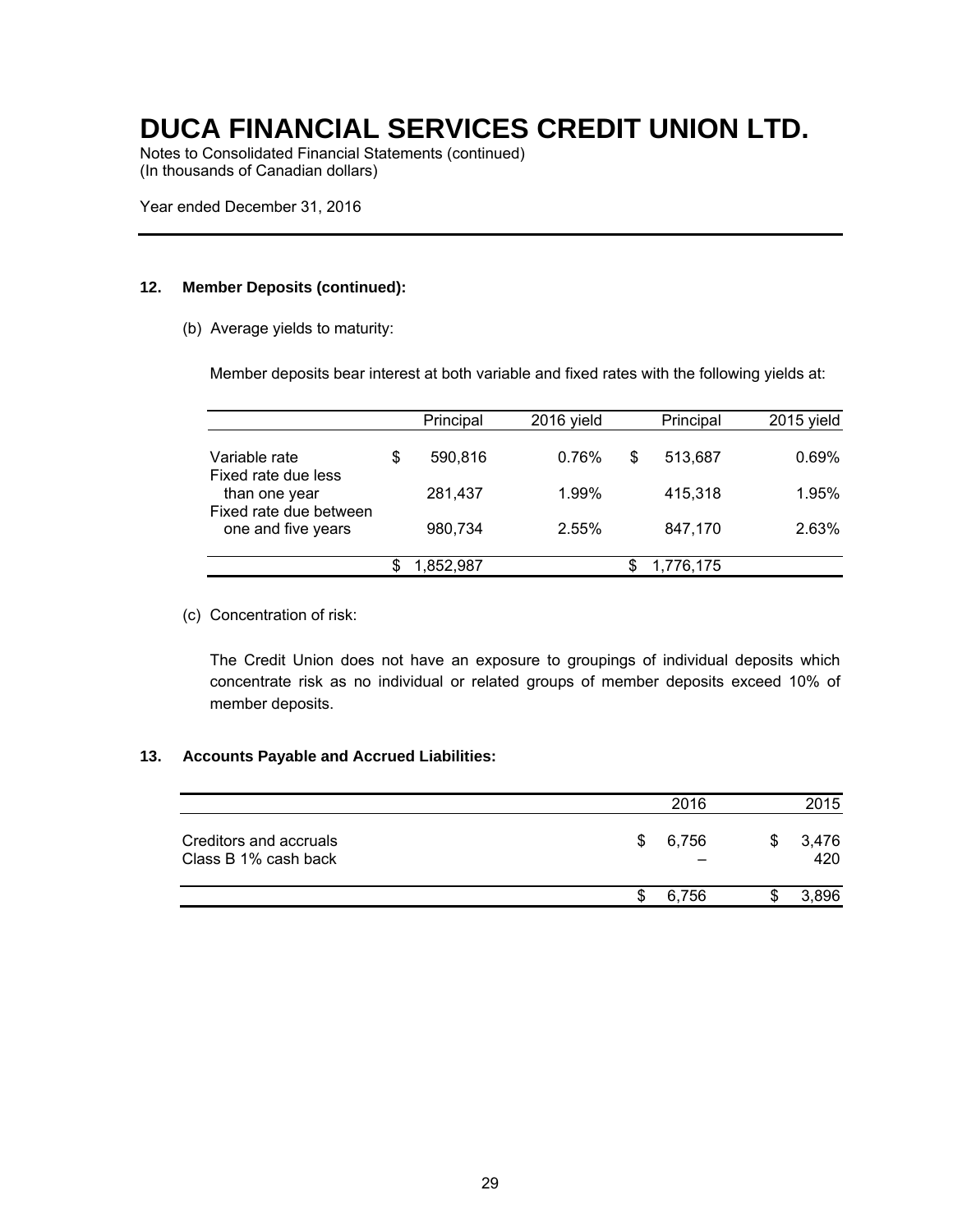# DUCA FINANCIAL SERVICES CREDIT UNION LTD.

Notes to Consolidated Financial Statements (continued)
(In thousands of Canadian dollars)

Year ended December 31, 2016

### 12. Member Deposits (continued):

(b) Average yields to maturity:

Member deposits bear interest at both variable and fixed rates with the following yields at:

| | Principal | 2016 yield | Principal | 2015 yield |
|---|---|---|---|---|
| Variable rate | $ 590,816 | 0.76% | $ 513,687 | 0.69% |
| Fixed rate due less than one year | 281,437 | 1.99% | 415,318 | 1.95% |
| Fixed rate due between one and five years | 980,734 | 2.55% | 847,170 | 2.63% |
| | $ 1,852,987 | | $ 1,776,175 | |

(c) Concentration of risk:

The Credit Union does not have an exposure to groupings of individual deposits which concentrate risk as no individual or related groups of member deposits exceed 10% of member deposits.

### 13. Accounts Payable and Accrued Liabilities:

| | 2016 | 2015 |
|---|---|---|
| Creditors and accruals | $ 6,756 | $ 3,476 |
| Class B 1% cash back | – | 420 |
| | $ 6,756 | $ 3,896 |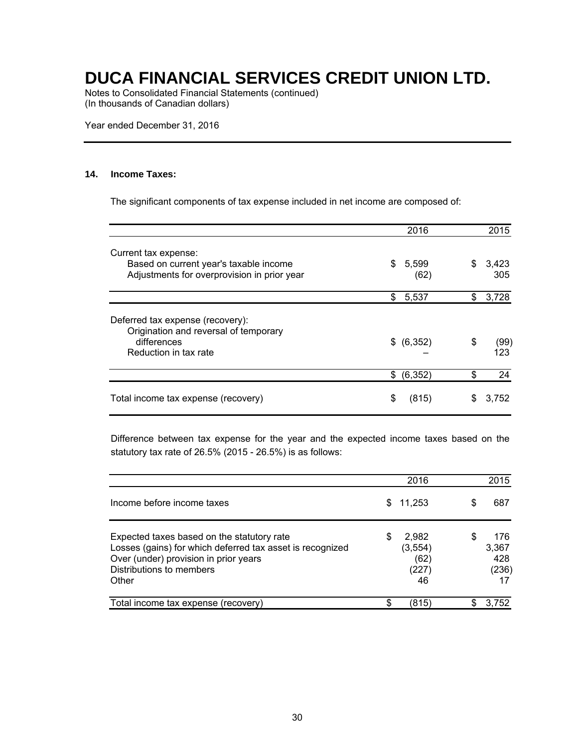# DUCA FINANCIAL SERVICES CREDIT UNION LTD.

Notes to Consolidated Financial Statements (continued)
(In thousands of Canadian dollars)

Year ended December 31, 2016

## 14. Income Taxes:

The significant components of tax expense included in net income are composed of:

| | 2016 | 2015 |
|---|---|---|
| Current tax expense: | | |
| Based on current year's taxable income | $ 5,599 | $ 3,423 |
| Adjustments for overprovision in prior year | (62) | 305 |
| | $ 5,537 | $ 3,728 |
| Deferred tax expense (recovery): | | |
| Origination and reversal of temporary differences | $ (6,352) | $ (99) |
| Reduction in tax rate | – | 123 |
| | $ (6,352) | $ 24 |
| Total income tax expense (recovery) | $ (815) | $ 3,752 |

Difference between tax expense for the year and the expected income taxes based on the statutory tax rate of 26.5% (2015 - 26.5%) is as follows:

| | 2016 | 2015 |
|---|---|---|
| Income before income taxes | $ 11,253 | $ 687 |
| Expected taxes based on the statutory rate | $ 2,982 | $ 176 |
| Losses (gains) for which deferred tax asset is recognized | (3,554) | 3,367 |
| Over (under) provision in prior years | (62) | 428 |
| Distributions to members | (227) | (236) |
| Other | 46 | 17 |
| Total income tax expense (recovery) | $ (815) | $ 3,752 |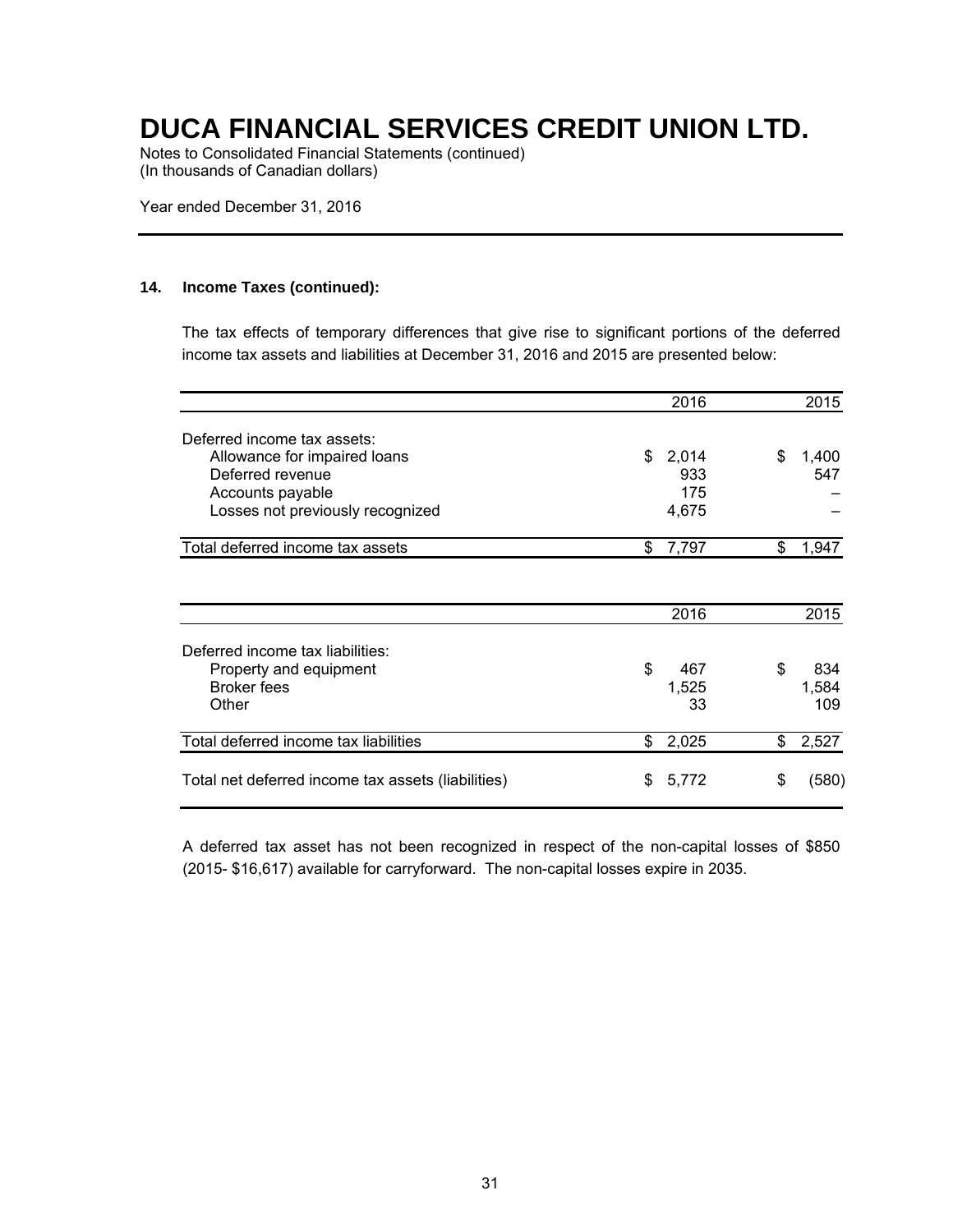# DUCA FINANCIAL SERVICES CREDIT UNION LTD.

Notes to Consolidated Financial Statements (continued)
(In thousands of Canadian dollars)

Year ended December 31, 2016

### 14. Income Taxes (continued):

The tax effects of temporary differences that give rise to significant portions of the deferred income tax assets and liabilities at December 31, 2016 and 2015 are presented below:

| | 2016 | 2015 |
|---|---|---|
| Deferred income tax assets: | | |
| Allowance for impaired loans | $ 2,014 | $ 1,400 |
| Deferred revenue | 933 | 547 |
| Accounts payable | 175 | – |
| Losses not previously recognized | 4,675 | – |
| Total deferred income tax assets | $ 7,797 | $ 1,947 |

| | 2016 | 2015 |
|---|---|---|
| Deferred income tax liabilities: | | |
| Property and equipment | $ 467 | $ 834 |
| Broker fees | 1,525 | 1,584 |
| Other | 33 | 109 |
| Total deferred income tax liabilities | $ 2,025 | $ 2,527 |
| Total net deferred income tax assets (liabilities) | $ 5,772 | $ (580) |

A deferred tax asset has not been recognized in respect of the non-capital losses of $850 (2015- $16,617) available for carryforward. The non-capital losses expire in 2035.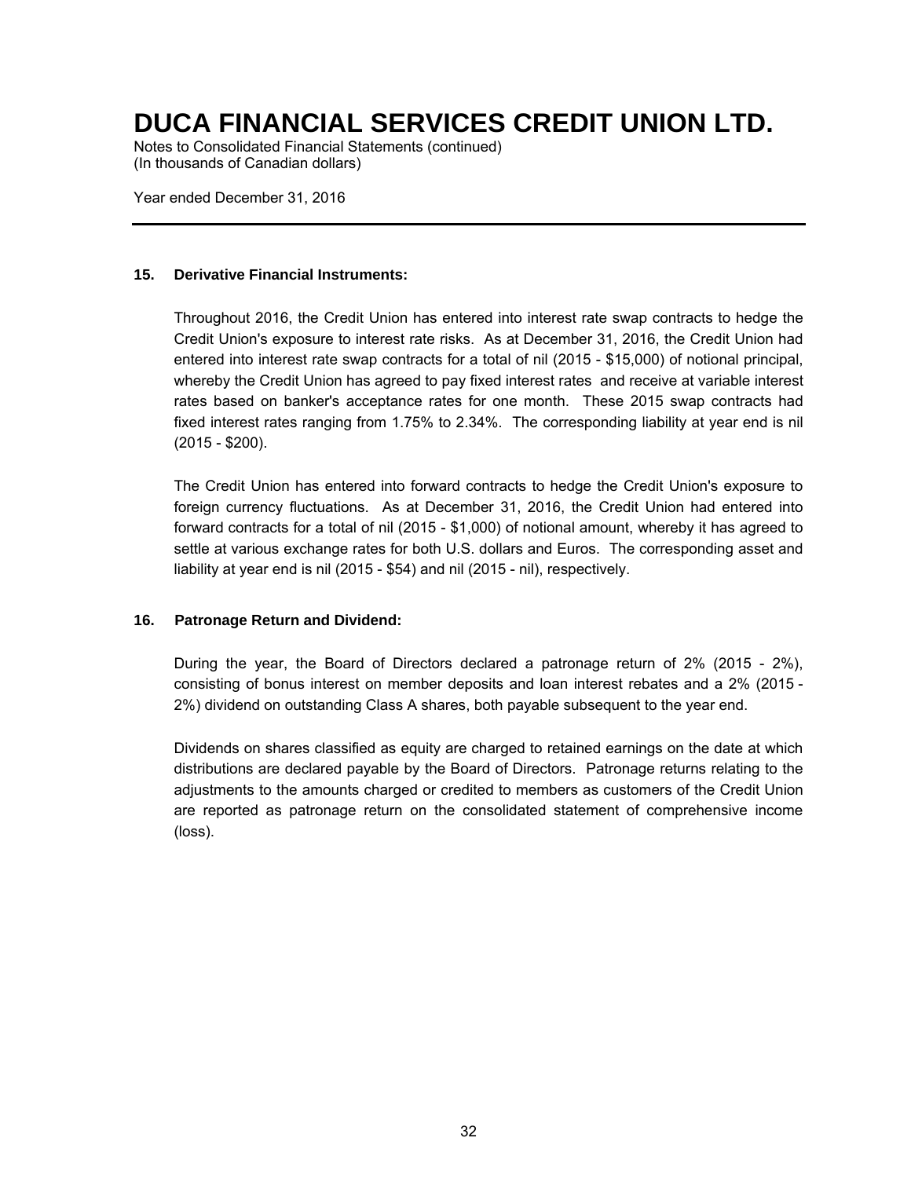# DUCA FINANCIAL SERVICES CREDIT UNION LTD.

Notes to Consolidated Financial Statements (continued)
(In thousands of Canadian dollars)

Year ended December 31, 2016

---

## 15. Derivative Financial Instruments:

Throughout 2016, the Credit Union has entered into interest rate swap contracts to hedge the Credit Union's exposure to interest rate risks. As at December 31, 2016, the Credit Union had entered into interest rate swap contracts for a total of nil (2015 - $15,000) of notional principal, whereby the Credit Union has agreed to pay fixed interest rates and receive at variable interest rates based on banker's acceptance rates for one month. These 2015 swap contracts had fixed interest rates ranging from 1.75% to 2.34%. The corresponding liability at year end is nil (2015 - $200).

The Credit Union has entered into forward contracts to hedge the Credit Union's exposure to foreign currency fluctuations. As at December 31, 2016, the Credit Union had entered into forward contracts for a total of nil (2015 - $1,000) of notional amount, whereby it has agreed to settle at various exchange rates for both U.S. dollars and Euros. The corresponding asset and liability at year end is nil (2015 - $54) and nil (2015 - nil), respectively.

## 16. Patronage Return and Dividend:

During the year, the Board of Directors declared a patronage return of 2% (2015 - 2%), consisting of bonus interest on member deposits and loan interest rebates and a 2% (2015 - 2%) dividend on outstanding Class A shares, both payable subsequent to the year end.

Dividends on shares classified as equity are charged to retained earnings on the date at which distributions are declared payable by the Board of Directors. Patronage returns relating to the adjustments to the amounts charged or credited to members as customers of the Credit Union are reported as patronage return on the consolidated statement of comprehensive income (loss).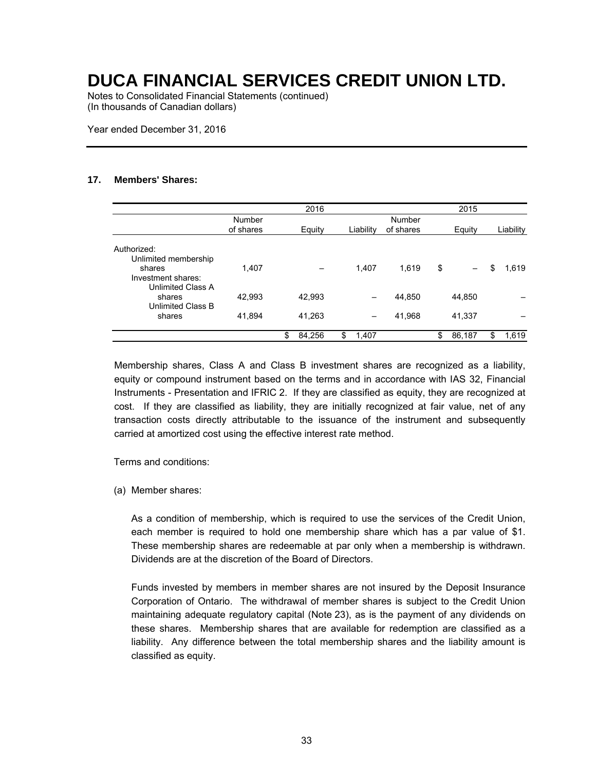# DUCA FINANCIAL SERVICES CREDIT UNION LTD.

Notes to Consolidated Financial Statements (continued)
(In thousands of Canadian dollars)

Year ended December 31, 2016

### 17. Members' Shares:

| | 2016 | | | 2015 | | |
|---|---|---|---|---|---|---|
| | Number of shares | Equity | Liability | Number of shares | Equity | Liability |
| Authorized: | | | | | | |
| Unlimited membership shares | 1,407 | – | 1,407 | 1,619 | $ – | $ 1,619 |
| Investment shares: | | | | | | |
| Unlimited Class A shares | 42,993 | 42,993 | – | 44,850 | 44,850 | – |
| Unlimited Class B shares | 41,894 | 41,263 | – | 41,968 | 41,337 | – |
| | | $ 84,256 | $ 1,407 | | $ 86,187 | $ 1,619 |

Membership shares, Class A and Class B investment shares are recognized as a liability, equity or compound instrument based on the terms and in accordance with IAS 32, Financial Instruments - Presentation and IFRIC 2. If they are classified as equity, they are recognized at cost. If they are classified as liability, they are initially recognized at fair value, net of any transaction costs directly attributable to the issuance of the instrument and subsequently carried at amortized cost using the effective interest rate method.

Terms and conditions:

(a) Member shares:

As a condition of membership, which is required to use the services of the Credit Union, each member is required to hold one membership share which has a par value of $1. These membership shares are redeemable at par only when a membership is withdrawn. Dividends are at the discretion of the Board of Directors.

Funds invested by members in member shares are not insured by the Deposit Insurance Corporation of Ontario. The withdrawal of member shares is subject to the Credit Union maintaining adequate regulatory capital (Note 23), as is the payment of any dividends on these shares. Membership shares that are available for redemption are classified as a liability. Any difference between the total membership shares and the liability amount is classified as equity.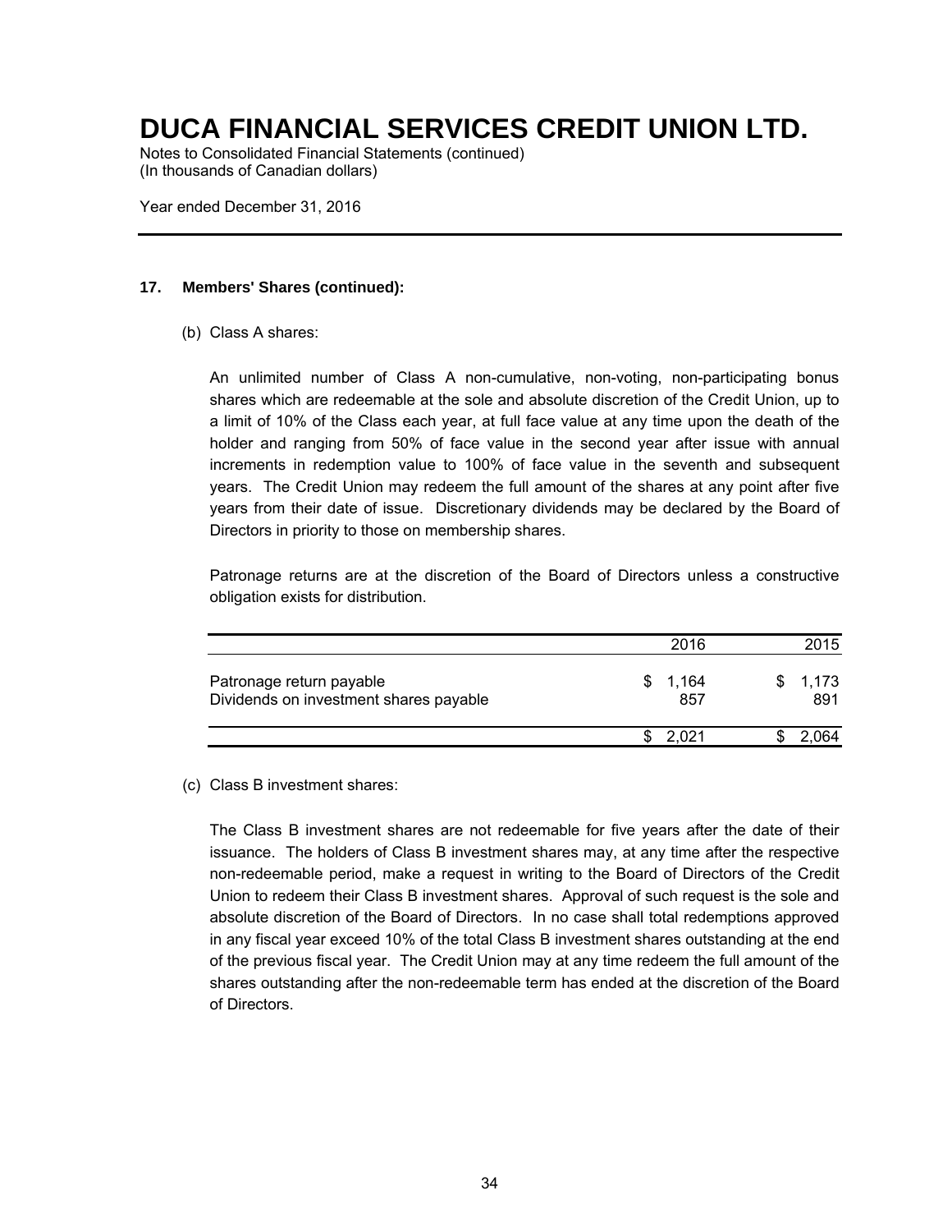# DUCA FINANCIAL SERVICES CREDIT UNION LTD.

Notes to Consolidated Financial Statements (continued)
(In thousands of Canadian dollars)

Year ended December 31, 2016

**17. Members' Shares (continued):**

(b) Class A shares:

An unlimited number of Class A non-cumulative, non-voting, non-participating bonus shares which are redeemable at the sole and absolute discretion of the Credit Union, up to a limit of 10% of the Class each year, at full face value at any time upon the death of the holder and ranging from 50% of face value in the second year after issue with annual increments in redemption value to 100% of face value in the seventh and subsequent years. The Credit Union may redeem the full amount of the shares at any point after five years from their date of issue. Discretionary dividends may be declared by the Board of Directors in priority to those on membership shares.

Patronage returns are at the discretion of the Board of Directors unless a constructive obligation exists for distribution.

| | 2016 | 2015 |
|---|---|---|
| Patronage return payable | $ 1,164 | $ 1,173 |
| Dividends on investment shares payable | 857 | 891 |
| | $ 2,021 | $ 2,064 |

(c) Class B investment shares:

The Class B investment shares are not redeemable for five years after the date of their issuance. The holders of Class B investment shares may, at any time after the respective non-redeemable period, make a request in writing to the Board of Directors of the Credit Union to redeem their Class B investment shares. Approval of such request is the sole and absolute discretion of the Board of Directors. In no case shall total redemptions approved in any fiscal year exceed 10% of the total Class B investment shares outstanding at the end of the previous fiscal year. The Credit Union may at any time redeem the full amount of the shares outstanding after the non-redeemable term has ended at the discretion of the Board of Directors.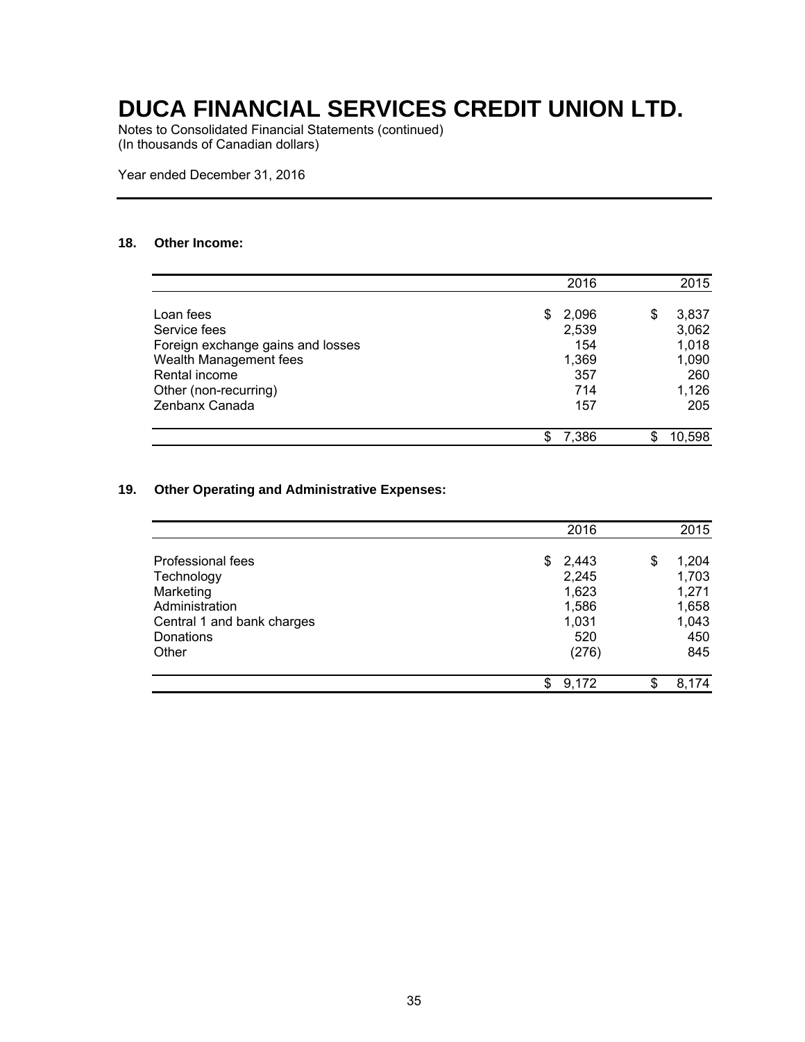# DUCA FINANCIAL SERVICES CREDIT UNION LTD.

Notes to Consolidated Financial Statements (continued)
(In thousands of Canadian dollars)

Year ended December 31, 2016

### 18. Other Income:

| | 2016 | 2015 |
|---|---|---|
| Loan fees | $ 2,096 | $ 3,837 |
| Service fees | 2,539 | 3,062 |
| Foreign exchange gains and losses | 154 | 1,018 |
| Wealth Management fees | 1,369 | 1,090 |
| Rental income | 357 | 260 |
| Other (non-recurring) | 714 | 1,126 |
| Zenbanx Canada | 157 | 205 |
| | $ 7,386 | $ 10,598 |

### 19. Other Operating and Administrative Expenses:

| | 2016 | 2015 |
|---|---|---|
| Professional fees | $ 2,443 | $ 1,204 |
| Technology | 2,245 | 1,703 |
| Marketing | 1,623 | 1,271 |
| Administration | 1,586 | 1,658 |
| Central 1 and bank charges | 1,031 | 1,043 |
| Donations | 520 | 450 |
| Other | (276) | 845 |
| | $ 9,172 | $ 8,174 |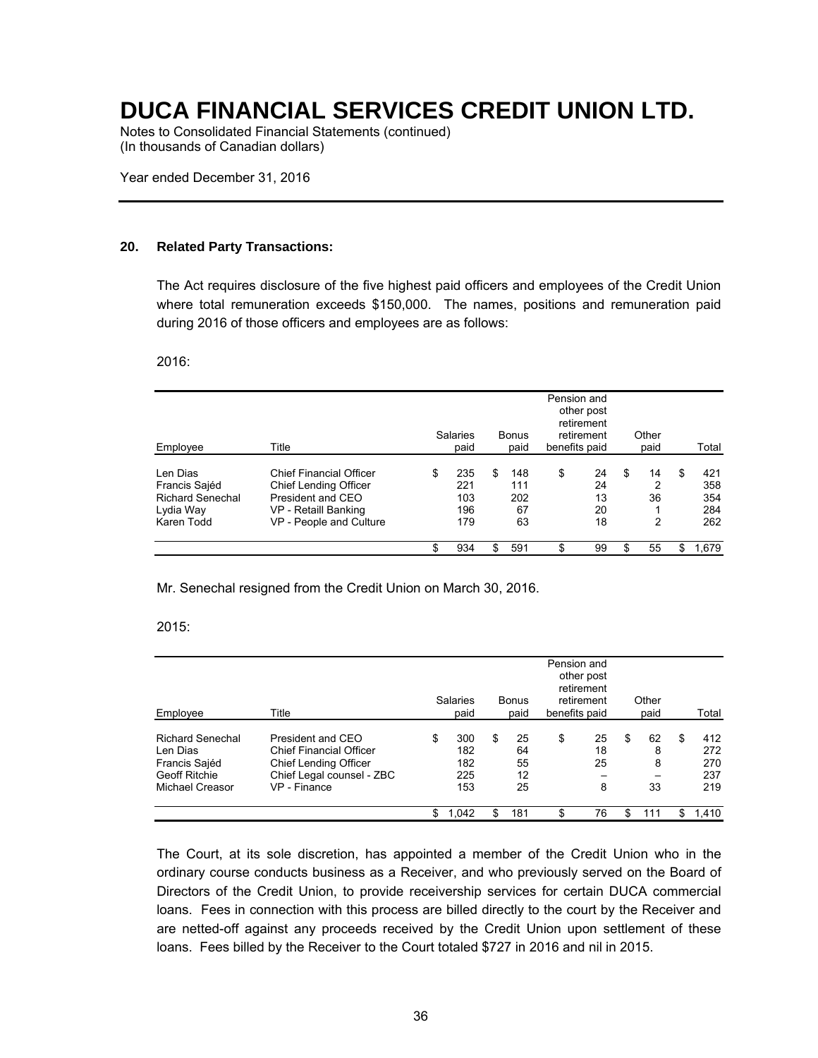# DUCA FINANCIAL SERVICES CREDIT UNION LTD.

Notes to Consolidated Financial Statements (continued)
(In thousands of Canadian dollars)

Year ended December 31, 2016

**20. Related Party Transactions:**

The Act requires disclosure of the five highest paid officers and employees of the Credit Union where total remuneration exceeds $150,000. The names, positions and remuneration paid during 2016 of those officers and employees are as follows:

2016:

| Employee | Title | Salaries paid | Bonus paid | Pension and other post retirement retirement benefits paid | Other paid | Total |
|---|---|---|---|---|---|---|
| Len Dias | Chief Financial Officer | $ 235 | $ 148 | $ 24 | $ 14 | $ 421 |
| Francis Sajéd | Chief Lending Officer | 221 | 111 | 24 | 2 | 358 |
| Richard Senechal | President and CEO | 103 | 202 | 13 | 36 | 354 |
| Lydia Way | VP - Retaill Banking | 196 | 67 | 20 | 1 | 284 |
| Karen Todd | VP - People and Culture | 179 | 63 | 18 | 2 | 262 |
| | | $ 934 | $ 591 | $ 99 | $ 55 | $ 1,679 |

Mr. Senechal resigned from the Credit Union on March 30, 2016.

2015:

| Employee | Title | Salaries paid | Bonus paid | Pension and other post retirement retirement benefits paid | Other paid | Total |
|---|---|---|---|---|---|---|
| Richard Senechal | President and CEO | $ 300 | $ 25 | $ 25 | $ 62 | $ 412 |
| Len Dias | Chief Financial Officer | 182 | 64 | 18 | 8 | 272 |
| Francis Sajéd | Chief Lending Officer | 182 | 55 | 25 | 8 | 270 |
| Geoff Ritchie | Chief Legal counsel - ZBC | 225 | 12 | – | – | 237 |
| Michael Creasor | VP - Finance | 153 | 25 | 8 | 33 | 219 |
| | | $ 1,042 | $ 181 | $ 76 | $ 111 | $ 1,410 |

The Court, at its sole discretion, has appointed a member of the Credit Union who in the ordinary course conducts business as a Receiver, and who previously served on the Board of Directors of the Credit Union, to provide receivership services for certain DUCA commercial loans. Fees in connection with this process are billed directly to the court by the Receiver and are netted-off against any proceeds received by the Credit Union upon settlement of these loans. Fees billed by the Receiver to the Court totaled $727 in 2016 and nil in 2015.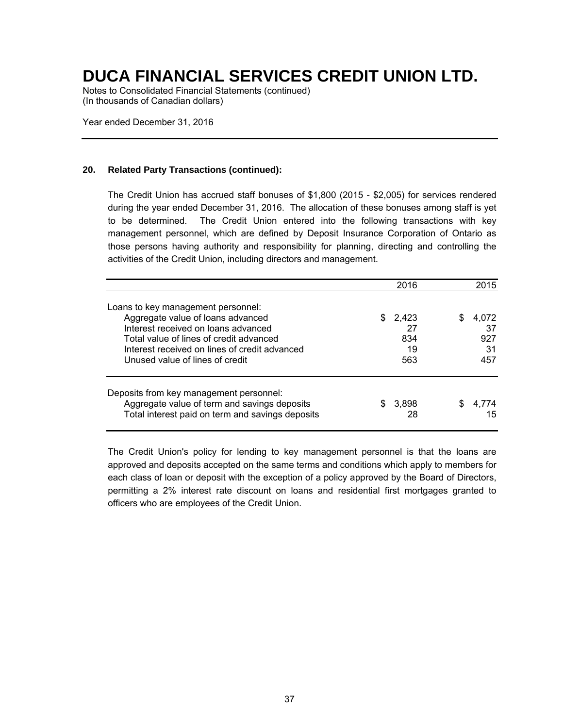# DUCA FINANCIAL SERVICES CREDIT UNION LTD.

Notes to Consolidated Financial Statements (continued)
(In thousands of Canadian dollars)

Year ended December 31, 2016

**20. Related Party Transactions (continued):**

The Credit Union has accrued staff bonuses of $1,800 (2015 - $2,005) for services rendered during the year ended December 31, 2016. The allocation of these bonuses among staff is yet to be determined. The Credit Union entered into the following transactions with key management personnel, which are defined by Deposit Insurance Corporation of Ontario as those persons having authority and responsibility for planning, directing and controlling the activities of the Credit Union, including directors and management.

| | 2016 | 2015 |
|---|---|---|
| Loans to key management personnel: | | |
| Aggregate value of loans advanced | $ 2,423 | $ 4,072 |
| Interest received on loans advanced | 27 | 37 |
| Total value of lines of credit advanced | 834 | 927 |
| Interest received on lines of credit advanced | 19 | 31 |
| Unused value of lines of credit | 563 | 457 |
| Deposits from key management personnel: | | |
| Aggregate value of term and savings deposits | $ 3,898 | $ 4,774 |
| Total interest paid on term and savings deposits | 28 | 15 |

The Credit Union's policy for lending to key management personnel is that the loans are approved and deposits accepted on the same terms and conditions which apply to members for each class of loan or deposit with the exception of a policy approved by the Board of Directors, permitting a 2% interest rate discount on loans and residential first mortgages granted to officers who are employees of the Credit Union.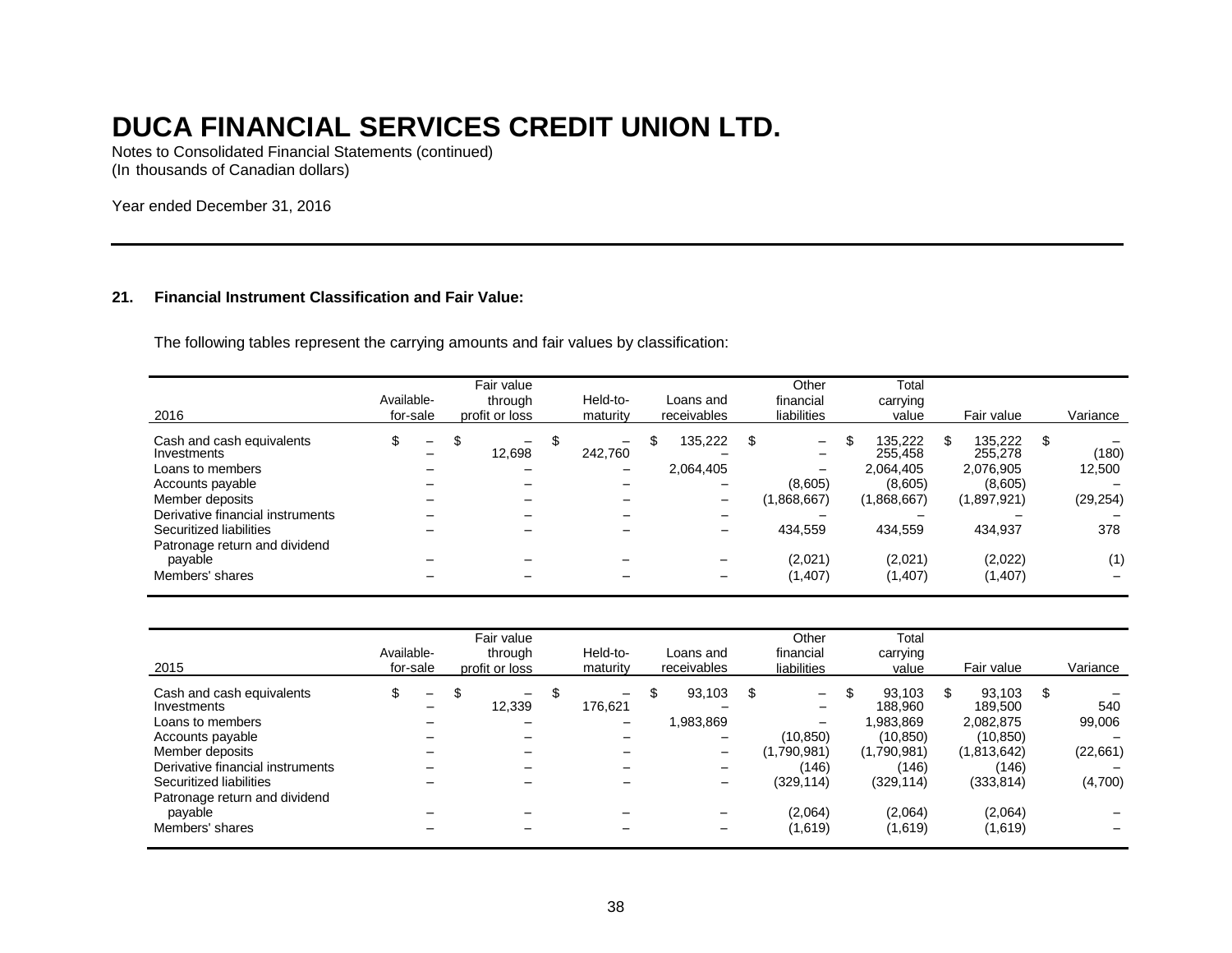# DUCA FINANCIAL SERVICES CREDIT UNION LTD.

Notes to Consolidated Financial Statements (continued)
(In thousands of Canadian dollars)

Year ended December 31, 2016

## 21. Financial Instrument Classification and Fair Value:

The following tables represent the carrying amounts and fair values by classification:

| 2016 | Available-for-sale | Fair value through profit or loss | Held-to-maturity | Loans and receivables | Other financial liabilities | Total carrying value | Fair value | Variance |
|---|---|---|---|---|---|---|---|---|
| Cash and cash equivalents | $ – | $ – | $ – | $ 135,222 | $ – | $ 135,222 | $ 135,222 | $ – |
| Investments | – | 12,698 | 242,760 | – | – | 255,458 | 255,278 | (180) |
| Loans to members | – | – | – | 2,064,405 | – | 2,064,405 | 2,076,905 | 12,500 |
| Accounts payable | – | – | – | – | (8,605) | (8,605) | (8,605) | – |
| Member deposits | – | – | – | – | (1,868,667) | (1,868,667) | (1,897,921) | (29,254) |
| Derivative financial instruments | – | – | – | – | – | – | – | – |
| Securitized liabilities | – | – | – | – | 434,559 | 434,559 | 434,937 | 378 |
| Patronage return and dividend payable | – | – | – | – | (2,021) | (2,021) | (2,022) | (1) |
| Members' shares | – | – | – | – | (1,407) | (1,407) | (1,407) | – |

| 2015 | Available-for-sale | Fair value through profit or loss | Held-to-maturity | Loans and receivables | Other financial liabilities | Total carrying value | Fair value | Variance |
|---|---|---|---|---|---|---|---|---|
| Cash and cash equivalents | $ – | $ – | $ – | $ 93,103 | $ – | $ 93,103 | $ 93,103 | $ – |
| Investments | – | 12,339 | 176,621 | – | – | 188,960 | 189,500 | 540 |
| Loans to members | – | – | – | 1,983,869 | – | 1,983,869 | 2,082,875 | 99,006 |
| Accounts payable | – | – | – | – | (10,850) | (10,850) | (10,850) | – |
| Member deposits | – | – | – | – | (1,790,981) | (1,790,981) | (1,813,642) | (22,661) |
| Derivative financial instruments | – | – | – | – | (146) | (146) | (146) | – |
| Securitized liabilities | – | – | – | – | (329,114) | (329,114) | (333,814) | (4,700) |
| Patronage return and dividend payable | – | – | – | – | (2,064) | (2,064) | (2,064) | – |
| Members' shares | – | – | – | – | (1,619) | (1,619) | (1,619) | – |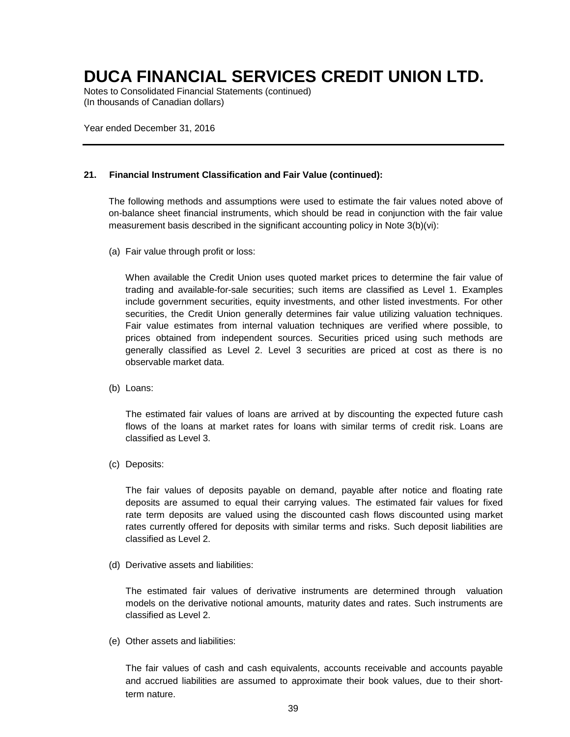# DUCA FINANCIAL SERVICES CREDIT UNION LTD.

Notes to Consolidated Financial Statements (continued)
(In thousands of Canadian dollars)

Year ended December 31, 2016

---

**21. Financial Instrument Classification and Fair Value (continued):**

The following methods and assumptions were used to estimate the fair values noted above of on-balance sheet financial instruments, which should be read in conjunction with the fair value measurement basis described in the significant accounting policy in Note 3(b)(vi):

(a) Fair value through profit or loss:

When available the Credit Union uses quoted market prices to determine the fair value of trading and available-for-sale securities; such items are classified as Level 1. Examples include government securities, equity investments, and other listed investments. For other securities, the Credit Union generally determines fair value utilizing valuation techniques. Fair value estimates from internal valuation techniques are verified where possible, to prices obtained from independent sources. Securities priced using such methods are generally classified as Level 2. Level 3 securities are priced at cost as there is no observable market data.

(b) Loans:

The estimated fair values of loans are arrived at by discounting the expected future cash flows of the loans at market rates for loans with similar terms of credit risk. Loans are classified as Level 3.

(c) Deposits:

The fair values of deposits payable on demand, payable after notice and floating rate deposits are assumed to equal their carrying values. The estimated fair values for fixed rate term deposits are valued using the discounted cash flows discounted using market rates currently offered for deposits with similar terms and risks. Such deposit liabilities are classified as Level 2.

(d) Derivative assets and liabilities:

The estimated fair values of derivative instruments are determined through valuation models on the derivative notional amounts, maturity dates and rates. Such instruments are classified as Level 2.

(e) Other assets and liabilities:

The fair values of cash and cash equivalents, accounts receivable and accounts payable and accrued liabilities are assumed to approximate their book values, due to their short-term nature.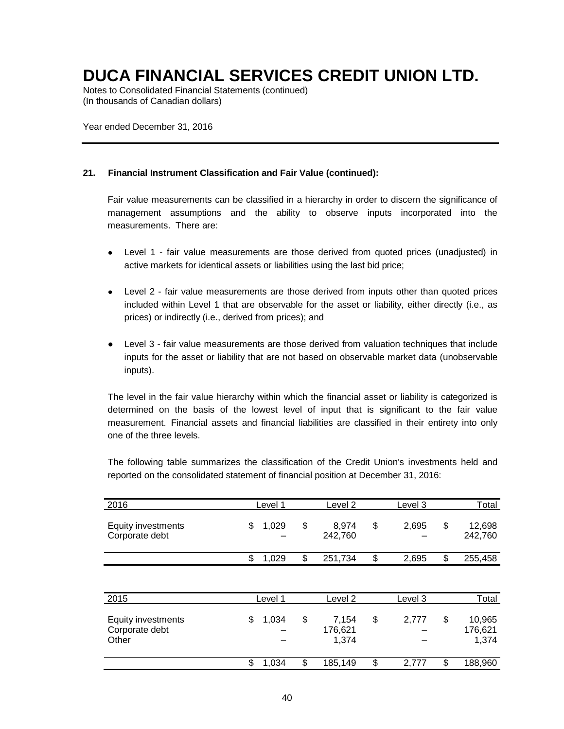# DUCA FINANCIAL SERVICES CREDIT UNION LTD.

Notes to Consolidated Financial Statements (continued)
(In thousands of Canadian dollars)

Year ended December 31, 2016

**21. Financial Instrument Classification and Fair Value (continued):**

Fair value measurements can be classified in a hierarchy in order to discern the significance of management assumptions and the ability to observe inputs incorporated into the measurements. There are:

- Level 1 - fair value measurements are those derived from quoted prices (unadjusted) in active markets for identical assets or liabilities using the last bid price;
- Level 2 - fair value measurements are those derived from inputs other than quoted prices included within Level 1 that are observable for the asset or liability, either directly (i.e., as prices) or indirectly (i.e., derived from prices); and
- Level 3 - fair value measurements are those derived from valuation techniques that include inputs for the asset or liability that are not based on observable market data (unobservable inputs).

The level in the fair value hierarchy within which the financial asset or liability is categorized is determined on the basis of the lowest level of input that is significant to the fair value measurement. Financial assets and financial liabilities are classified in their entirety into only one of the three levels.

The following table summarizes the classification of the Credit Union's investments held and reported on the consolidated statement of financial position at December 31, 2016:

| 2016 | Level 1 | Level 2 | Level 3 | Total |
|---|---|---|---|---|
| Equity investments | $ 1,029 | $ 8,974 | $ 2,695 | $ 12,698 |
| Corporate debt | – | 242,760 | – | 242,760 |
| | $ 1,029 | $ 251,734 | $ 2,695 | $ 255,458 |

| 2015 | Level 1 | Level 2 | Level 3 | Total |
|---|---|---|---|---|
| Equity investments | $ 1,034 | $ 7,154 | $ 2,777 | $ 10,965 |
| Corporate debt | – | 176,621 | – | 176,621 |
| Other | – | 1,374 | – | 1,374 |
| | $ 1,034 | $ 185,149 | $ 2,777 | $ 188,960 |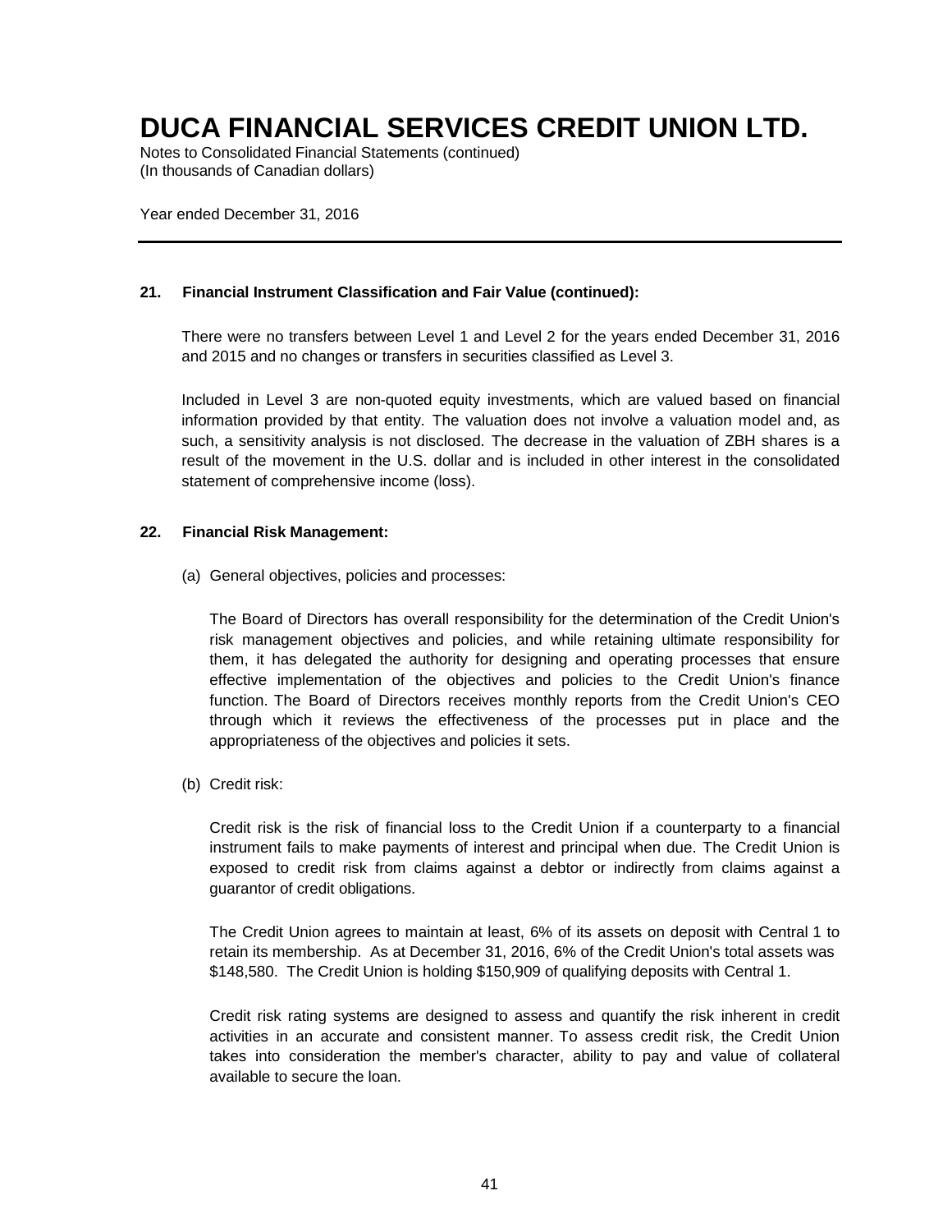# DUCA FINANCIAL SERVICES CREDIT UNION LTD.

Notes to Consolidated Financial Statements (continued)
(In thousands of Canadian dollars)

Year ended December 31, 2016

---

**21. Financial Instrument Classification and Fair Value (continued):**

There were no transfers between Level 1 and Level 2 for the years ended December 31, 2016 and 2015 and no changes or transfers in securities classified as Level 3.

Included in Level 3 are non-quoted equity investments, which are valued based on financial information provided by that entity. The valuation does not involve a valuation model and, as such, a sensitivity analysis is not disclosed. The decrease in the valuation of ZBH shares is a result of the movement in the U.S. dollar and is included in other interest in the consolidated statement of comprehensive income (loss).

**22. Financial Risk Management:**

(a) General objectives, policies and processes:

The Board of Directors has overall responsibility for the determination of the Credit Union's risk management objectives and policies, and while retaining ultimate responsibility for them, it has delegated the authority for designing and operating processes that ensure effective implementation of the objectives and policies to the Credit Union's finance function. The Board of Directors receives monthly reports from the Credit Union's CEO through which it reviews the effectiveness of the processes put in place and the appropriateness of the objectives and policies it sets.

(b) Credit risk:

Credit risk is the risk of financial loss to the Credit Union if a counterparty to a financial instrument fails to make payments of interest and principal when due. The Credit Union is exposed to credit risk from claims against a debtor or indirectly from claims against a guarantor of credit obligations.

The Credit Union agrees to maintain at least, 6% of its assets on deposit with Central 1 to retain its membership. As at December 31, 2016, 6% of the Credit Union's total assets was $148,580. The Credit Union is holding $150,909 of qualifying deposits with Central 1.

Credit risk rating systems are designed to assess and quantify the risk inherent in credit activities in an accurate and consistent manner. To assess credit risk, the Credit Union takes into consideration the member's character, ability to pay and value of collateral available to secure the loan.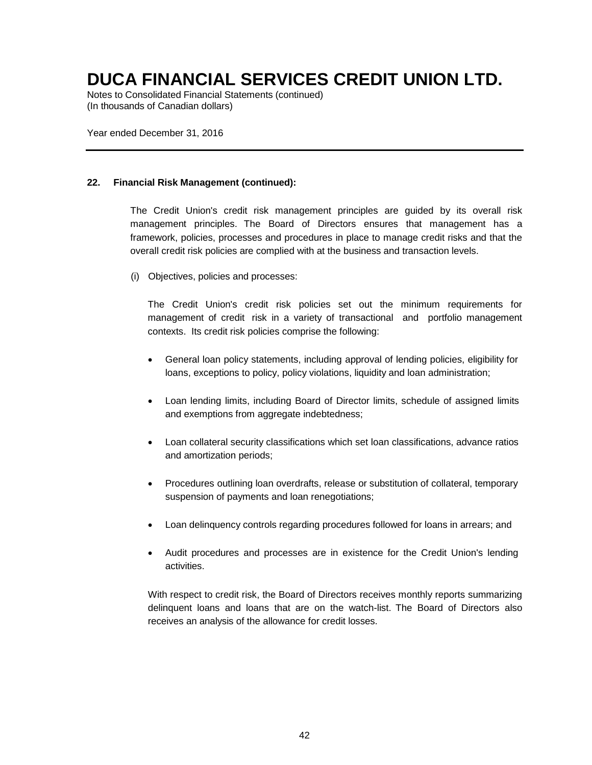## 22. Financial Risk Management (continued):

The Credit Union's credit risk management principles are guided by its overall risk management principles. The Board of Directors ensures that management has a framework, policies, processes and procedures in place to manage credit risks and that the overall credit risk policies are complied with at the business and transaction levels.

(i) Objectives, policies and processes:

The Credit Union's credit risk policies set out the minimum requirements for management of credit risk in a variety of transactional and portfolio management contexts. Its credit risk policies comprise the following:

- General loan policy statements, including approval of lending policies, eligibility for loans, exceptions to policy, policy violations, liquidity and loan administration;
- Loan lending limits, including Board of Director limits, schedule of assigned limits and exemptions from aggregate indebtedness;
- Loan collateral security classifications which set loan classifications, advance ratios and amortization periods;
- Procedures outlining loan overdrafts, release or substitution of collateral, temporary suspension of payments and loan renegotiations;
- Loan delinquency controls regarding procedures followed for loans in arrears; and
- Audit procedures and processes are in existence for the Credit Union's lending activities.

With respect to credit risk, the Board of Directors receives monthly reports summarizing delinquent loans and loans that are on the watch-list. The Board of Directors also receives an analysis of the allowance for credit losses.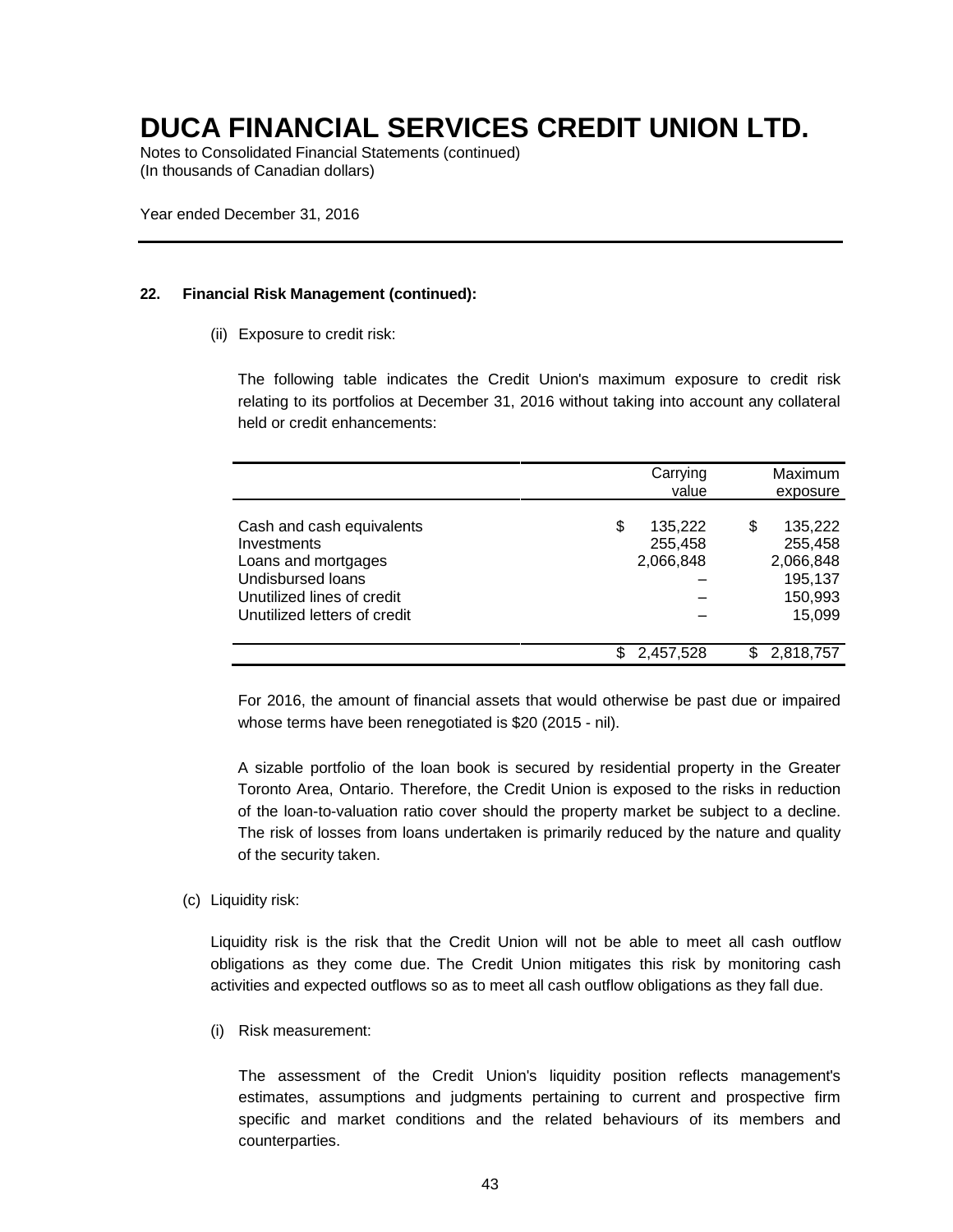# DUCA FINANCIAL SERVICES CREDIT UNION LTD.

Notes to Consolidated Financial Statements (continued)
(In thousands of Canadian dollars)

Year ended December 31, 2016

---

**22. Financial Risk Management (continued):**

(ii) Exposure to credit risk:

The following table indicates the Credit Union's maximum exposure to credit risk relating to its portfolios at December 31, 2016 without taking into account any collateral held or credit enhancements:

| | Carrying value | Maximum exposure |
|---|---|---|
| Cash and cash equivalents | $ 135,222 | $ 135,222 |
| Investments | 255,458 | 255,458 |
| Loans and mortgages | 2,066,848 | 2,066,848 |
| Undisbursed loans | – | 195,137 |
| Unutilized lines of credit | – | 150,993 |
| Unutilized letters of credit | – | 15,099 |
| | $ 2,457,528 | $ 2,818,757 |

For 2016, the amount of financial assets that would otherwise be past due or impaired whose terms have been renegotiated is $20 (2015 - nil).

A sizable portfolio of the loan book is secured by residential property in the Greater Toronto Area, Ontario. Therefore, the Credit Union is exposed to the risks in reduction of the loan-to-valuation ratio cover should the property market be subject to a decline. The risk of losses from loans undertaken is primarily reduced by the nature and quality of the security taken.

(c) Liquidity risk:

Liquidity risk is the risk that the Credit Union will not be able to meet all cash outflow obligations as they come due. The Credit Union mitigates this risk by monitoring cash activities and expected outflows so as to meet all cash outflow obligations as they fall due.

(i) Risk measurement:

The assessment of the Credit Union's liquidity position reflects management's estimates, assumptions and judgments pertaining to current and prospective firm specific and market conditions and the related behaviours of its members and counterparties.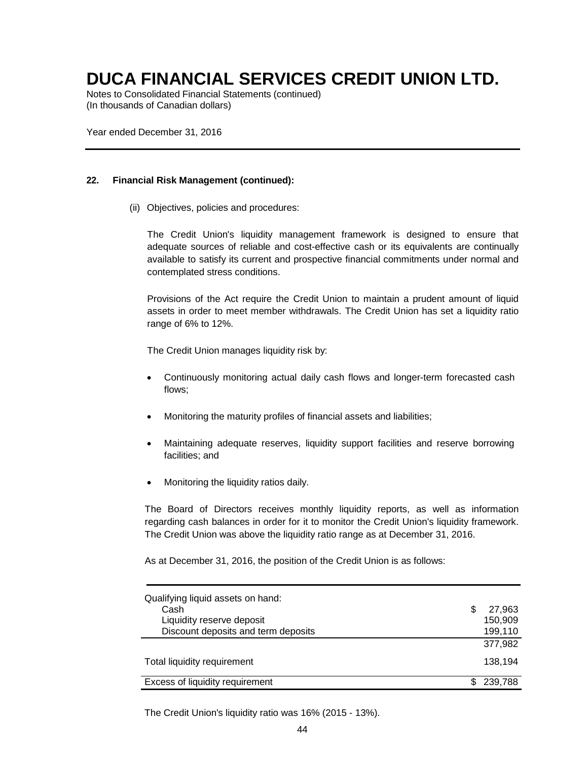# DUCA FINANCIAL SERVICES CREDIT UNION LTD.

Notes to Consolidated Financial Statements (continued)
(In thousands of Canadian dollars)

Year ended December 31, 2016

**22. Financial Risk Management (continued):**

(ii) Objectives, policies and procedures:

The Credit Union's liquidity management framework is designed to ensure that adequate sources of reliable and cost-effective cash or its equivalents are continually available to satisfy its current and prospective financial commitments under normal and contemplated stress conditions.

Provisions of the Act require the Credit Union to maintain a prudent amount of liquid assets in order to meet member withdrawals. The Credit Union has set a liquidity ratio range of 6% to 12%.

The Credit Union manages liquidity risk by:

- Continuously monitoring actual daily cash flows and longer-term forecasted cash flows;
- Monitoring the maturity profiles of financial assets and liabilities;
- Maintaining adequate reserves, liquidity support facilities and reserve borrowing facilities; and
- Monitoring the liquidity ratios daily.

The Board of Directors receives monthly liquidity reports, as well as information regarding cash balances in order for it to monitor the Credit Union's liquidity framework. The Credit Union was above the liquidity ratio range as at December 31, 2016.

As at December 31, 2016, the position of the Credit Union is as follows:

| | |
|---|---|
| Qualifying liquid assets on hand: | |
| Cash | $ 27,963 |
| Liquidity reserve deposit | 150,909 |
| Discount deposits and term deposits | 199,110 |
| | 377,982 |
| Total liquidity requirement | 138,194 |
| Excess of liquidity requirement | $ 239,788 |

The Credit Union's liquidity ratio was 16% (2015 - 13%).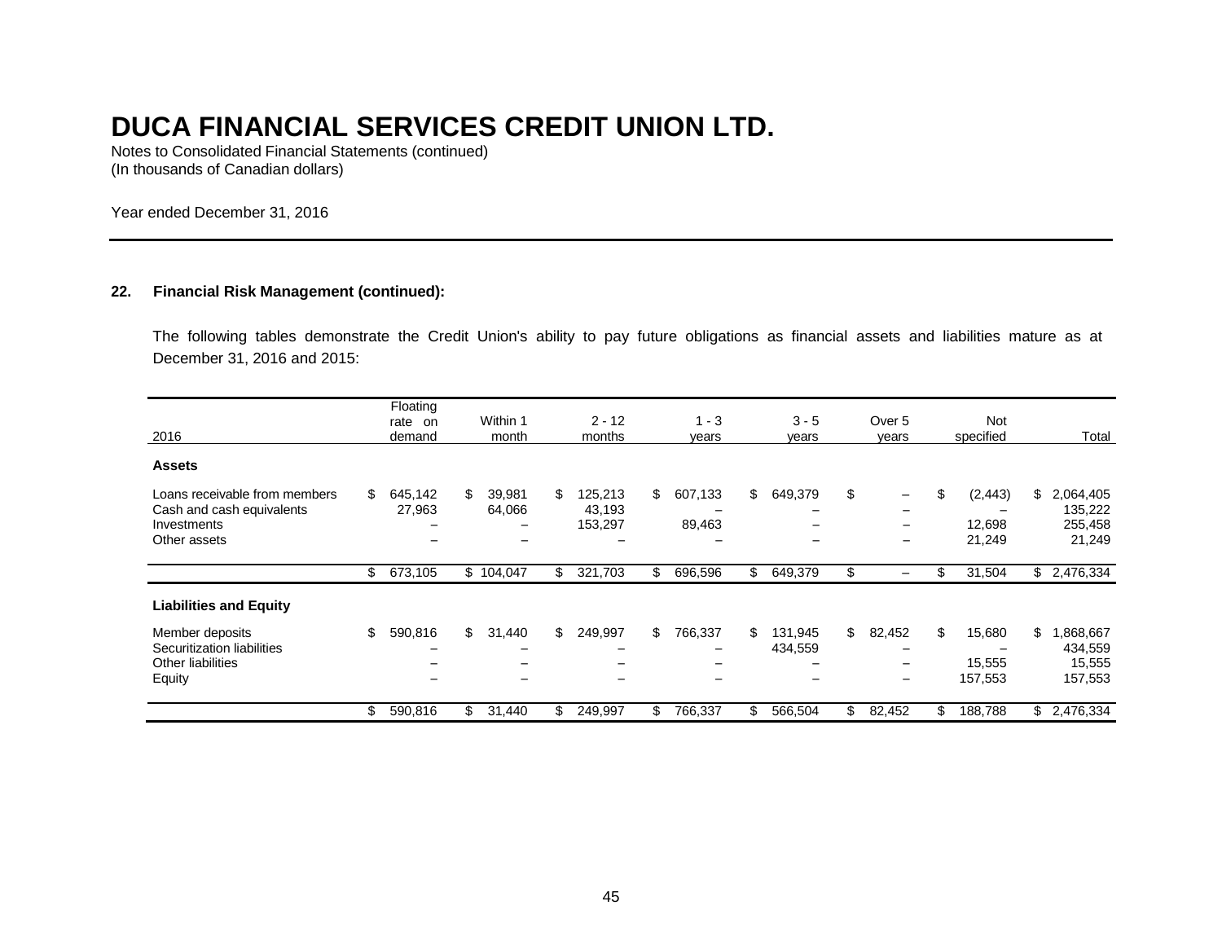# DUCA FINANCIAL SERVICES CREDIT UNION LTD.

Notes to Consolidated Financial Statements (continued)
(In thousands of Canadian dollars)

Year ended December 31, 2016

## 22. Financial Risk Management (continued):

The following tables demonstrate the Credit Union's ability to pay future obligations as financial assets and liabilities mature as at December 31, 2016 and 2015:

| 2016 | Floating rate on demand | Within 1 month | 2 - 12 months | 1 - 3 years | 3 - 5 years | Over 5 years | Not specified | Total |
|---|---|---|---|---|---|---|---|---|
| **Assets** | | | | | | | | |
| Loans receivable from members | $ 645,142 | $ 39,981 | $ 125,213 | $ 607,133 | $ 649,379 | $ – | $ (2,443) | $ 2,064,405 |
| Cash and cash equivalents | 27,963 | 64,066 | 43,193 | – | – | – | – | 135,222 |
| Investments | – | – | 153,297 | 89,463 | – | – | 12,698 | 255,458 |
| Other assets | – | – | – | – | – | – | 21,249 | 21,249 |
| | $ 673,105 | $ 104,047 | $ 321,703 | $ 696,596 | $ 649,379 | $ – | $ 31,504 | $ 2,476,334 |
| **Liabilities and Equity** | | | | | | | | |
| Member deposits | $ 590,816 | $ 31,440 | $ 249,997 | $ 766,337 | $ 131,945 | $ 82,452 | $ 15,680 | $ 1,868,667 |
| Securitization liabilities | – | – | – | – | 434,559 | – | – | 434,559 |
| Other liabilities | – | – | – | – | – | – | 15,555 | 15,555 |
| Equity | – | – | – | – | – | – | 157,553 | 157,553 |
| | $ 590,816 | $ 31,440 | $ 249,997 | $ 766,337 | $ 566,504 | $ 82,452 | $ 188,788 | $ 2,476,334 |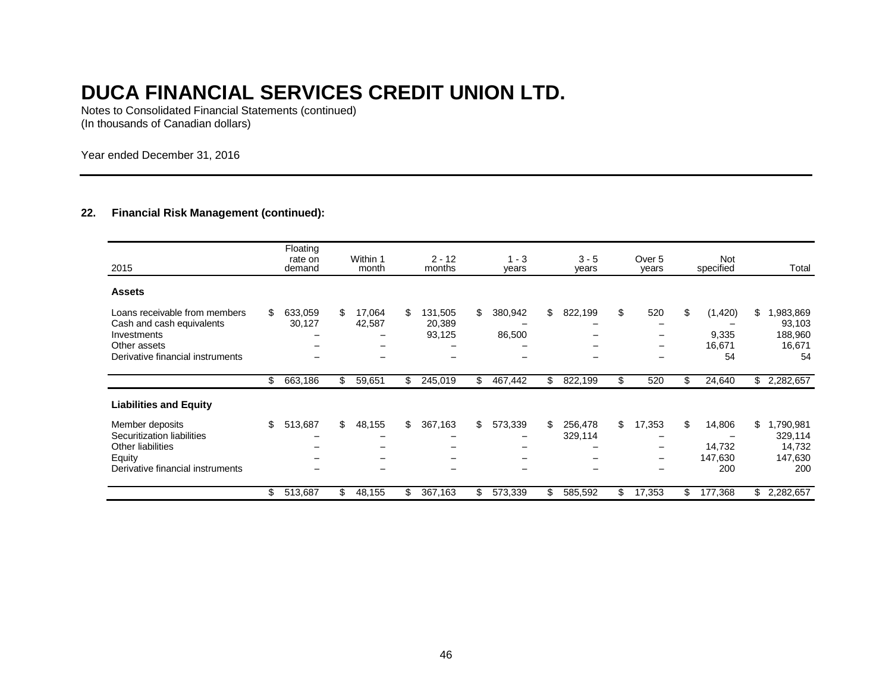# DUCA FINANCIAL SERVICES CREDIT UNION LTD.

Notes to Consolidated Financial Statements (continued)
(In thousands of Canadian dollars)

Year ended December 31, 2016

**22. Financial Risk Management (continued):**

| 2015 | Floating rate on demand | Within 1 month | 2 - 12 months | 1 - 3 years | 3 - 5 years | Over 5 years | Not specified | Total |
|---|---|---|---|---|---|---|---|---|
| **Assets** | | | | | | | | |
| Loans receivable from members | $ 633,059 | $ 17,064 | $ 131,505 | $ 380,942 | $ 822,199 | $ 520 | $ (1,420) | $ 1,983,869 |
| Cash and cash equivalents | 30,127 | 42,587 | 20,389 | – | – | – | – | 93,103 |
| Investments | – | – | 93,125 | 86,500 | – | – | 9,335 | 188,960 |
| Other assets | – | – | – | – | – | – | 16,671 | 16,671 |
| Derivative financial instruments | – | – | – | – | – | – | 54 | 54 |
| | $ 663,186 | $ 59,651 | $ 245,019 | $ 467,442 | $ 822,199 | $ 520 | $ 24,640 | $ 2,282,657 |
| **Liabilities and Equity** | | | | | | | | |
| Member deposits | $ 513,687 | $ 48,155 | $ 367,163 | $ 573,339 | $ 256,478 | $ 17,353 | $ 14,806 | $ 1,790,981 |
| Securitization liabilities | – | – | – | – | 329,114 | – | – | 329,114 |
| Other liabilities | – | – | – | – | – | – | 14,732 | 14,732 |
| Equity | – | – | – | – | – | – | 147,630 | 147,630 |
| Derivative financial instruments | – | – | – | – | – | – | 200 | 200 |
| | $ 513,687 | $ 48,155 | $ 367,163 | $ 573,339 | $ 585,592 | $ 17,353 | $ 177,368 | $ 2,282,657 |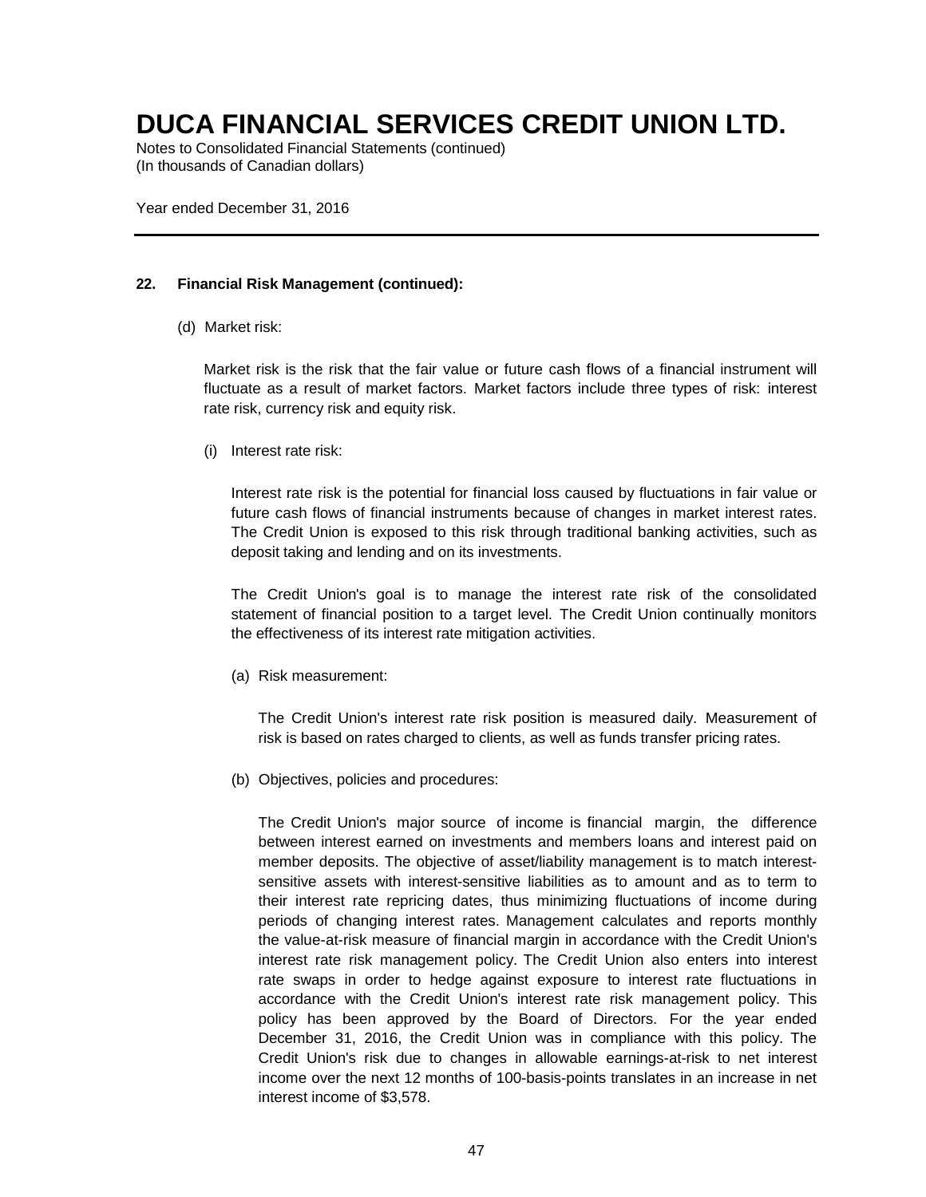# DUCA FINANCIAL SERVICES CREDIT UNION LTD.

Notes to Consolidated Financial Statements (continued)
(In thousands of Canadian dollars)

Year ended December 31, 2016

---

**22. Financial Risk Management (continued):**

(d) Market risk:

Market risk is the risk that the fair value or future cash flows of a financial instrument will fluctuate as a result of market factors. Market factors include three types of risk: interest rate risk, currency risk and equity risk.

(i) Interest rate risk:

Interest rate risk is the potential for financial loss caused by fluctuations in fair value or future cash flows of financial instruments because of changes in market interest rates. The Credit Union is exposed to this risk through traditional banking activities, such as deposit taking and lending and on its investments.

The Credit Union's goal is to manage the interest rate risk of the consolidated statement of financial position to a target level. The Credit Union continually monitors the effectiveness of its interest rate mitigation activities.

(a) Risk measurement:

The Credit Union's interest rate risk position is measured daily. Measurement of risk is based on rates charged to clients, as well as funds transfer pricing rates.

(b) Objectives, policies and procedures:

The Credit Union's major source of income is financial margin, the difference between interest earned on investments and members loans and interest paid on member deposits. The objective of asset/liability management is to match interest-sensitive assets with interest-sensitive liabilities as to amount and as to term to their interest rate repricing dates, thus minimizing fluctuations of income during periods of changing interest rates. Management calculates and reports monthly the value-at-risk measure of financial margin in accordance with the Credit Union's interest rate risk management policy. The Credit Union also enters into interest rate swaps in order to hedge against exposure to interest rate fluctuations in accordance with the Credit Union's interest rate risk management policy. This policy has been approved by the Board of Directors. For the year ended December 31, 2016, the Credit Union was in compliance with this policy. The Credit Union's risk due to changes in allowable earnings-at-risk to net interest income over the next 12 months of 100-basis-points translates in an increase in net interest income of $3,578.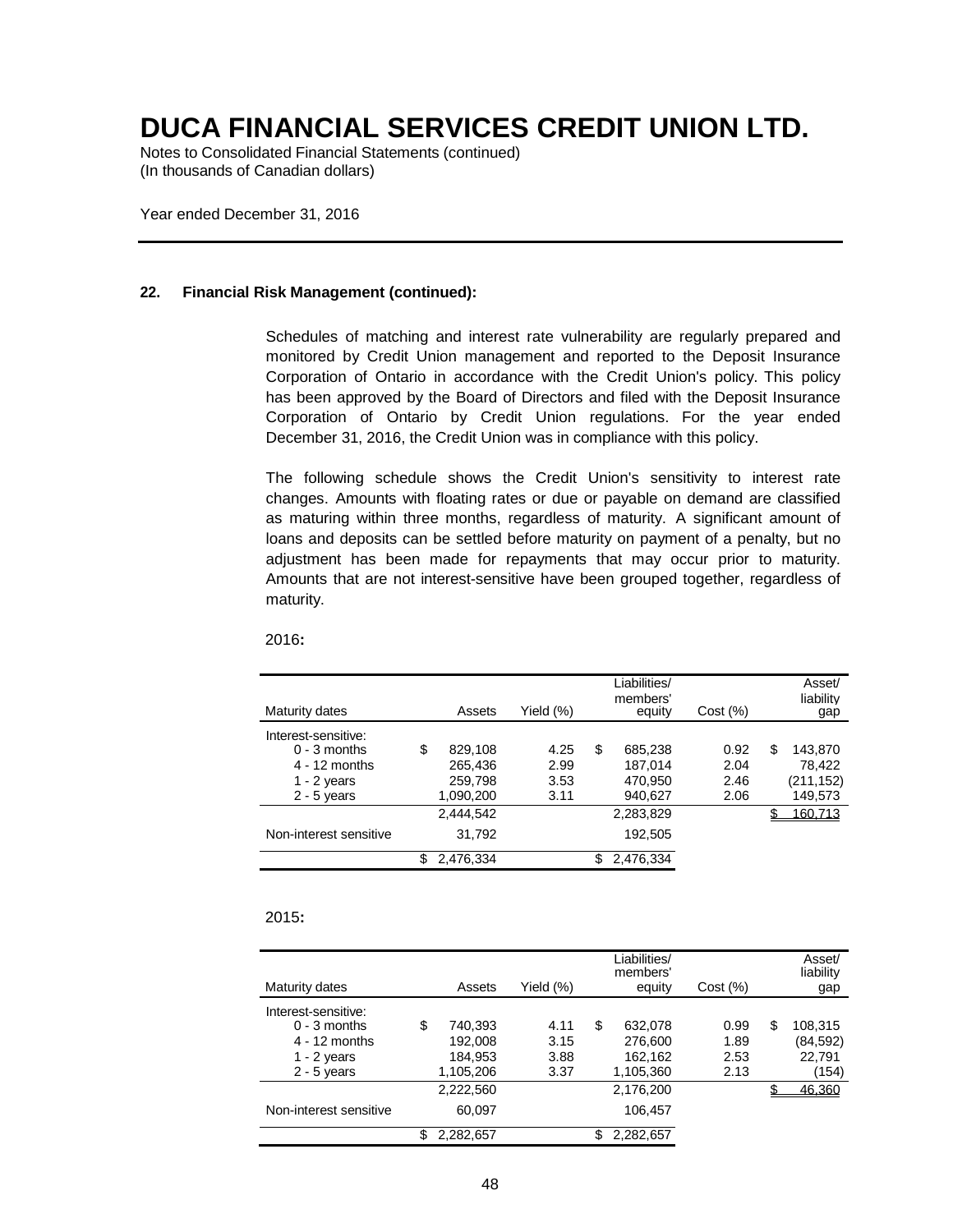# DUCA FINANCIAL SERVICES CREDIT UNION LTD.

Notes to Consolidated Financial Statements (continued)
(In thousands of Canadian dollars)

Year ended December 31, 2016

### 22. Financial Risk Management (continued):

Schedules of matching and interest rate vulnerability are regularly prepared and monitored by Credit Union management and reported to the Deposit Insurance Corporation of Ontario in accordance with the Credit Union's policy. This policy has been approved by the Board of Directors and filed with the Deposit Insurance Corporation of Ontario by Credit Union regulations. For the year ended December 31, 2016, the Credit Union was in compliance with this policy.

The following schedule shows the Credit Union's sensitivity to interest rate changes. Amounts with floating rates or due or payable on demand are classified as maturing within three months, regardless of maturity. A significant amount of loans and deposits can be settled before maturity on payment of a penalty, but no adjustment has been made for repayments that may occur prior to maturity. Amounts that are not interest-sensitive have been grouped together, regardless of maturity.

2016**:**

| Maturity dates | Assets | Yield (%) | Liabilities/ members' equity | Cost (%) | Asset/ liability gap |
|---|---|---|---|---|---|
| Interest-sensitive: | | | | | |
| 0 - 3 months | $ 829,108 | 4.25 | $ 685,238 | 0.92 | $ 143,870 |
| 4 - 12 months | 265,436 | 2.99 | 187,014 | 2.04 | 78,422 |
| 1 - 2 years | 259,798 | 3.53 | 470,950 | 2.46 | (211,152) |
| 2 - 5 years | 1,090,200 | 3.11 | 940,627 | 2.06 | 149,573 |
| | 2,444,542 | | 2,283,829 | | $ 160,713 |
| Non-interest sensitive | 31,792 | | 192,505 | | |
| | $ 2,476,334 | | $ 2,476,334 | | |

2015**:**

| Maturity dates | Assets | Yield (%) | Liabilities/ members' equity | Cost (%) | Asset/ liability gap |
|---|---|---|---|---|---|
| Interest-sensitive: | | | | | |
| 0 - 3 months | $ 740,393 | 4.11 | $ 632,078 | 0.99 | $ 108,315 |
| 4 - 12 months | 192,008 | 3.15 | 276,600 | 1.89 | (84,592) |
| 1 - 2 years | 184,953 | 3.88 | 162,162 | 2.53 | 22,791 |
| 2 - 5 years | 1,105,206 | 3.37 | 1,105,360 | 2.13 | (154) |
| | 2,222,560 | | 2,176,200 | | $ 46,360 |
| Non-interest sensitive | 60,097 | | 106,457 | | |
| | $ 2,282,657 | | $ 2,282,657 | | |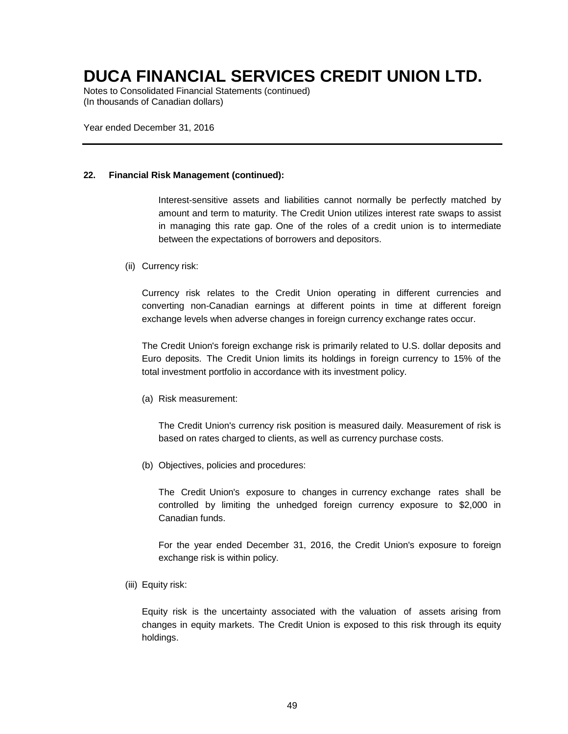# DUCA FINANCIAL SERVICES CREDIT UNION LTD.

Notes to Consolidated Financial Statements (continued)
(In thousands of Canadian dollars)

Year ended December 31, 2016

---

**22. Financial Risk Management (continued):**

Interest-sensitive assets and liabilities cannot normally be perfectly matched by amount and term to maturity. The Credit Union utilizes interest rate swaps to assist in managing this rate gap. One of the roles of a credit union is to intermediate between the expectations of borrowers and depositors.

(ii) Currency risk:

Currency risk relates to the Credit Union operating in different currencies and converting non-Canadian earnings at different points in time at different foreign exchange levels when adverse changes in foreign currency exchange rates occur.

The Credit Union's foreign exchange risk is primarily related to U.S. dollar deposits and Euro deposits. The Credit Union limits its holdings in foreign currency to 15% of the total investment portfolio in accordance with its investment policy.

(a) Risk measurement:

The Credit Union's currency risk position is measured daily. Measurement of risk is based on rates charged to clients, as well as currency purchase costs.

(b) Objectives, policies and procedures:

The Credit Union's exposure to changes in currency exchange rates shall be controlled by limiting the unhedged foreign currency exposure to $2,000 in Canadian funds.

For the year ended December 31, 2016, the Credit Union's exposure to foreign exchange risk is within policy.

(iii) Equity risk:

Equity risk is the uncertainty associated with the valuation of assets arising from changes in equity markets. The Credit Union is exposed to this risk through its equity holdings.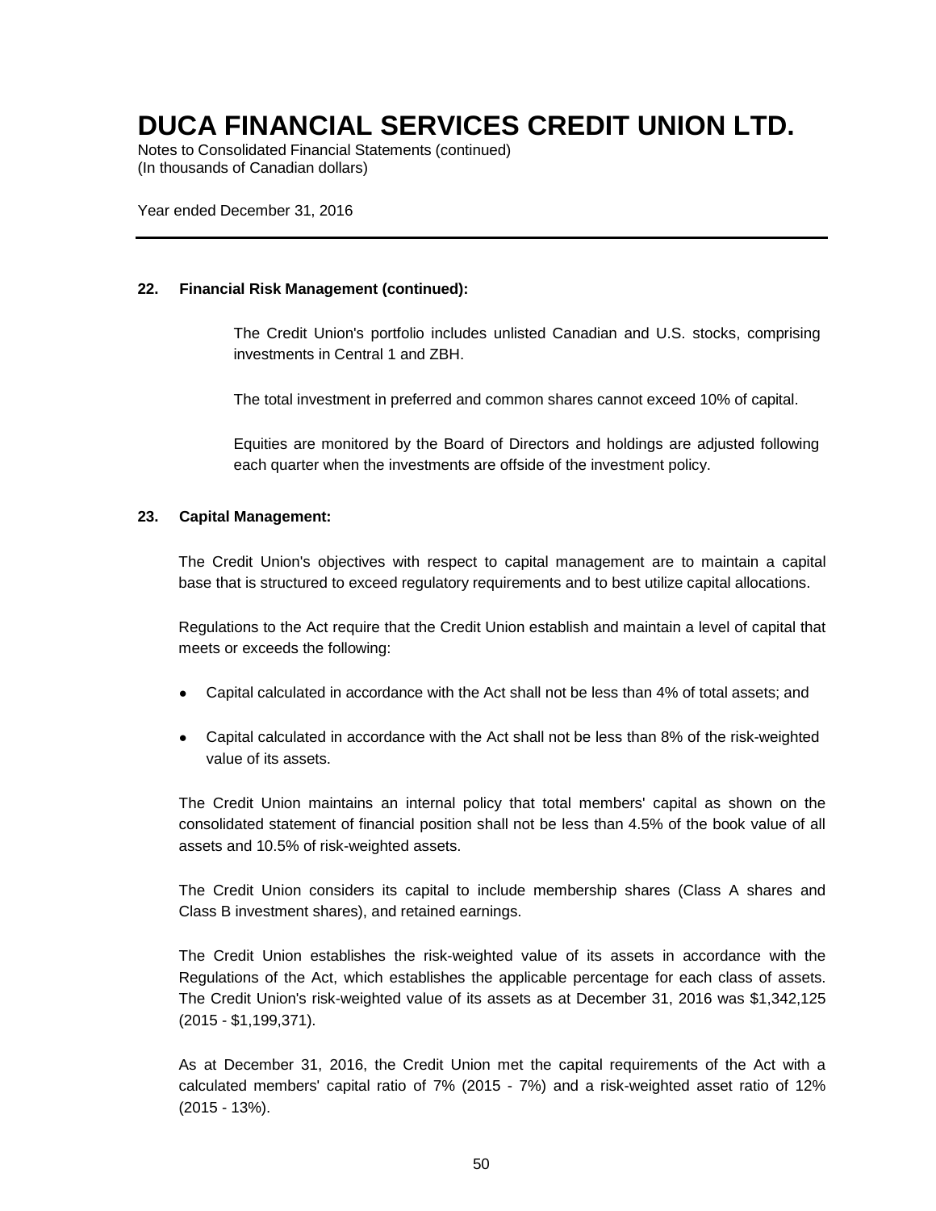### 22. Financial Risk Management (continued):

The Credit Union's portfolio includes unlisted Canadian and U.S. stocks, comprising investments in Central 1 and ZBH.

The total investment in preferred and common shares cannot exceed 10% of capital.

Equities are monitored by the Board of Directors and holdings are adjusted following each quarter when the investments are offside of the investment policy.

### 23. Capital Management:

The Credit Union's objectives with respect to capital management are to maintain a capital base that is structured to exceed regulatory requirements and to best utilize capital allocations.

Regulations to the Act require that the Credit Union establish and maintain a level of capital that meets or exceeds the following:

- Capital calculated in accordance with the Act shall not be less than 4% of total assets; and
- Capital calculated in accordance with the Act shall not be less than 8% of the risk-weighted value of its assets.

The Credit Union maintains an internal policy that total members' capital as shown on the consolidated statement of financial position shall not be less than 4.5% of the book value of all assets and 10.5% of risk-weighted assets.

The Credit Union considers its capital to include membership shares (Class A shares and Class B investment shares), and retained earnings.

The Credit Union establishes the risk-weighted value of its assets in accordance with the Regulations of the Act, which establishes the applicable percentage for each class of assets. The Credit Union's risk-weighted value of its assets as at December 31, 2016 was $1,342,125 (2015 - $1,199,371).

As at December 31, 2016, the Credit Union met the capital requirements of the Act with a calculated members' capital ratio of 7% (2015 - 7%) and a risk-weighted asset ratio of 12% (2015 - 13%).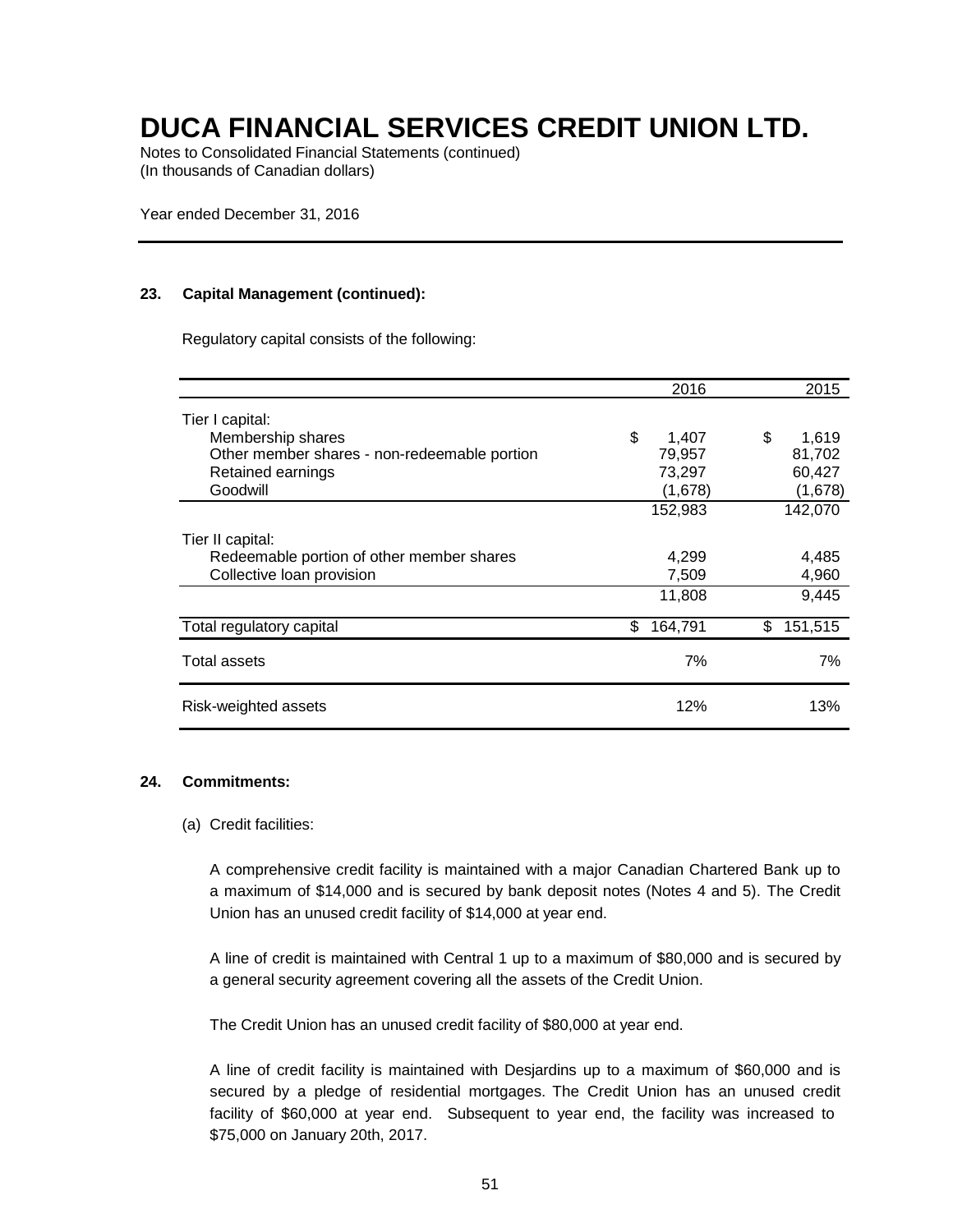# DUCA FINANCIAL SERVICES CREDIT UNION LTD.

Notes to Consolidated Financial Statements (continued)
(In thousands of Canadian dollars)

Year ended December 31, 2016

## 23. Capital Management (continued):

Regulatory capital consists of the following:

| | 2016 | 2015 |
|---|---|---|
| Tier I capital: | | |
| Membership shares | $ 1,407 | $ 1,619 |
| Other member shares - non-redeemable portion | 79,957 | 81,702 |
| Retained earnings | 73,297 | 60,427 |
| Goodwill | (1,678) | (1,678) |
| | 152,983 | 142,070 |
| Tier II capital: | | |
| Redeemable portion of other member shares | 4,299 | 4,485 |
| Collective loan provision | 7,509 | 4,960 |
| | 11,808 | 9,445 |
| Total regulatory capital | $ 164,791 | $ 151,515 |
| Total assets | 7% | 7% |
| Risk-weighted assets | 12% | 13% |

## 24. Commitments:

(a) Credit facilities:

A comprehensive credit facility is maintained with a major Canadian Chartered Bank up to a maximum of $14,000 and is secured by bank deposit notes (Notes 4 and 5). The Credit Union has an unused credit facility of $14,000 at year end.

A line of credit is maintained with Central 1 up to a maximum of $80,000 and is secured by a general security agreement covering all the assets of the Credit Union.

The Credit Union has an unused credit facility of $80,000 at year end.

A line of credit facility is maintained with Desjardins up to a maximum of $60,000 and is secured by a pledge of residential mortgages. The Credit Union has an unused credit facility of $60,000 at year end. Subsequent to year end, the facility was increased to $75,000 on January 20th, 2017.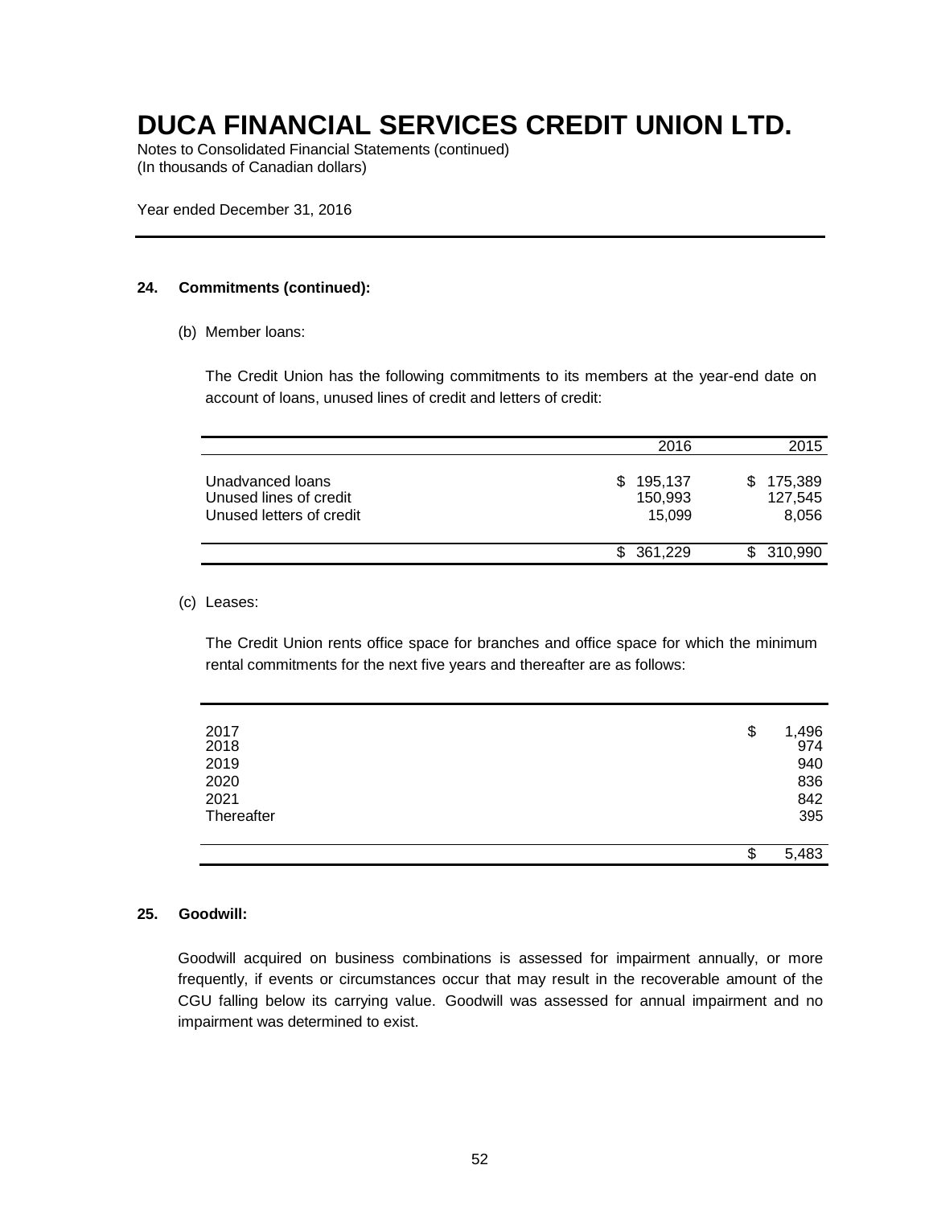# DUCA FINANCIAL SERVICES CREDIT UNION LTD.

Notes to Consolidated Financial Statements (continued)
(In thousands of Canadian dollars)

Year ended December 31, 2016

## 24. Commitments (continued):

(b) Member loans:

The Credit Union has the following commitments to its members at the year-end date on account of loans, unused lines of credit and letters of credit:

| | 2016 | 2015 |
|---|---|---|
| Unadvanced loans | $ 195,137 | $ 175,389 |
| Unused lines of credit | 150,993 | 127,545 |
| Unused letters of credit | 15,099 | 8,056 |
| | $ 361,229 | $ 310,990 |

(c) Leases:

The Credit Union rents office space for branches and office space for which the minimum rental commitments for the next five years and thereafter are as follows:

| | |
|---|---|
| 2017 | $ 1,496 |
| 2018 | 974 |
| 2019 | 940 |
| 2020 | 836 |
| 2021 | 842 |
| Thereafter | 395 |
| | $ 5,483 |

## 25. Goodwill:

Goodwill acquired on business combinations is assessed for impairment annually, or more frequently, if events or circumstances occur that may result in the recoverable amount of the CGU falling below its carrying value. Goodwill was assessed for annual impairment and no impairment was determined to exist.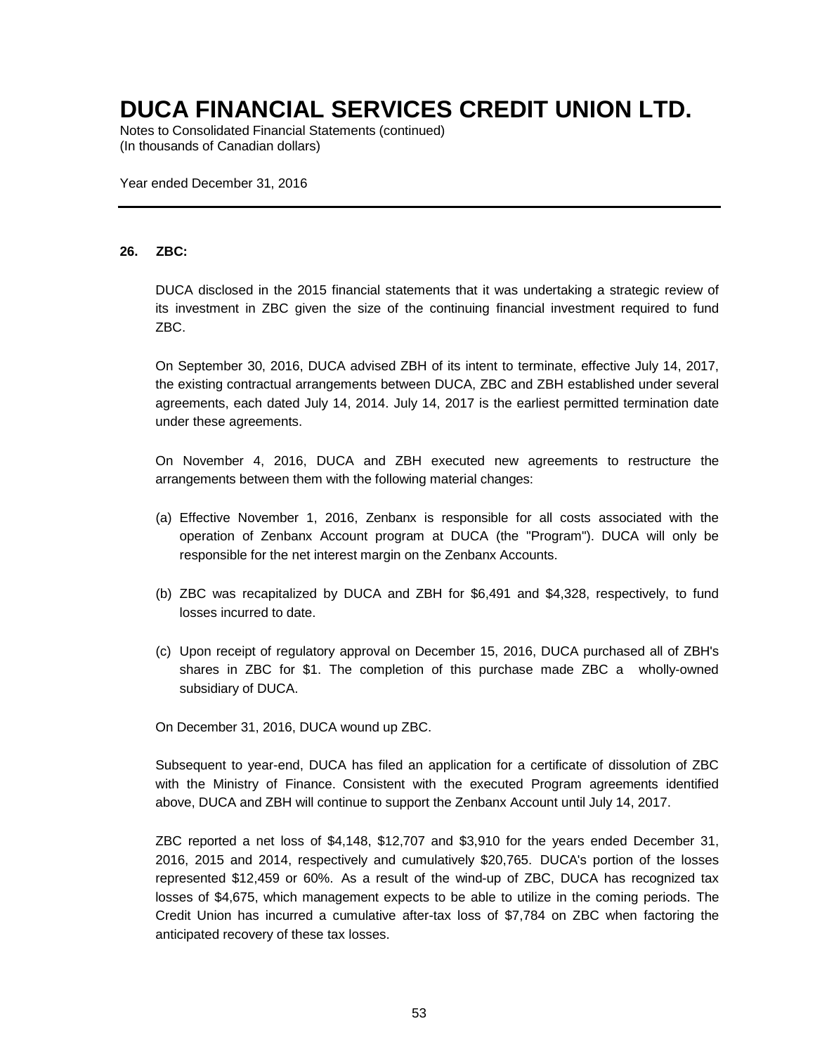# DUCA FINANCIAL SERVICES CREDIT UNION LTD.

Notes to Consolidated Financial Statements (continued)
(In thousands of Canadian dollars)

Year ended December 31, 2016

---

## 26. ZBC:

DUCA disclosed in the 2015 financial statements that it was undertaking a strategic review of its investment in ZBC given the size of the continuing financial investment required to fund ZBC.

On September 30, 2016, DUCA advised ZBH of its intent to terminate, effective July 14, 2017, the existing contractual arrangements between DUCA, ZBC and ZBH established under several agreements, each dated July 14, 2014. July 14, 2017 is the earliest permitted termination date under these agreements.

On November 4, 2016, DUCA and ZBH executed new agreements to restructure the arrangements between them with the following material changes:

(a) Effective November 1, 2016, Zenbanx is responsible for all costs associated with the operation of Zenbanx Account program at DUCA (the "Program"). DUCA will only be responsible for the net interest margin on the Zenbanx Accounts.

(b) ZBC was recapitalized by DUCA and ZBH for $6,491 and $4,328, respectively, to fund losses incurred to date.

(c) Upon receipt of regulatory approval on December 15, 2016, DUCA purchased all of ZBH's shares in ZBC for $1. The completion of this purchase made ZBC a wholly-owned subsidiary of DUCA.

On December 31, 2016, DUCA wound up ZBC.

Subsequent to year-end, DUCA has filed an application for a certificate of dissolution of ZBC with the Ministry of Finance. Consistent with the executed Program agreements identified above, DUCA and ZBH will continue to support the Zenbanx Account until July 14, 2017.

ZBC reported a net loss of $4,148, $12,707 and $3,910 for the years ended December 31, 2016, 2015 and 2014, respectively and cumulatively $20,765. DUCA's portion of the losses represented $12,459 or 60%. As a result of the wind-up of ZBC, DUCA has recognized tax losses of $4,675, which management expects to be able to utilize in the coming periods. The Credit Union has incurred a cumulative after-tax loss of $7,784 on ZBC when factoring the anticipated recovery of these tax losses.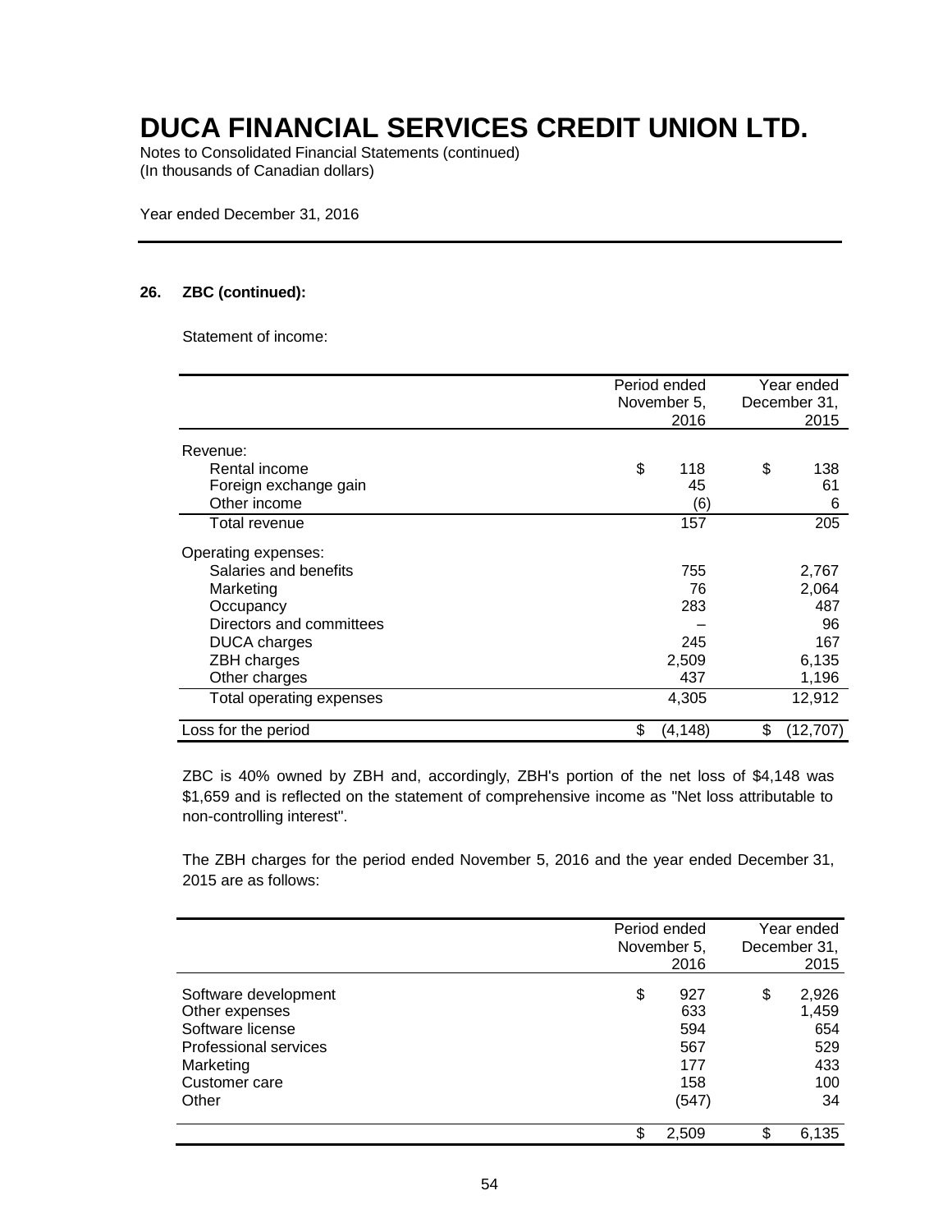# DUCA FINANCIAL SERVICES CREDIT UNION LTD.

Notes to Consolidated Financial Statements (continued)
(In thousands of Canadian dollars)

Year ended December 31, 2016

**26. ZBC (continued):**

Statement of income:

| | Period ended November 5, 2016 | Year ended December 31, 2015 |
|---|---|---|
| Revenue: | | |
| Rental income | $ 118 | $ 138 |
| Foreign exchange gain | 45 | 61 |
| Other income | (6) | 6 |
| Total revenue | 157 | 205 |
| Operating expenses: | | |
| Salaries and benefits | 755 | 2,767 |
| Marketing | 76 | 2,064 |
| Occupancy | 283 | 487 |
| Directors and committees | – | 96 |
| DUCA charges | 245 | 167 |
| ZBH charges | 2,509 | 6,135 |
| Other charges | 437 | 1,196 |
| Total operating expenses | 4,305 | 12,912 |
| Loss for the period | $ (4,148) | $ (12,707) |

ZBC is 40% owned by ZBH and, accordingly, ZBH's portion of the net loss of $4,148 was $1,659 and is reflected on the statement of comprehensive income as "Net loss attributable to non-controlling interest".

The ZBH charges for the period ended November 5, 2016 and the year ended December 31, 2015 are as follows:

| | Period ended November 5, 2016 | Year ended December 31, 2015 |
|---|---|---|
| Software development | $ 927 | $ 2,926 |
| Other expenses | 633 | 1,459 |
| Software license | 594 | 654 |
| Professional services | 567 | 529 |
| Marketing | 177 | 433 |
| Customer care | 158 | 100 |
| Other | (547) | 34 |
| | $ 2,509 | $ 6,135 |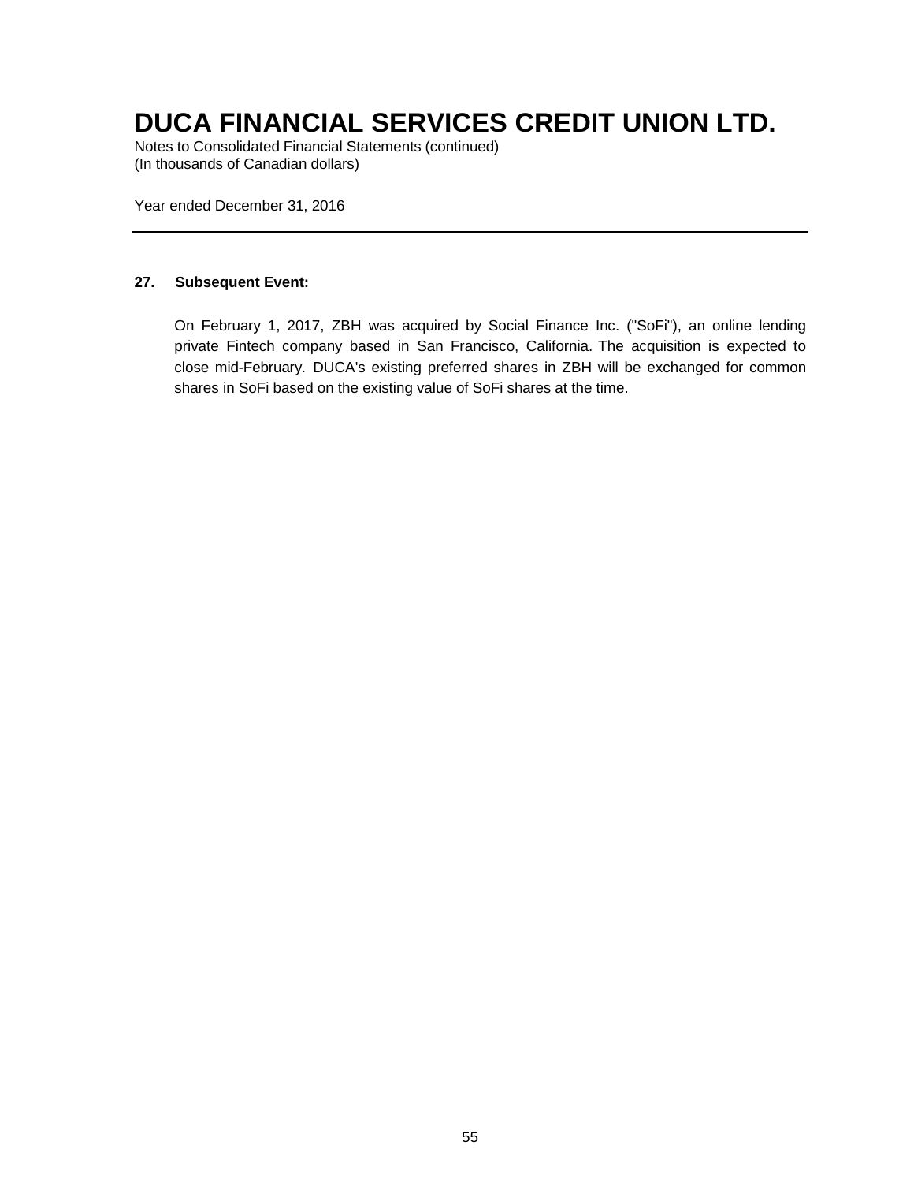# DUCA FINANCIAL SERVICES CREDIT UNION LTD.

Notes to Consolidated Financial Statements (continued)
(In thousands of Canadian dollars)

Year ended December 31, 2016

---

## 27. Subsequent Event:

On February 1, 2017, ZBH was acquired by Social Finance Inc. ("SoFi"), an online lending private Fintech company based in San Francisco, California. The acquisition is expected to close mid-February. DUCA's existing preferred shares in ZBH will be exchanged for common shares in SoFi based on the existing value of SoFi shares at the time.